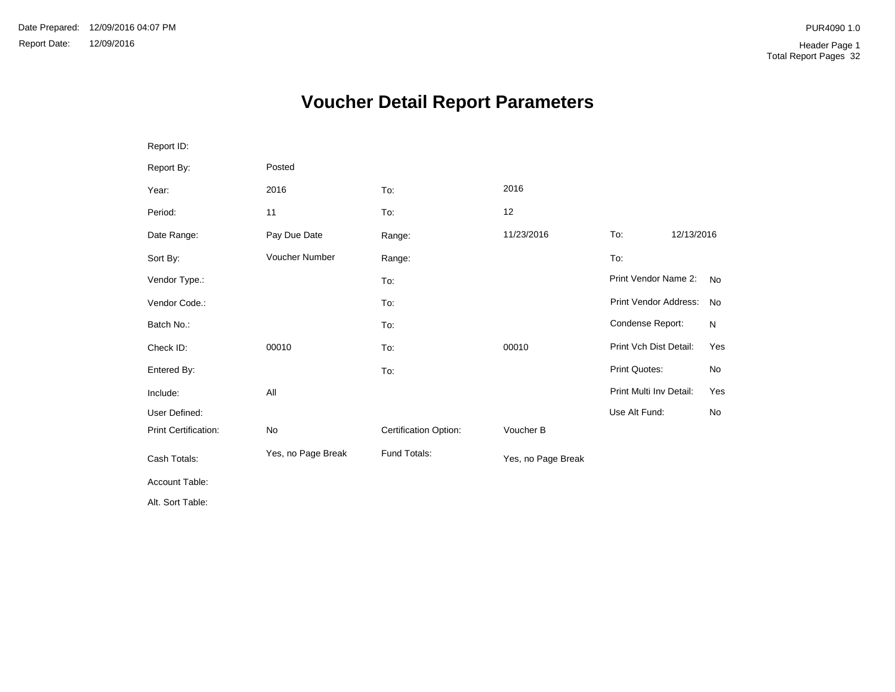Date Prepared: 12/09/2016 04:07 PM
Report Date: 12/09/2016

PUR4090 1.0
Header Page 1
Total Report Pages 32

# Voucher Detail Report Parameters

| | | | | | |
|---|---|---|---|---|---|
| Report ID: | | | | | |
| Report By: | Posted | | | | |
| Year: | 2016 | To: | 2016 | | |
| Period: | 11 | To: | 12 | | |
| Date Range: | Pay Due Date | Range: | 11/23/2016 | To: | 12/13/2016 |
| Sort By: | Voucher Number | Range: | | To: | |
| Vendor Type.: | | To: | | Print Vendor Name 2: | No |
| Vendor Code.: | | To: | | Print Vendor Address: | No |
| Batch No.: | | To: | | Condense Report: | N |
| Check ID: | 00010 | To: | 00010 | Print Vch Dist Detail: | Yes |
| Entered By: | | To: | | Print Quotes: | No |
| Include: | All | | | Print Multi Inv Detail: | Yes |
| User Defined: | | | | Use Alt Fund: | No |
| Print Certification: | No | Certification Option: | Voucher B | | |
| Cash Totals: | Yes, no Page Break | Fund Totals: | Yes, no Page Break | | |
| Account Table: | | | | | |
| Alt. Sort Table: | | | | | |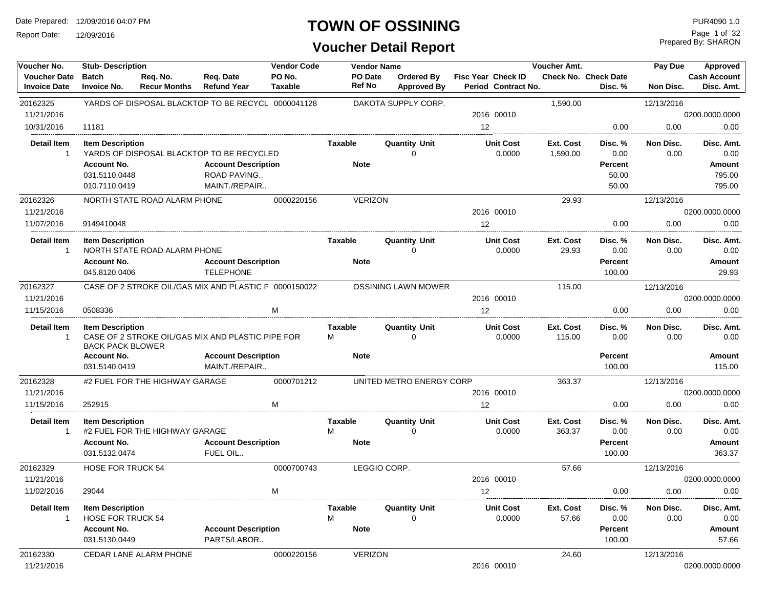# TOWN OF OSSINING

## Voucher Detail Report

Date Prepared: 12/09/2016 04:07 PM
Report Date: 12/09/2016

PUR4090 1.0
Prepared By: SHARON

| Voucher No. | Stub- Description | | | Vendor Code | Vendor Name | | | | Voucher Amt. | | Pay Due | Approved |
|---|---|---|---|---|---|---|---|---|---|---|---|---|
| Voucher Date | Batch | Req. No. | Req. Date | PO No. | PO Date | Ordered By | Fisc Year Check ID | | Check No. | Check Date | | Cash Account |
| Invoice Date | Invoice No. | Recur Months | Refund Year | Taxable | Ref No | Approved By | Period Contract No. | | | Disc. % | Non Disc. | Disc. Amt. |

**20162325** — YARDS OF DISPOSAL BLACKTOP TO BE RECYCL — 0000041128 — DAKOTA SUPPLY CORP. — 1,590.00 — 12/13/2016
11/21/2016 — 2016 00010 — 0200.0000.0000
10/31/2016 — 11181 — 12 — 0.00 — 0.00 — 0.00

| Detail Item | Item Description | Taxable | Quantity Unit | Unit Cost | Ext. Cost | Disc. % | Non Disc. | Disc. Amt. |
|---|---|---|---|---|---|---|---|---|
| 1 | YARDS OF DISPOSAL BLACKTOP TO BE RECYCLED | | 0 | 0.0000 | 1,590.00 | 0.00 | 0.00 | 0.00 |

| Account No. | Account Description | Note | Percent | Amount |
|---|---|---|---|---|
| 031.5110.0448 | ROAD PAVING.. | | 50.00 | 795.00 |
| 010.7110.0419 | MAINT./REPAIR.. | | 50.00 | 795.00 |

**20162326** — NORTH STATE ROAD ALARM PHONE — 0000220156 — VERIZON — 29.93 — 12/13/2016
11/21/2016 — 2016 00010 — 0200.0000.0000
11/07/2016 — 9149410048 — 12 — 0.00 — 0.00 — 0.00

| Detail Item | Item Description | Taxable | Quantity Unit | Unit Cost | Ext. Cost | Disc. % | Non Disc. | Disc. Amt. |
|---|---|---|---|---|---|---|---|---|
| 1 | NORTH STATE ROAD ALARM PHONE | | 0 | 0.0000 | 29.93 | 0.00 | 0.00 | 0.00 |

| Account No. | Account Description | Note | Percent | Amount |
|---|---|---|---|---|
| 045.8120.0406 | TELEPHONE | | 100.00 | 29.93 |

**20162327** — CASE OF 2 STROKE OIL/GAS MIX AND PLASTIC F — 0000150022 — OSSINING LAWN MOWER — 115.00 — 12/13/2016
11/21/2016 — 2016 00010 — 0200.0000.0000
11/15/2016 — 0508336 — M — 12 — 0.00 — 0.00 — 0.00

| Detail Item | Item Description | Taxable | Quantity Unit | Unit Cost | Ext. Cost | Disc. % | Non Disc. | Disc. Amt. |
|---|---|---|---|---|---|---|---|---|
| 1 | CASE OF 2 STROKE OIL/GAS MIX AND PLASTIC PIPE FOR BACK PACK BLOWER | M | 0 | 0.0000 | 115.00 | 0.00 | 0.00 | 0.00 |

| Account No. | Account Description | Note | Percent | Amount |
|---|---|---|---|---|
| 031.5140.0419 | MAINT./REPAIR.. | | 100.00 | 115.00 |

**20162328** — #2 FUEL FOR THE HIGHWAY GARAGE — 0000701212 — UNITED METRO ENERGY CORP — 363.37 — 12/13/2016
11/21/2016 — 2016 00010 — 0200.0000.0000
11/15/2016 — 252915 — M — 12 — 0.00 — 0.00 — 0.00

| Detail Item | Item Description | Taxable | Quantity Unit | Unit Cost | Ext. Cost | Disc. % | Non Disc. | Disc. Amt. |
|---|---|---|---|---|---|---|---|---|
| 1 | #2 FUEL FOR THE HIGHWAY GARAGE | M | 0 | 0.0000 | 363.37 | 0.00 | 0.00 | 0.00 |

| Account No. | Account Description | Note | Percent | Amount |
|---|---|---|---|---|
| 031.5132.0474 | FUEL OIL.. | | 100.00 | 363.37 |

**20162329** — HOSE FOR TRUCK 54 — 0000700743 — LEGGIO CORP. — 57.66 — 12/13/2016
11/21/2016 — 2016 00010 — 0200.0000.0000
11/02/2016 — 29044 — M — 12 — 0.00 — 0.00 — 0.00

| Detail Item | Item Description | Taxable | Quantity Unit | Unit Cost | Ext. Cost | Disc. % | Non Disc. | Disc. Amt. |
|---|---|---|---|---|---|---|---|---|
| 1 | HOSE FOR TRUCK 54 | M | 0 | 0.0000 | 57.66 | 0.00 | 0.00 | 0.00 |

| Account No. | Account Description | Note | Percent | Amount |
|---|---|---|---|---|
| 031.5130.0449 | PARTS/LABOR.. | | 100.00 | 57.66 |

**20162330** — CEDAR LANE ALARM PHONE — 0000220156 — VERIZON — 24.60 — 12/13/2016
11/21/2016 — 2016 00010 — 0200.0000.0000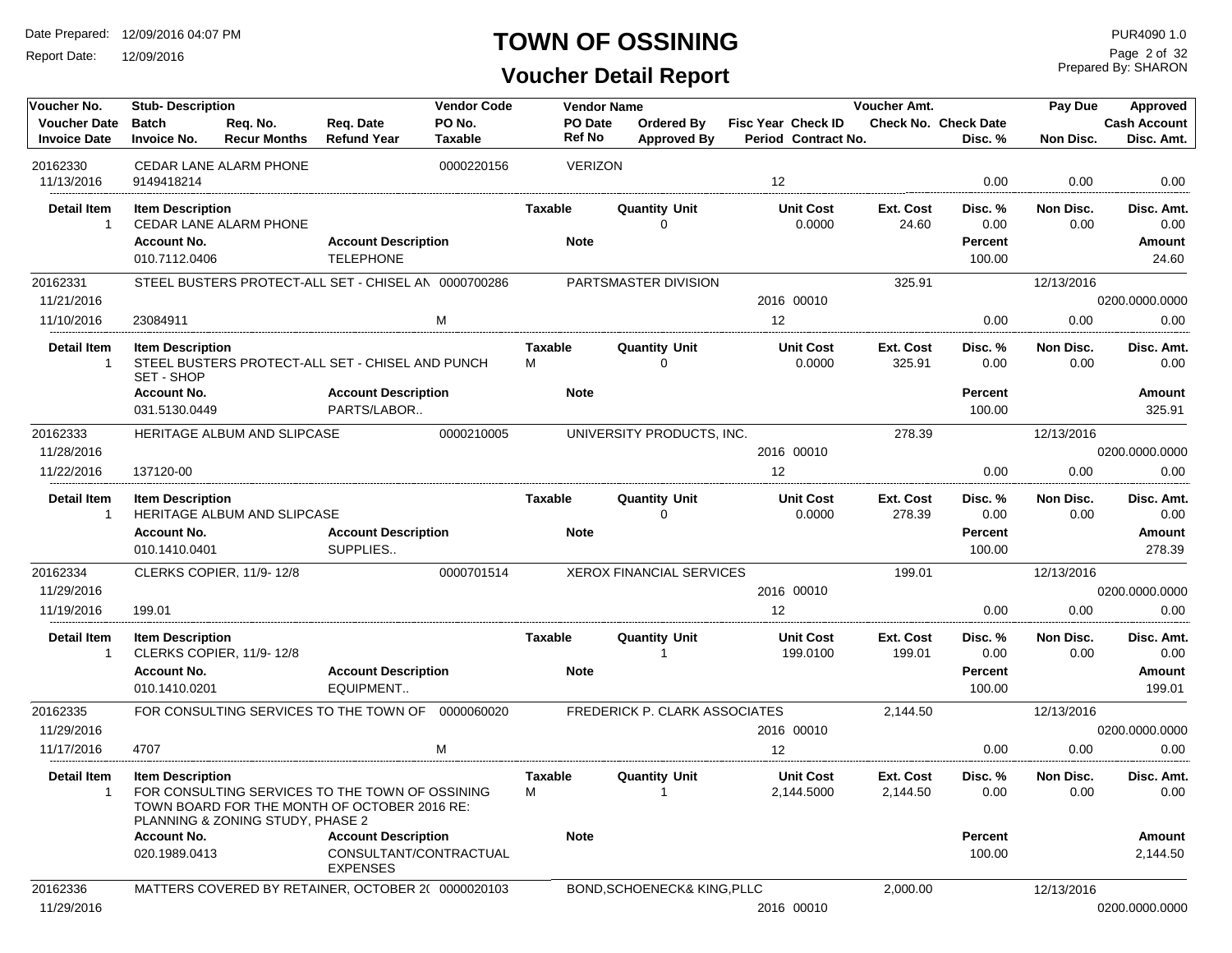# TOWN OF OSSINING

## Voucher Detail Report

Date Prepared: 12/09/2016 04:07 PM
Report Date: 12/09/2016

PUR4090 1.0
Prepared By: SHARON

| Voucher No. | Stub- Description | | | Vendor Code | Vendor Name | | | | Voucher Amt. | | Pay Due | Approved |
|---|---|---|---|---|---|---|---|---|---|---|---|---|
| Voucher Date | Batch | Req. No. | Req. Date | PO No. | PO Date | Ordered By | Fisc Year | Check ID | Check No. | Check Date | | Cash Account |
| Invoice Date | Invoice No. | Recur Months | Refund Year | Taxable | Ref No | Approved By | Period | Contract No. | | Disc. % | Non Disc. | Disc. Amt. |
| 20162330 | CEDAR LANE ALARM PHONE | | | 0000220156 | VERIZON | | | | | | | |
| 11/13/2016 | 9149418214 | | | | | | 12 | | | 0.00 | 0.00 | 0.00 |

| Detail Item | Item Description | | Taxable | Quantity Unit | Unit Cost | Ext. Cost | Disc. % | Non Disc. | Disc. Amt. |
|---|---|---|---|---|---|---|---|---|---|
| 1 | CEDAR LANE ALARM PHONE | | | 0 | 0.0000 | 24.60 | 0.00 | 0.00 | 0.00 |
| | **Account No.** | **Account Description** | **Note** | | | | **Percent** | | **Amount** |
| | 010.7112.0406 | TELEPHONE | | | | | 100.00 | | 24.60 |

| Voucher No. | Stub- Description | Vendor Code | Vendor Name | Fisc Year / Check ID | Voucher Amt. | Disc. % | Pay Due / Non Disc. | Approved / Cash Account / Disc. Amt. |
|---|---|---|---|---|---|---|---|---|
| 20162331 | STEEL BUSTERS PROTECT-ALL SET - CHISEL AN | 0000700286 | PARTSMASTER DIVISION | | 325.91 | | 12/13/2016 | |
| 11/21/2016 | | | | 2016 00010 | | | | 0200.0000.0000 |
| 11/10/2016 | 23084911 | M | | 12 | | 0.00 | 0.00 | 0.00 |

| Detail Item | Item Description | | Taxable | Quantity Unit | Unit Cost | Ext. Cost | Disc. % | Non Disc. | Disc. Amt. |
|---|---|---|---|---|---|---|---|---|---|
| 1 | STEEL BUSTERS PROTECT-ALL SET - CHISEL AND PUNCH SET - SHOP | | M | 0 | 0.0000 | 325.91 | 0.00 | 0.00 | 0.00 |
| | **Account No.** | **Account Description** | **Note** | | | | **Percent** | | **Amount** |
| | 031.5130.0449 | PARTS/LABOR.. | | | | | 100.00 | | 325.91 |

| Voucher No. | Stub- Description | Vendor Code | Vendor Name | Fisc Year / Check ID | Voucher Amt. | Disc. % | Pay Due / Non Disc. | Approved / Cash Account / Disc. Amt. |
|---|---|---|---|---|---|---|---|---|
| 20162333 | HERITAGE ALBUM AND SLIPCASE | 0000210005 | UNIVERSITY PRODUCTS, INC. | | 278.39 | | 12/13/2016 | |
| 11/28/2016 | | | | 2016 00010 | | | | 0200.0000.0000 |
| 11/22/2016 | 137120-00 | | | 12 | | 0.00 | 0.00 | 0.00 |

| Detail Item | Item Description | | Taxable | Quantity Unit | Unit Cost | Ext. Cost | Disc. % | Non Disc. | Disc. Amt. |
|---|---|---|---|---|---|---|---|---|---|
| 1 | HERITAGE ALBUM AND SLIPCASE | | | 0 | 0.0000 | 278.39 | 0.00 | 0.00 | 0.00 |
| | **Account No.** | **Account Description** | **Note** | | | | **Percent** | | **Amount** |
| | 010.1410.0401 | SUPPLIES.. | | | | | 100.00 | | 278.39 |

| Voucher No. | Stub- Description | Vendor Code | Vendor Name | Fisc Year / Check ID | Voucher Amt. | Disc. % | Pay Due / Non Disc. | Approved / Cash Account / Disc. Amt. |
|---|---|---|---|---|---|---|---|---|
| 20162334 | CLERKS COPIER, 11/9- 12/8 | 0000701514 | XEROX FINANCIAL SERVICES | | 199.01 | | 12/13/2016 | |
| 11/29/2016 | | | | 2016 00010 | | | | 0200.0000.0000 |
| 11/19/2016 | 199.01 | | | 12 | | 0.00 | 0.00 | 0.00 |

| Detail Item | Item Description | | Taxable | Quantity Unit | Unit Cost | Ext. Cost | Disc. % | Non Disc. | Disc. Amt. |
|---|---|---|---|---|---|---|---|---|---|
| 1 | CLERKS COPIER, 11/9- 12/8 | | | 1 | 199.0100 | 199.01 | 0.00 | 0.00 | 0.00 |
| | **Account No.** | **Account Description** | **Note** | | | | **Percent** | | **Amount** |
| | 010.1410.0201 | EQUIPMENT.. | | | | | 100.00 | | 199.01 |

| Voucher No. | Stub- Description | Vendor Code | Vendor Name | Fisc Year / Check ID | Voucher Amt. | Disc. % | Pay Due / Non Disc. | Approved / Cash Account / Disc. Amt. |
|---|---|---|---|---|---|---|---|---|
| 20162335 | FOR CONSULTING SERVICES TO THE TOWN OF | 0000060020 | FREDERICK P. CLARK ASSOCIATES | | 2,144.50 | | 12/13/2016 | |
| 11/29/2016 | | | | 2016 00010 | | | | 0200.0000.0000 |
| 11/17/2016 | 4707 | M | | 12 | | 0.00 | 0.00 | 0.00 |

| Detail Item | Item Description | | Taxable | Quantity Unit | Unit Cost | Ext. Cost | Disc. % | Non Disc. | Disc. Amt. |
|---|---|---|---|---|---|---|---|---|---|
| 1 | FOR CONSULTING SERVICES TO THE TOWN OF OSSINING TOWN BOARD FOR THE MONTH OF OCTOBER 2016 RE: PLANNING & ZONING STUDY, PHASE 2 | | M | 1 | 2,144.5000 | 2,144.50 | 0.00 | 0.00 | 0.00 |
| | **Account No.** | **Account Description** | **Note** | | | | **Percent** | | **Amount** |
| | 020.1989.0413 | CONSULTANT/CONTRACTUAL EXPENSES | | | | | 100.00 | | 2,144.50 |

| Voucher No. | Stub- Description | Vendor Code | Vendor Name | Fisc Year / Check ID | Voucher Amt. | Disc. % | Pay Due / Non Disc. | Approved / Cash Account / Disc. Amt. |
|---|---|---|---|---|---|---|---|---|
| 20162336 | MATTERS COVERED BY RETAINER, OCTOBER 2( | 0000020103 | BOND,SCHOENECK& KING,PLLC | | 2,000.00 | | 12/13/2016 | |
| 11/29/2016 | | | | 2016 00010 | | | | 0200.0000.0000 |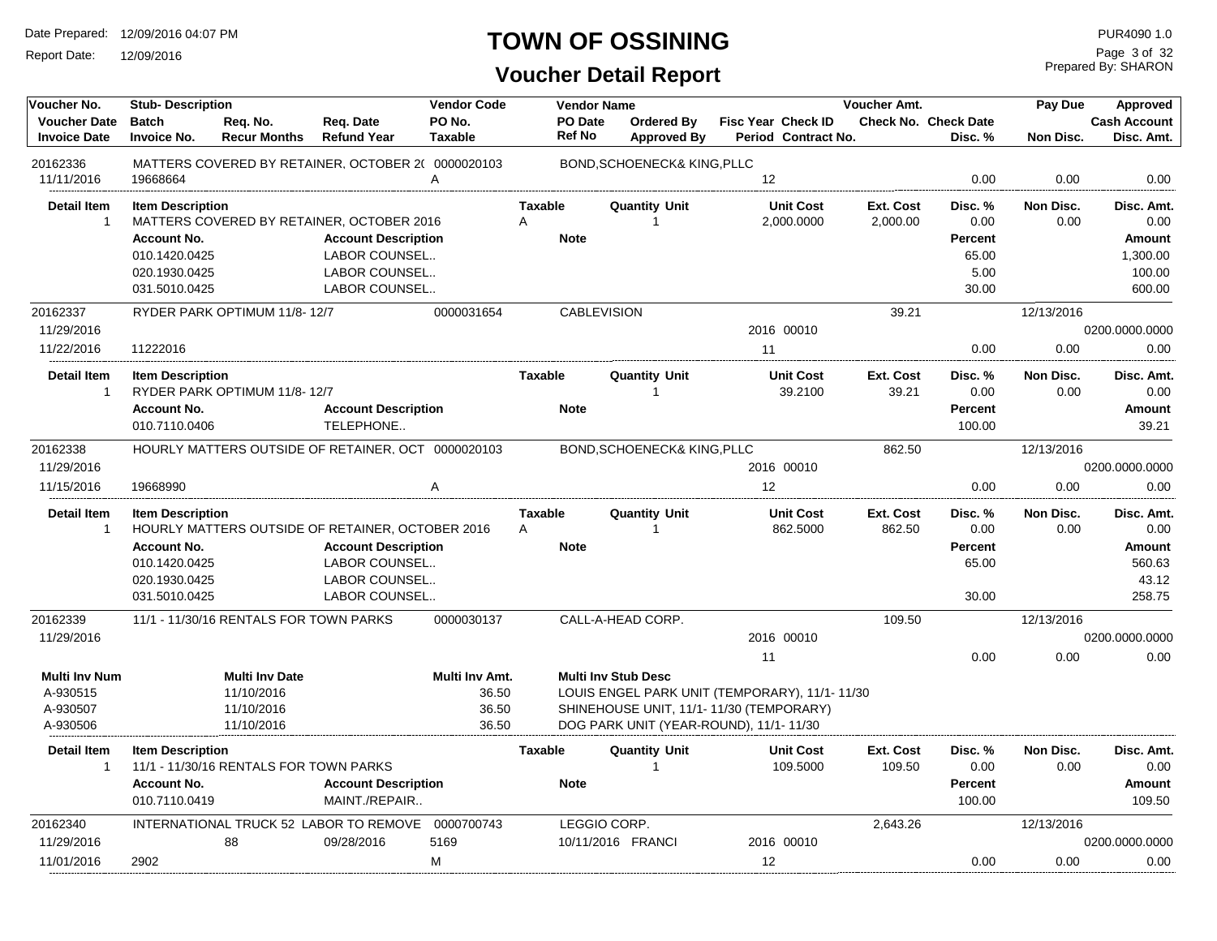# TOWN OF OSSINING

## Voucher Detail Report

Date Prepared: 12/09/2016 04:07 PM
Report Date: 12/09/2016
PUR4090 1.0
Prepared By: SHARON

| Voucher No. | Stub- Description | | | Vendor Code | Vendor Name | | | | Voucher Amt. | | Pay Due | Approved |
|---|---|---|---|---|---|---|---|---|---|---|---|---|
| Voucher Date | Batch | Req. No. | Req. Date | PO No. | PO Date | Ordered By | Fisc Year Check ID | | Check No. | Check Date | | Cash Account |
| Invoice Date | Invoice No. | Recur Months | Refund Year | Taxable | Ref No | Approved By | Period Contract No. | | | Disc. % | Non Disc. | Disc. Amt. |
| 20162336 | MATTERS COVERED BY RETAINER, OCTOBER 20 | | | 0000020103 | BOND,SCHOENECK& KING,PLLC | | | | | | | |
| 11/11/2016 | 19668664 | | | A | | | 12 | | | 0.00 | 0.00 | 0.00 |

| Detail Item | Item Description | Taxable | Quantity Unit | Unit Cost | Ext. Cost | Disc. % | Non Disc. | Disc. Amt. |
|---|---|---|---|---|---|---|---|---|
| 1 | MATTERS COVERED BY RETAINER, OCTOBER 2016 | A | 1 | 2,000.0000 | 2,000.00 | 0.00 | 0.00 | 0.00 |

| Account No. | Account Description | Note | Percent | Amount |
|---|---|---|---|---|
| 010.1420.0425 | LABOR COUNSEL.. | | 65.00 | 1,300.00 |
| 020.1930.0425 | LABOR COUNSEL.. | | 5.00 | 100.00 |
| 031.5010.0425 | LABOR COUNSEL.. | | 30.00 | 600.00 |

| Voucher No. | Stub- Description | Vendor Code | Vendor Name | Fisc Year Check ID | Voucher Amt. | Disc. % | Pay Due / Non Disc. | Approved |
|---|---|---|---|---|---|---|---|---|
| 20162337 | RYDER PARK OPTIMUM 11/8- 12/7 | 0000031654 | CABLEVISION | | 39.21 | | 12/13/2016 | |
| 11/29/2016 | | | | 2016 00010 | | | | 0200.0000.0000 |
| 11/22/2016 | 11222016 | | | 11 | | 0.00 | 0.00 | 0.00 |

| Detail Item | Item Description | Taxable | Quantity Unit | Unit Cost | Ext. Cost | Disc. % | Non Disc. | Disc. Amt. |
|---|---|---|---|---|---|---|---|---|
| 1 | RYDER PARK OPTIMUM 11/8- 12/7 | | 1 | 39.2100 | 39.21 | 0.00 | 0.00 | 0.00 |

| Account No. | Account Description | Note | Percent | Amount |
|---|---|---|---|---|
| 010.7110.0406 | TELEPHONE.. | | 100.00 | 39.21 |

| Voucher No. | Stub- Description | Vendor Code | Vendor Name | Fisc Year Check ID | Voucher Amt. | Disc. % | Pay Due / Non Disc. | Approved |
|---|---|---|---|---|---|---|---|---|
| 20162338 | HOURLY MATTERS OUTSIDE OF RETAINER, OCT | 0000020103 | BOND,SCHOENECK& KING,PLLC | | 862.50 | | 12/13/2016 | |
| 11/29/2016 | | | | 2016 00010 | | | | 0200.0000.0000 |
| 11/15/2016 | 19668990 | A | | 12 | | 0.00 | 0.00 | 0.00 |

| Detail Item | Item Description | Taxable | Quantity Unit | Unit Cost | Ext. Cost | Disc. % | Non Disc. | Disc. Amt. |
|---|---|---|---|---|---|---|---|---|
| 1 | HOURLY MATTERS OUTSIDE OF RETAINER, OCTOBER 2016 | A | 1 | 862.5000 | 862.50 | 0.00 | 0.00 | 0.00 |

| Account No. | Account Description | Note | Percent | Amount |
|---|---|---|---|---|
| 010.1420.0425 | LABOR COUNSEL.. | | 65.00 | 560.63 |
| 020.1930.0425 | LABOR COUNSEL.. | | | 43.12 |
| 031.5010.0425 | LABOR COUNSEL.. | | 30.00 | 258.75 |

| Voucher No. | Stub- Description | Vendor Code | Vendor Name | Fisc Year Check ID | Voucher Amt. | Disc. % | Pay Due / Non Disc. | Approved |
|---|---|---|---|---|---|---|---|---|
| 20162339 | 11/1 - 11/30/16 RENTALS FOR TOWN PARKS | 0000030137 | CALL-A-HEAD CORP. | | 109.50 | | 12/13/2016 | |
| 11/29/2016 | | | | 2016 00010 | | | | 0200.0000.0000 |
| | | | | 11 | | 0.00 | 0.00 | 0.00 |

| Multi Inv Num | Multi Inv Date | Multi Inv Amt. | Multi Inv Stub Desc |
|---|---|---|---|
| A-930515 | 11/10/2016 | 36.50 | LOUIS ENGEL PARK UNIT (TEMPORARY), 11/1- 11/30 |
| A-930507 | 11/10/2016 | 36.50 | SHINEHOUSE UNIT, 11/1- 11/30 (TEMPORARY) |
| A-930506 | 11/10/2016 | 36.50 | DOG PARK UNIT (YEAR-ROUND), 11/1- 11/30 |

| Detail Item | Item Description | Taxable | Quantity Unit | Unit Cost | Ext. Cost | Disc. % | Non Disc. | Disc. Amt. |
|---|---|---|---|---|---|---|---|---|
| 1 | 11/1 - 11/30/16 RENTALS FOR TOWN PARKS | | 1 | 109.5000 | 109.50 | 0.00 | 0.00 | 0.00 |

| Account No. | Account Description | Note | Percent | Amount |
|---|---|---|---|---|
| 010.7110.0419 | MAINT./REPAIR.. | | 100.00 | 109.50 |

| Voucher No. | Stub- Description | Req. No. | Req. Date | Vendor Code / PO No. / Taxable | Vendor Name / PO Date | Ordered By | Fisc Year Check ID | Voucher Amt. | Disc. % | Pay Due / Non Disc. | Approved |
|---|---|---|---|---|---|---|---|---|---|---|---|
| 20162340 | INTERNATIONAL TRUCK 52 LABOR TO REMOVE | | | 0000700743 | LEGGIO CORP. | | | 2,643.26 | | 12/13/2016 | |
| 11/29/2016 | | 88 | 09/28/2016 | 5169 | 10/11/2016 | FRANCI | 2016 00010 | | | | 0200.0000.0000 |
| 11/01/2016 | 2902 | | | M | | | 12 | | 0.00 | 0.00 | 0.00 |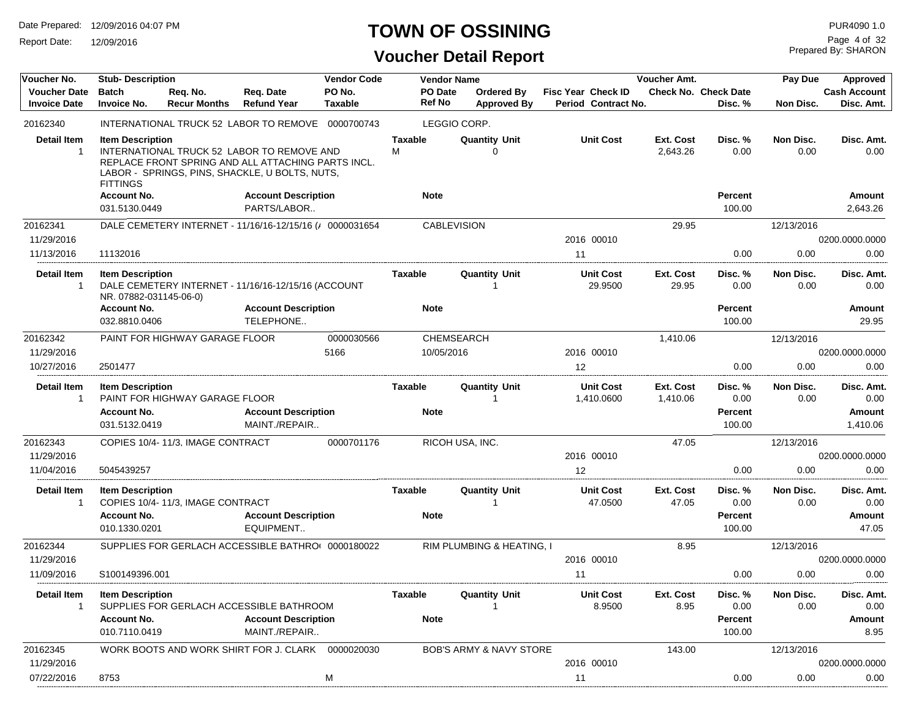# TOWN OF OSSINING

## Voucher Detail Report

Date Prepared: 12/09/2016 04:07 PM
Report Date: 12/09/2016

PUR4090 1.0
Prepared By: SHARON

| Voucher No. / Voucher Date / Invoice Date | Stub- Description / Batch / Invoice No. | Req. No. / Recur Months | Req. Date / Refund Year | Vendor Code / PO No. / Taxable | Vendor Name / PO Date / Ref No | Ordered By / Approved By | Fisc Year / Period | Check ID / Contract No. | Voucher Amt. / Check No. | Check Date / Disc. % | Pay Due / Non Disc. | Approved / Cash Account / Disc. Amt. |
|---|---|---|---|---|---|---|---|---|---|---|---|---|
| 20162340 | INTERNATIONAL TRUCK 52 LABOR TO REMOVE | | | 0000700743 | LEGGIO CORP. | | | | | | | |

| Detail Item | Item Description | Taxable | Quantity | Unit | Unit Cost | Ext. Cost | Disc. % | Non Disc. | Disc. Amt. |
|---|---|---|---|---|---|---|---|---|---|
| 1 | INTERNATIONAL TRUCK 52 LABOR TO REMOVE AND REPLACE FRONT SPRING AND ALL ATTACHING PARTS INCL. LABOR - SPRINGS, PINS, SHACKLE, U BOLTS, NUTS, FITTINGS | M | 0 | | | 2,643.26 | 0.00 | 0.00 | 0.00 |

| Account No. | Account Description | Note | Percent | Amount |
|---|---|---|---|---|
| 031.5130.0449 | PARTS/LABOR.. | | 100.00 | 2,643.26 |

| Voucher No. / Voucher Date / Invoice Date | Stub- Description / Batch / Invoice No. | Req. No. / Recur Months | Req. Date / Refund Year | Vendor Code / PO No. / Taxable | Vendor Name / PO Date / Ref No | Ordered By / Approved By | Fisc Year / Period | Check ID / Contract No. | Voucher Amt. / Check No. | Check Date / Disc. % | Pay Due / Non Disc. | Approved / Cash Account / Disc. Amt. |
|---|---|---|---|---|---|---|---|---|---|---|---|---|
| 20162341 | DALE CEMETERY INTERNET - 11/16/16-12/15/16 (A | | | 0000031654 | CABLEVISION | | | | 29.95 | | 12/13/2016 | |
| 11/29/2016 | | | | | | | 2016 | 00010 | | | | 0200.0000.0000 |
| 11/13/2016 | 11132016 | | | | | | 11 | | | 0.00 | 0.00 | 0.00 |

| Detail Item | Item Description | Taxable | Quantity | Unit | Unit Cost | Ext. Cost | Disc. % | Non Disc. | Disc. Amt. |
|---|---|---|---|---|---|---|---|---|---|
| 1 | DALE CEMETERY INTERNET - 11/16/16-12/15/16 (ACCOUNT NR. 07882-031145-06-0) | | 1 | | 29.9500 | 29.95 | 0.00 | 0.00 | 0.00 |

| Account No. | Account Description | Note | Percent | Amount |
|---|---|---|---|---|
| 032.8810.0406 | TELEPHONE.. | | 100.00 | 29.95 |

| Voucher No. / Voucher Date / Invoice Date | Stub- Description / Batch / Invoice No. | Req. No. / Recur Months | Req. Date / Refund Year | Vendor Code / PO No. / Taxable | Vendor Name / PO Date / Ref No | Ordered By / Approved By | Fisc Year / Period | Check ID / Contract No. | Voucher Amt. / Check No. | Check Date / Disc. % | Pay Due / Non Disc. | Approved / Cash Account / Disc. Amt. |
|---|---|---|---|---|---|---|---|---|---|---|---|---|
| 20162342 | PAINT FOR HIGHWAY GARAGE FLOOR | | | 0000030566 | CHEMSEARCH | | | | 1,410.06 | | 12/13/2016 | |
| 11/29/2016 | | | | 5166 | 10/05/2016 | | 2016 | 00010 | | | | 0200.0000.0000 |
| 10/27/2016 | 2501477 | | | | | | 12 | | | 0.00 | 0.00 | 0.00 |

| Detail Item | Item Description | Taxable | Quantity | Unit | Unit Cost | Ext. Cost | Disc. % | Non Disc. | Disc. Amt. |
|---|---|---|---|---|---|---|---|---|---|
| 1 | PAINT FOR HIGHWAY GARAGE FLOOR | | 1 | | 1,410.0600 | 1,410.06 | 0.00 | 0.00 | 0.00 |

| Account No. | Account Description | Note | Percent | Amount |
|---|---|---|---|---|
| 031.5132.0419 | MAINT./REPAIR.. | | 100.00 | 1,410.06 |

| Voucher No. / Voucher Date / Invoice Date | Stub- Description / Batch / Invoice No. | Req. No. / Recur Months | Req. Date / Refund Year | Vendor Code / PO No. / Taxable | Vendor Name / PO Date / Ref No | Ordered By / Approved By | Fisc Year / Period | Check ID / Contract No. | Voucher Amt. / Check No. | Check Date / Disc. % | Pay Due / Non Disc. | Approved / Cash Account / Disc. Amt. |
|---|---|---|---|---|---|---|---|---|---|---|---|---|
| 20162343 | COPIES 10/4- 11/3, IMAGE CONTRACT | | | 0000701176 | RICOH USA, INC. | | | | 47.05 | | 12/13/2016 | |
| 11/29/2016 | | | | | | | 2016 | 00010 | | | | 0200.0000.0000 |
| 11/04/2016 | 5045439257 | | | | | | 12 | | | 0.00 | 0.00 | 0.00 |

| Detail Item | Item Description | Taxable | Quantity | Unit | Unit Cost | Ext. Cost | Disc. % | Non Disc. | Disc. Amt. |
|---|---|---|---|---|---|---|---|---|---|
| 1 | COPIES 10/4- 11/3, IMAGE CONTRACT | | 1 | | 47.0500 | 47.05 | 0.00 | 0.00 | 0.00 |

| Account No. | Account Description | Note | Percent | Amount |
|---|---|---|---|---|
| 010.1330.0201 | EQUIPMENT.. | | 100.00 | 47.05 |

| Voucher No. / Voucher Date / Invoice Date | Stub- Description / Batch / Invoice No. | Req. No. / Recur Months | Req. Date / Refund Year | Vendor Code / PO No. / Taxable | Vendor Name / PO Date / Ref No | Ordered By / Approved By | Fisc Year / Period | Check ID / Contract No. | Voucher Amt. / Check No. | Check Date / Disc. % | Pay Due / Non Disc. | Approved / Cash Account / Disc. Amt. |
|---|---|---|---|---|---|---|---|---|---|---|---|---|
| 20162344 | SUPPLIES FOR GERLACH ACCESSIBLE BATHRO | | | 0000180022 | RIM PLUMBING & HEATING, I | | | | 8.95 | | 12/13/2016 | |
| 11/29/2016 | | | | | | | 2016 | 00010 | | | | 0200.0000.0000 |
| 11/09/2016 | S100149396.001 | | | | | | 11 | | | 0.00 | 0.00 | 0.00 |

| Detail Item | Item Description | Taxable | Quantity | Unit | Unit Cost | Ext. Cost | Disc. % | Non Disc. | Disc. Amt. |
|---|---|---|---|---|---|---|---|---|---|
| 1 | SUPPLIES FOR GERLACH ACCESSIBLE BATHROOM | | 1 | | 8.9500 | 8.95 | 0.00 | 0.00 | 0.00 |

| Account No. | Account Description | Note | Percent | Amount |
|---|---|---|---|---|
| 010.7110.0419 | MAINT./REPAIR.. | | 100.00 | 8.95 |

| Voucher No. / Voucher Date / Invoice Date | Stub- Description / Batch / Invoice No. | Req. No. / Recur Months | Req. Date / Refund Year | Vendor Code / PO No. / Taxable | Vendor Name / PO Date / Ref No | Ordered By / Approved By | Fisc Year / Period | Check ID / Contract No. | Voucher Amt. / Check No. | Check Date / Disc. % | Pay Due / Non Disc. | Approved / Cash Account / Disc. Amt. |
|---|---|---|---|---|---|---|---|---|---|---|---|---|
| 20162345 | WORK BOOTS AND WORK SHIRT FOR J. CLARK | | | 0000020030 | BOB'S ARMY & NAVY STORE | | | | 143.00 | | 12/13/2016 | |
| 11/29/2016 | | | | | | | 2016 | 00010 | | | | 0200.0000.0000 |
| 07/22/2016 | 8753 | | | M | | | 11 | | | 0.00 | 0.00 | 0.00 |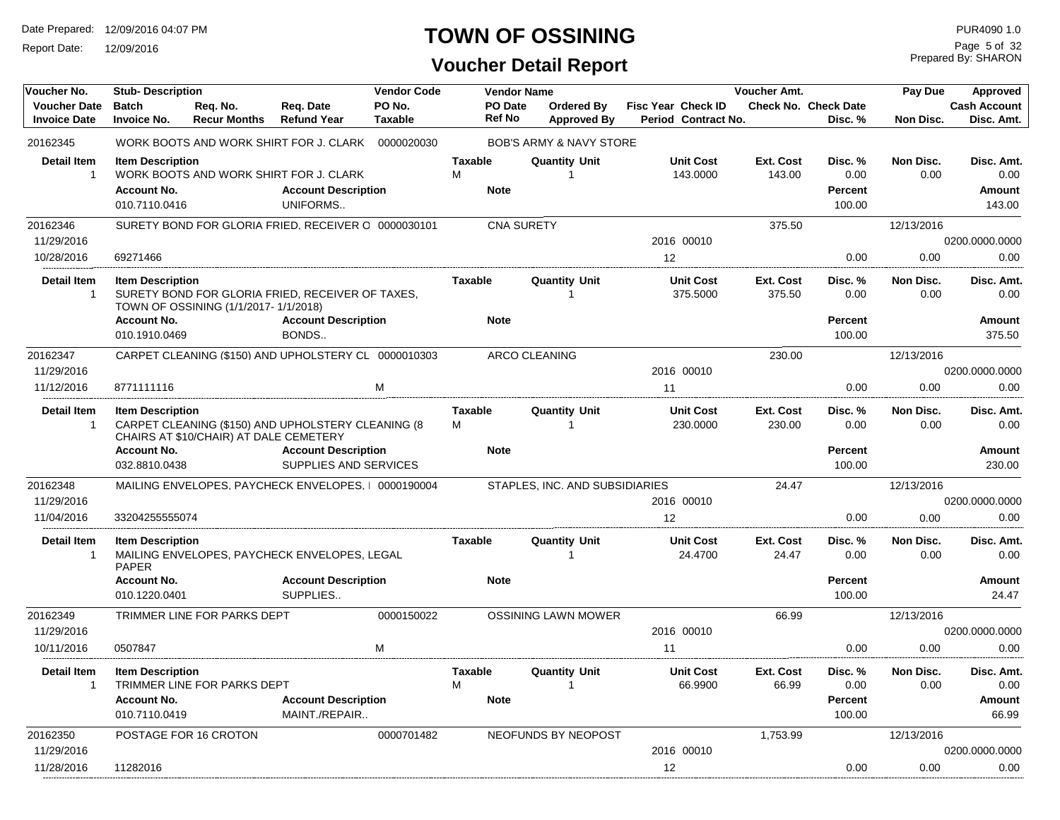# TOWN OF OSSINING

## Voucher Detail Report

Date Prepared: 12/09/2016 04:07 PM
Report Date: 12/09/2016

PUR4090 1.0
Prepared By: SHARON

| Voucher No. | Stub- Description | Req. No. | Req. Date | Vendor Code | Vendor Name | | | Voucher Amt. | | Pay Due | Approved |
|---|---|---|---|---|---|---|---|---|---|---|---|
| Voucher Date | Batch | Req. No. | Req. Date | PO No. | PO Date | Ordered By | Fisc Year Check ID | Check No. | Check Date | | Cash Account |
| Invoice Date | Invoice No. | Recur Months | Refund Year | Taxable | Ref No | Approved By | Period Contract No. | | Disc. % | Non Disc. | Disc. Amt. |

**20162345** — WORK BOOTS AND WORK SHIRT FOR J. CLARK — Vendor Code: 0000020030 — BOB'S ARMY & NAVY STORE

| Detail Item | Item Description | Taxable | Quantity Unit | Unit Cost | Ext. Cost | Disc. % | Non Disc. | Disc. Amt. |
|---|---|---|---|---|---|---|---|---|
| 1 | WORK BOOTS AND WORK SHIRT FOR J. CLARK | M | 1 | 143.0000 | 143.00 | 0.00 | 0.00 | 0.00 |

| Account No. | Account Description | Note | Percent | Amount |
|---|---|---|---|---|
| 010.7110.0416 | UNIFORMS.. | | 100.00 | 143.00 |

**20162346** — SURETY BOND FOR GLORIA FRIED, RECEIVER O — Vendor Code: 0000030101 — CNA SURETY — Voucher Amt.: 375.50 — Pay Due: 12/13/2016

| Voucher Date | Invoice Date | Invoice No. | Fisc Year Check ID | Period | Disc. % | Non Disc. | Cash Account | Disc. Amt. |
|---|---|---|---|---|---|---|---|---|
| 11/29/2016 | 10/28/2016 | 69271466 | 2016 00010 | 12 | 0.00 | 0.00 | 0200.0000.0000 | 0.00 |

| Detail Item | Item Description | Taxable | Quantity Unit | Unit Cost | Ext. Cost | Disc. % | Non Disc. | Disc. Amt. |
|---|---|---|---|---|---|---|---|---|
| 1 | SURETY BOND FOR GLORIA FRIED, RECEIVER OF TAXES, TOWN OF OSSINING (1/1/2017- 1/1/2018) | | 1 | 375.5000 | 375.50 | 0.00 | 0.00 | 0.00 |

| Account No. | Account Description | Note | Percent | Amount |
|---|---|---|---|---|
| 010.1910.0469 | BONDS.. | | 100.00 | 375.50 |

**20162347** — CARPET CLEANING ($150) AND UPHOLSTERY CL — Vendor Code: 0000010303 — ARCO CLEANING — Voucher Amt.: 230.00 — Pay Due: 12/13/2016

| Voucher Date | Invoice Date | Invoice No. | Taxable | Fisc Year Check ID | Period | Disc. % | Non Disc. | Cash Account | Disc. Amt. |
|---|---|---|---|---|---|---|---|---|---|
| 11/29/2016 | 11/12/2016 | 8771111116 | M | 2016 00010 | 11 | 0.00 | 0.00 | 0200.0000.0000 | 0.00 |

| Detail Item | Item Description | Taxable | Quantity Unit | Unit Cost | Ext. Cost | Disc. % | Non Disc. | Disc. Amt. |
|---|---|---|---|---|---|---|---|---|
| 1 | CARPET CLEANING ($150) AND UPHOLSTERY CLEANING (8 CHAIRS AT $10/CHAIR) AT DALE CEMETERY | M | 1 | 230.0000 | 230.00 | 0.00 | 0.00 | 0.00 |

| Account No. | Account Description | Note | Percent | Amount |
|---|---|---|---|---|
| 032.8810.0438 | SUPPLIES AND SERVICES | | 100.00 | 230.00 |

**20162348** — MAILING ENVELOPES, PAYCHECK ENVELOPES, I — Vendor Code: 0000190004 — STAPLES, INC. AND SUBSIDIARIES — Voucher Amt.: 24.47 — Pay Due: 12/13/2016

| Voucher Date | Invoice Date | Invoice No. | Fisc Year Check ID | Period | Disc. % | Non Disc. | Cash Account | Disc. Amt. |
|---|---|---|---|---|---|---|---|---|
| 11/29/2016 | 11/04/2016 | 33204255555074 | 2016 00010 | 12 | 0.00 | 0.00 | 0200.0000.0000 | 0.00 |

| Detail Item | Item Description | Taxable | Quantity Unit | Unit Cost | Ext. Cost | Disc. % | Non Disc. | Disc. Amt. |
|---|---|---|---|---|---|---|---|---|
| 1 | MAILING ENVELOPES, PAYCHECK ENVELOPES, LEGAL PAPER | | 1 | 24.4700 | 24.47 | 0.00 | 0.00 | 0.00 |

| Account No. | Account Description | Note | Percent | Amount |
|---|---|---|---|---|
| 010.1220.0401 | SUPPLIES.. | | 100.00 | 24.47 |

**20162349** — TRIMMER LINE FOR PARKS DEPT — Vendor Code: 0000150022 — OSSINING LAWN MOWER — Voucher Amt.: 66.99 — Pay Due: 12/13/2016

| Voucher Date | Invoice Date | Invoice No. | Taxable | Fisc Year Check ID | Period | Disc. % | Non Disc. | Cash Account | Disc. Amt. |
|---|---|---|---|---|---|---|---|---|---|
| 11/29/2016 | 10/11/2016 | 0507847 | M | 2016 00010 | 11 | 0.00 | 0.00 | 0200.0000.0000 | 0.00 |

| Detail Item | Item Description | Taxable | Quantity Unit | Unit Cost | Ext. Cost | Disc. % | Non Disc. | Disc. Amt. |
|---|---|---|---|---|---|---|---|---|
| 1 | TRIMMER LINE FOR PARKS DEPT | M | 1 | 66.9900 | 66.99 | 0.00 | 0.00 | 0.00 |

| Account No. | Account Description | Note | Percent | Amount |
|---|---|---|---|---|
| 010.7110.0419 | MAINT./REPAIR.. | | 100.00 | 66.99 |

**20162350** — POSTAGE FOR 16 CROTON — Vendor Code: 0000701482 — NEOFUNDS BY NEOPOST — Voucher Amt.: 1,753.99 — Pay Due: 12/13/2016

| Voucher Date | Invoice Date | Invoice No. | Fisc Year Check ID | Period | Disc. % | Non Disc. | Cash Account | Disc. Amt. |
|---|---|---|---|---|---|---|---|---|
| 11/29/2016 | 11/28/2016 | 11282016 | 2016 00010 | 12 | 0.00 | 0.00 | 0200.0000.0000 | 0.00 |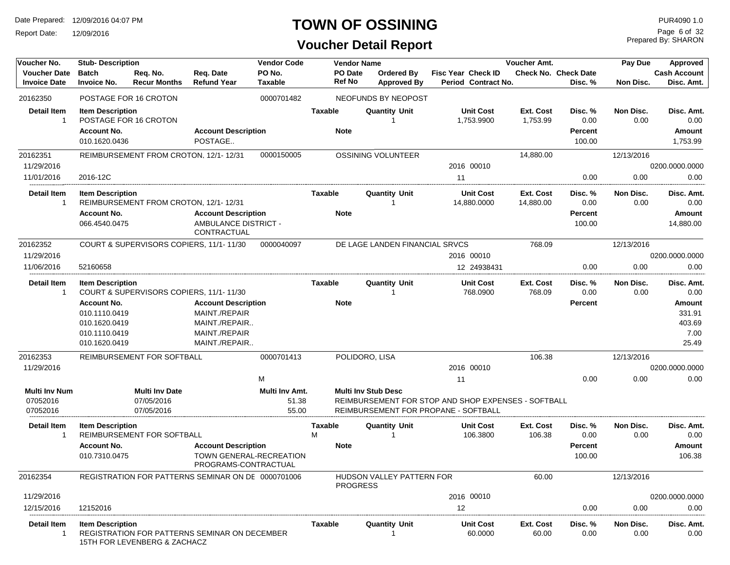# TOWN OF OSSINING

## Voucher Detail Report

Date Prepared: 12/09/2016 04:07 PM
Report Date: 12/09/2016

PUR4090 1.0
Prepared By: SHARON

| Voucher No. | Stub- Description | | | Vendor Code | Vendor Name | | | Voucher Amt. | | Pay Due | Approved |
|---|---|---|---|---|---|---|---|---|---|---|---|
| Voucher Date | Batch | Req. No. | Req. Date | PO No. | PO Date | Ordered By | Fisc Year Check ID | Check No. | Check Date | | Cash Account |
| Invoice Date | Invoice No. | Recur Months | Refund Year | Taxable | Ref No | Approved By | Period Contract No. | | Disc. % | Non Disc. | Disc. Amt. |

**20162350** — POSTAGE FOR 16 CROTON — Vendor Code: 0000701482 — NEOFUNDS BY NEOPOST

| Detail Item | Item Description | Taxable | Quantity Unit | Unit Cost | Ext. Cost | Disc. % | Non Disc. | Disc. Amt. |
|---|---|---|---|---|---|---|---|---|
| 1 | POSTAGE FOR 16 CROTON | | 1 | 1,753.9900 | 1,753.99 | 0.00 | 0.00 | 0.00 |

| Account No. | Account Description | Note | Percent | Amount |
|---|---|---|---|---|
| 010.1620.0436 | POSTAGE.. | | 100.00 | 1,753.99 |

**20162351** — REIMBURSEMENT FROM CROTON, 12/1- 12/31 — Vendor Code: 0000150005 — OSSINING VOLUNTEER — Voucher Amt.: 14,880.00 — Pay Due: 12/13/2016
Voucher Date: 11/29/2016 — Fisc Year Check ID: 2016 00010 — Cash Account: 0200.0000.0000
Invoice Date: 11/01/2016 — Invoice No.: 2016-12C — Period: 11 — Disc. %: 0.00 — Non Disc.: 0.00 — Disc. Amt.: 0.00

| Detail Item | Item Description | Taxable | Quantity Unit | Unit Cost | Ext. Cost | Disc. % | Non Disc. | Disc. Amt. |
|---|---|---|---|---|---|---|---|---|
| 1 | REIMBURSEMENT FROM CROTON, 12/1- 12/31 | | 1 | 14,880.0000 | 14,880.00 | 0.00 | 0.00 | 0.00 |

| Account No. | Account Description | Note | Percent | Amount |
|---|---|---|---|---|
| 066.4540.0475 | AMBULANCE DISTRICT - CONTRACTUAL | | 100.00 | 14,880.00 |

**20162352** — COURT & SUPERVISORS COPIERS, 11/1- 11/30 — Vendor Code: 0000040097 — DE LAGE LANDEN FINANCIAL SRVCS — Voucher Amt.: 768.09 — Pay Due: 12/13/2016
Voucher Date: 11/29/2016 — Fisc Year Check ID: 2016 00010 — Cash Account: 0200.0000.0000
Invoice Date: 11/06/2016 — Invoice No.: 52160658 — Period / Contract No.: 12 24938431 — Disc. %: 0.00 — Non Disc.: 0.00 — Disc. Amt.: 0.00

| Detail Item | Item Description | Taxable | Quantity Unit | Unit Cost | Ext. Cost | Disc. % | Non Disc. | Disc. Amt. |
|---|---|---|---|---|---|---|---|---|
| 1 | COURT & SUPERVISORS COPIERS, 11/1- 11/30 | | 1 | 768.0900 | 768.09 | 0.00 | 0.00 | 0.00 |

| Account No. | Account Description | Note | Percent | Amount |
|---|---|---|---|---|
| 010.1110.0419 | MAINT./REPAIR | | | 331.91 |
| 010.1620.0419 | MAINT./REPAIR.. | | | 403.69 |
| 010.1110.0419 | MAINT./REPAIR | | | 7.00 |
| 010.1620.0419 | MAINT./REPAIR.. | | | 25.49 |

**20162353** — REIMBURSEMENT FOR SOFTBALL — Vendor Code: 0000701413 — POLIDORO, LISA — Voucher Amt.: 106.38 — Pay Due: 12/13/2016
Voucher Date: 11/29/2016 — Fisc Year Check ID: 2016 00010 — Cash Account: 0200.0000.0000
Taxable: M — Period: 11 — Disc. %: 0.00 — Non Disc.: 0.00 — Disc. Amt.: 0.00

| Multi Inv Num | Multi Inv Date | Multi Inv Amt. | Multi Inv Stub Desc |
|---|---|---|---|
| 07052016 | 07/05/2016 | 51.38 | REIMBURSEMENT FOR STOP AND SHOP EXPENSES - SOFTBALL |
| 07052016 | 07/05/2016 | 55.00 | REIMBURSEMENT FOR PROPANE - SOFTBALL |

| Detail Item | Item Description | Taxable | Quantity Unit | Unit Cost | Ext. Cost | Disc. % | Non Disc. | Disc. Amt. |
|---|---|---|---|---|---|---|---|---|
| 1 | REIMBURSEMENT FOR SOFTBALL | M | 1 | 106.3800 | 106.38 | 0.00 | 0.00 | 0.00 |

| Account No. | Account Description | Note | Percent | Amount |
|---|---|---|---|---|
| 010.7310.0475 | TOWN GENERAL-RECREATION PROGRAMS-CONTRACTUAL | | 100.00 | 106.38 |

**20162354** — REGISTRATION FOR PATTERNS SEMINAR ON DE — Vendor Code: 0000701006 — HUDSON VALLEY PATTERN FOR PROGRESS — Voucher Amt.: 60.00 — Pay Due: 12/13/2016
Voucher Date: 11/29/2016 — Fisc Year Check ID: 2016 00010 — Cash Account: 0200.0000.0000
Invoice Date: 12/15/2016 — Invoice No.: 12152016 — Period: 12 — Disc. %: 0.00 — Non Disc.: 0.00 — Disc. Amt.: 0.00

| Detail Item | Item Description | Taxable | Quantity Unit | Unit Cost | Ext. Cost | Disc. % | Non Disc. | Disc. Amt. |
|---|---|---|---|---|---|---|---|---|
| 1 | REGISTRATION FOR PATTERNS SEMINAR ON DECEMBER 15TH FOR LEVENBERG & ZACHACZ | | 1 | 60.0000 | 60.00 | 0.00 | 0.00 | 0.00 |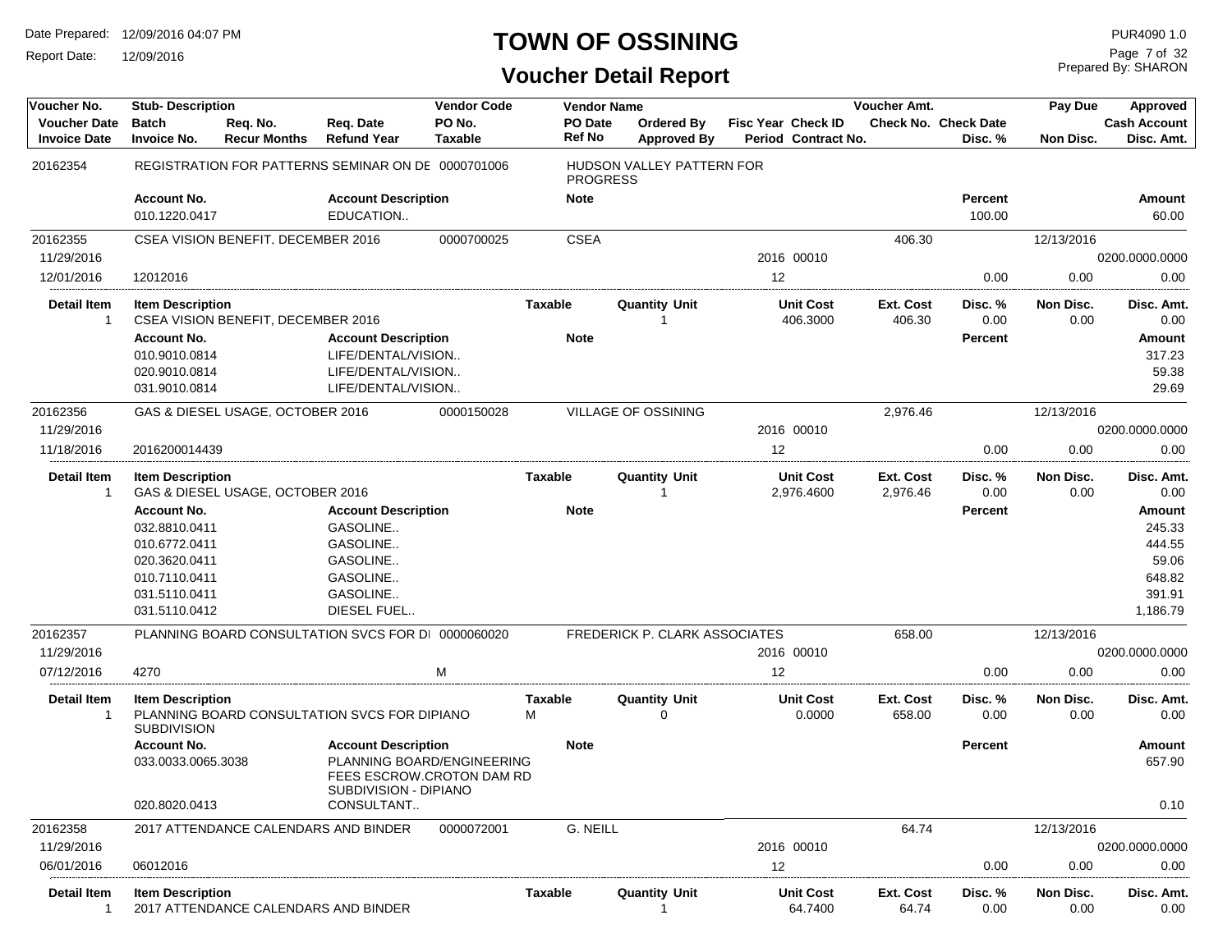# TOWN OF OSSINING

## Voucher Detail Report

Date Prepared: 12/09/2016 04:07 PM
Report Date: 12/09/2016

PUR4090 1.0
Prepared By: SHARON

| Voucher No. | Stub- Description | | | Vendor Code | Vendor Name | | | Voucher Amt. | | Pay Due | Approved |
|---|---|---|---|---|---|---|---|---|---|---|---|
| Voucher Date | Batch | Req. No. | Req. Date | PO No. | PO Date | Ordered By | Fisc Year Check ID | Check No. | Check Date | | Cash Account |
| Invoice Date | Invoice No. | Recur Months | Refund Year | Taxable | Ref No | Approved By | Period Contract No. | | Disc. % | Non Disc. | Disc. Amt. |

**20162354** — REGISTRATION FOR PATTERNS SEMINAR ON DE — Vendor Code 0000701006 — HUDSON VALLEY PATTERN FOR PROGRESS

| Account No. | Account Description | Note | Percent | Amount |
|---|---|---|---|---|
| 010.1220.0417 | EDUCATION.. | | 100.00 | 60.00 |

**20162355** — CSEA VISION BENEFIT, DECEMBER 2016 — Vendor Code 0000700025 — CSEA

| Voucher Date | Invoice Date | Invoice No. | Fisc Year | Check ID | Period | Voucher Amt. | Disc. % | Pay Due | Non Disc. | Cash Account | Disc. Amt. |
|---|---|---|---|---|---|---|---|---|---|---|---|
| 11/29/2016 | 12/01/2016 | 12012016 | 2016 | 00010 | 12 | 406.30 | 0.00 | 12/13/2016 | 0.00 | 0200.0000.0000 | 0.00 |

| Detail Item | Item Description | Taxable | Quantity | Unit | Unit Cost | Ext. Cost | Disc. % | Non Disc. | Disc. Amt. |
|---|---|---|---|---|---|---|---|---|---|
| 1 | CSEA VISION BENEFIT, DECEMBER 2016 | | 1 | | 406.3000 | 406.30 | 0.00 | 0.00 | 0.00 |

| Account No. | Account Description | Note | Percent | Amount |
|---|---|---|---|---|
| 010.9010.0814 | LIFE/DENTAL/VISION.. | | | 317.23 |
| 020.9010.0814 | LIFE/DENTAL/VISION.. | | | 59.38 |
| 031.9010.0814 | LIFE/DENTAL/VISION.. | | | 29.69 |

**20162356** — GAS & DIESEL USAGE, OCTOBER 2016 — Vendor Code 0000150028 — VILLAGE OF OSSINING

| Voucher Date | Invoice Date | Invoice No. | Fisc Year | Check ID | Period | Voucher Amt. | Disc. % | Pay Due | Non Disc. | Cash Account | Disc. Amt. |
|---|---|---|---|---|---|---|---|---|---|---|---|
| 11/29/2016 | 11/18/2016 | 2016200014439 | 2016 | 00010 | 12 | 2,976.46 | 0.00 | 12/13/2016 | 0.00 | 0200.0000.0000 | 0.00 |

| Detail Item | Item Description | Taxable | Quantity | Unit | Unit Cost | Ext. Cost | Disc. % | Non Disc. | Disc. Amt. |
|---|---|---|---|---|---|---|---|---|---|
| 1 | GAS & DIESEL USAGE, OCTOBER 2016 | | 1 | | 2,976.4600 | 2,976.46 | 0.00 | 0.00 | 0.00 |

| Account No. | Account Description | Note | Percent | Amount |
|---|---|---|---|---|
| 032.8810.0411 | GASOLINE.. | | | 245.33 |
| 010.6772.0411 | GASOLINE.. | | | 444.55 |
| 020.3620.0411 | GASOLINE.. | | | 59.06 |
| 010.7110.0411 | GASOLINE.. | | | 648.82 |
| 031.5110.0411 | GASOLINE.. | | | 391.91 |
| 031.5110.0412 | DIESEL FUEL.. | | | 1,186.79 |

**20162357** — PLANNING BOARD CONSULTATION SVCS FOR DI — Vendor Code 0000060020 — FREDERICK P. CLARK ASSOCIATES

| Voucher Date | Invoice Date | Invoice No. | Taxable | Fisc Year | Check ID | Period | Voucher Amt. | Disc. % | Pay Due | Non Disc. | Cash Account | Disc. Amt. |
|---|---|---|---|---|---|---|---|---|---|---|---|---|
| 11/29/2016 | 07/12/2016 | 4270 | M | 2016 | 00010 | 12 | 658.00 | 0.00 | 12/13/2016 | 0.00 | 0200.0000.0000 | 0.00 |

| Detail Item | Item Description | Taxable | Quantity | Unit | Unit Cost | Ext. Cost | Disc. % | Non Disc. | Disc. Amt. |
|---|---|---|---|---|---|---|---|---|---|
| 1 | PLANNING BOARD CONSULTATION SVCS FOR DIPIANO SUBDIVISION | M | 0 | | 0.0000 | 658.00 | 0.00 | 0.00 | 0.00 |

| Account No. | Account Description | Note | Percent | Amount |
|---|---|---|---|---|
| 033.0033.0065.3038 | PLANNING BOARD/ENGINEERING FEES ESCROW.CROTON DAM RD SUBDIVISION - DIPIANO | | | 657.90 |
| 020.8020.0413 | CONSULTANT.. | | | 0.10 |

**20162358** — 2017 ATTENDANCE CALENDARS AND BINDER — Vendor Code 0000072001 — G. NEILL

| Voucher Date | Invoice Date | Invoice No. | Fisc Year | Check ID | Period | Voucher Amt. | Disc. % | Pay Due | Non Disc. | Cash Account | Disc. Amt. |
|---|---|---|---|---|---|---|---|---|---|---|---|
| 11/29/2016 | 06/01/2016 | 06012016 | 2016 | 00010 | 12 | 64.74 | 0.00 | 12/13/2016 | 0.00 | 0200.0000.0000 | 0.00 |

| Detail Item | Item Description | Taxable | Quantity | Unit | Unit Cost | Ext. Cost | Disc. % | Non Disc. | Disc. Amt. |
|---|---|---|---|---|---|---|---|---|---|
| 1 | 2017 ATTENDANCE CALENDARS AND BINDER | | 1 | | 64.7400 | 64.74 | 0.00 | 0.00 | 0.00 |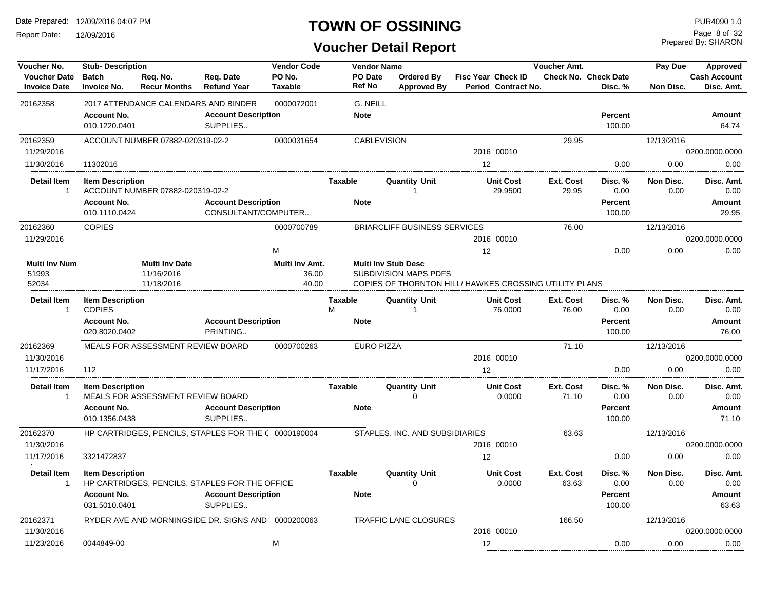# TOWN OF OSSINING

## Voucher Detail Report

Date Prepared: 12/09/2016 04:07 PM
Report Date: 12/09/2016

PUR4090 1.0
Prepared By: SHARON

| Voucher No. | Stub- Description | Req. No. | Req. Date | Vendor Code | Vendor Name | Ordered By | Fisc Year | Check ID | Voucher Amt. | Check Date | Pay Due | Approved |
|---|---|---|---|---|---|---|---|---|---|---|---|---|
| Voucher Date | Batch | Recur Months | Refund Year | PO No. | PO Date | Approved By | Period | Contract No. | Check No. | Disc. % | Non Disc. | Cash Account |
| Invoice Date | Invoice No. | | | Taxable | Ref No | | | | | | | Disc. Amt. |

**20162358** — 2017 ATTENDANCE CALENDARS AND BINDER — 0000072001 — G. NEILL

| Account No. | Account Description | Note | Percent | Amount |
|---|---|---|---|---|
| 010.1220.0401 | SUPPLIES.. | | 100.00 | 64.74 |

**20162359** — ACCOUNT NUMBER 07882-020319-02-2 — 0000031654 — CABLEVISION — Voucher Amt. 29.95 — Pay Due 12/13/2016

| Voucher Date | Invoice Date | Invoice No. | Fisc Year | Check ID | Period | Disc. % | Non Disc. | Cash Account | Disc. Amt. |
|---|---|---|---|---|---|---|---|---|---|
| 11/29/2016 | 11/30/2016 | 11302016 | 2016 | 00010 | 12 | 0.00 | 0.00 | 0200.0000.0000 | 0.00 |

| Detail Item | Item Description | Taxable | Quantity | Unit | Unit Cost | Ext. Cost | Disc. % | Non Disc. | Disc. Amt. |
|---|---|---|---|---|---|---|---|---|---|
| 1 | ACCOUNT NUMBER 07882-020319-02-2 | | 1 | | 29.9500 | 29.95 | 0.00 | 0.00 | 0.00 |

| Account No. | Account Description | Note | Percent | Amount |
|---|---|---|---|---|
| 010.1110.0424 | CONSULTANT/COMPUTER.. | | 100.00 | 29.95 |

**20162360** — COPIES — 0000700789 — BRIARCLIFF BUSINESS SERVICES — Voucher Amt. 76.00 — Pay Due 12/13/2016

| Voucher Date | Taxable | Fisc Year | Check ID | Period | Disc. % | Non Disc. | Cash Account | Disc. Amt. |
|---|---|---|---|---|---|---|---|---|
| 11/29/2016 | M | 2016 | 00010 | 12 | 0.00 | 0.00 | 0200.0000.0000 | 0.00 |

| Multi Inv Num | Multi Inv Date | Multi Inv Amt. | Multi Inv Stub Desc |
|---|---|---|---|
| 51993 | 11/16/2016 | 36.00 | SUBDIVISION MAPS PDFS |
| 52034 | 11/18/2016 | 40.00 | COPIES OF THORNTON HILL/ HAWKES CROSSING UTILITY PLANS |

| Detail Item | Item Description | Taxable | Quantity | Unit | Unit Cost | Ext. Cost | Disc. % | Non Disc. | Disc. Amt. |
|---|---|---|---|---|---|---|---|---|---|
| 1 | COPIES | M | 1 | | 76.0000 | 76.00 | 0.00 | 0.00 | 0.00 |

| Account No. | Account Description | Note | Percent | Amount |
|---|---|---|---|---|
| 020.8020.0402 | PRINTING.. | | 100.00 | 76.00 |

**20162369** — MEALS FOR ASSESSMENT REVIEW BOARD — 0000700263 — EURO PIZZA — Voucher Amt. 71.10 — Pay Due 12/13/2016

| Voucher Date | Invoice Date | Invoice No. | Fisc Year | Check ID | Period | Disc. % | Non Disc. | Cash Account | Disc. Amt. |
|---|---|---|---|---|---|---|---|---|---|
| 11/30/2016 | 11/17/2016 | 112 | 2016 | 00010 | 12 | 0.00 | 0.00 | 0200.0000.0000 | 0.00 |

| Detail Item | Item Description | Taxable | Quantity | Unit | Unit Cost | Ext. Cost | Disc. % | Non Disc. | Disc. Amt. |
|---|---|---|---|---|---|---|---|---|---|
| 1 | MEALS FOR ASSESSMENT REVIEW BOARD | | 0 | | 0.0000 | 71.10 | 0.00 | 0.00 | 0.00 |

| Account No. | Account Description | Note | Percent | Amount |
|---|---|---|---|---|
| 010.1356.0438 | SUPPLIES.. | | 100.00 | 71.10 |

**20162370** — HP CARTRIDGES, PENCILS, STAPLES FOR THE ( — 0000190004 — STAPLES, INC. AND SUBSIDIARIES — Voucher Amt. 63.63 — Pay Due 12/13/2016

| Voucher Date | Invoice Date | Invoice No. | Fisc Year | Check ID | Period | Disc. % | Non Disc. | Cash Account | Disc. Amt. |
|---|---|---|---|---|---|---|---|---|---|
| 11/30/2016 | 11/17/2016 | 3321472837 | 2016 | 00010 | 12 | 0.00 | 0.00 | 0200.0000.0000 | 0.00 |

| Detail Item | Item Description | Taxable | Quantity | Unit | Unit Cost | Ext. Cost | Disc. % | Non Disc. | Disc. Amt. |
|---|---|---|---|---|---|---|---|---|---|
| 1 | HP CARTRIDGES, PENCILS, STAPLES FOR THE OFFICE | | 0 | | 0.0000 | 63.63 | 0.00 | 0.00 | 0.00 |

| Account No. | Account Description | Note | Percent | Amount |
|---|---|---|---|---|
| 031.5010.0401 | SUPPLIES.. | | 100.00 | 63.63 |

**20162371** — RYDER AVE AND MORNINGSIDE DR. SIGNS AND — 0000200063 — TRAFFIC LANE CLOSURES — Voucher Amt. 166.50 — Pay Due 12/13/2016

| Voucher Date | Invoice Date | Invoice No. | Taxable | Fisc Year | Check ID | Period | Disc. % | Non Disc. | Cash Account | Disc. Amt. |
|---|---|---|---|---|---|---|---|---|---|---|
| 11/30/2016 | 11/23/2016 | 0044849-00 | M | 2016 | 00010 | 12 | 0.00 | 0.00 | 0200.0000.0000 | 0.00 |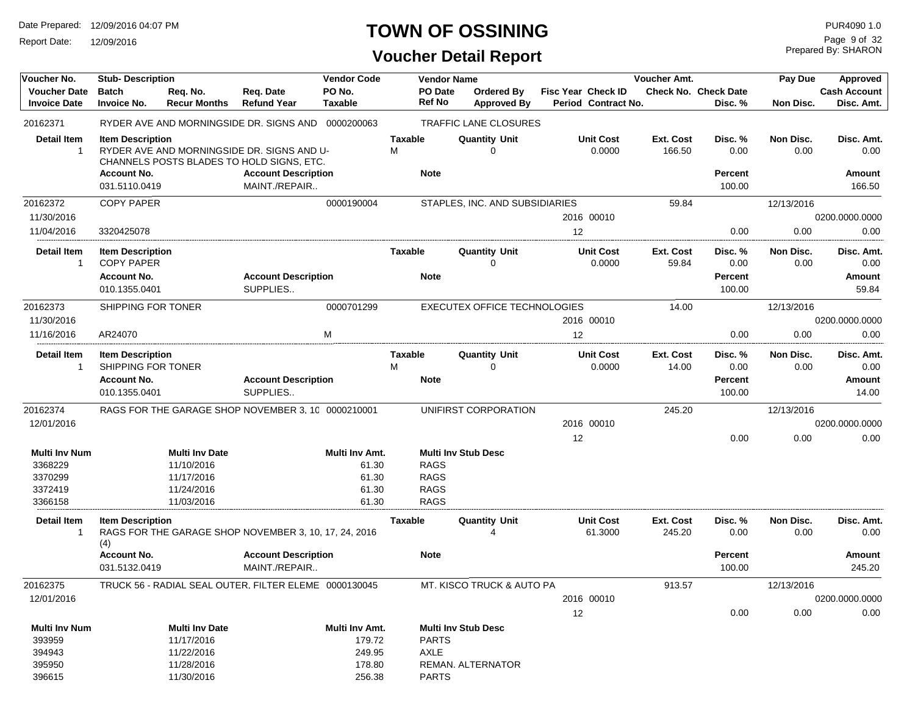# TOWN OF OSSINING

## Voucher Detail Report

Date Prepared: 12/09/2016 04:07 PM
Report Date: 12/09/2016

PUR4090 1.0
Prepared By: SHARON

| Voucher No. | Stub- Description | | | Vendor Code | Vendor Name | | | | Voucher Amt. | | Pay Due | Approved |
|---|---|---|---|---|---|---|---|---|---|---|---|---|
| Voucher Date | Batch | Req. No. | Req. Date | PO No. | PO Date | Ordered By | Fisc Year Check ID | | Check No. Check Date | | | Cash Account |
| Invoice Date | Invoice No. | Recur Months | Refund Year | Taxable | Ref No | Approved By | Period Contract No. | | | Disc. % | Non Disc. | Disc. Amt. |

**20162371** — RYDER AVE AND MORNINGSIDE DR. SIGNS AND — Vendor Code: 0000200063 — TRAFFIC LANE CLOSURES

| Detail Item | Item Description | Taxable | Quantity Unit | Unit Cost | Ext. Cost | Disc. % | Non Disc. | Disc. Amt. |
|---|---|---|---|---|---|---|---|---|
| 1 | RYDER AVE AND MORNINGSIDE DR. SIGNS AND U-CHANNELS POSTS BLADES TO HOLD SIGNS, ETC. | M | 0 | 0.0000 | 166.50 | 0.00 | 0.00 | 0.00 |

| Account No. | Account Description | Note | Percent | Amount |
|---|---|---|---|---|
| 031.5110.0419 | MAINT./REPAIR.. | | 100.00 | 166.50 |

**20162372** — COPY PAPER — Vendor Code: 0000190004 — STAPLES, INC. AND SUBSIDIARIES — Voucher Amt.: 59.84 — Pay Due: 12/13/2016

| Voucher Date | Invoice Date | Invoice No. | Fisc Year | Check ID | Period | Disc. % | Non Disc. | Cash Account | Disc. Amt. |
|---|---|---|---|---|---|---|---|---|---|
| 11/30/2016 | 11/04/2016 | 3320425078 | 2016 | 00010 | 12 | 0.00 | 0.00 | 0200.0000.0000 | 0.00 |

| Detail Item | Item Description | Taxable | Quantity Unit | Unit Cost | Ext. Cost | Disc. % | Non Disc. | Disc. Amt. |
|---|---|---|---|---|---|---|---|---|
| 1 | COPY PAPER | | 0 | 0.0000 | 59.84 | 0.00 | 0.00 | 0.00 |

| Account No. | Account Description | Note | Percent | Amount |
|---|---|---|---|---|
| 010.1355.0401 | SUPPLIES.. | | 100.00 | 59.84 |

**20162373** — SHIPPING FOR TONER — Vendor Code: 0000701299 — EXECUTEX OFFICE TECHNOLOGIES — Voucher Amt.: 14.00 — Pay Due: 12/13/2016

| Voucher Date | Invoice Date | Invoice No. | Taxable | Fisc Year | Check ID | Period | Disc. % | Non Disc. | Cash Account | Disc. Amt. |
|---|---|---|---|---|---|---|---|---|---|---|
| 11/30/2016 | 11/16/2016 | AR24070 | M | 2016 | 00010 | 12 | 0.00 | 0.00 | 0200.0000.0000 | 0.00 |

| Detail Item | Item Description | Taxable | Quantity Unit | Unit Cost | Ext. Cost | Disc. % | Non Disc. | Disc. Amt. |
|---|---|---|---|---|---|---|---|---|
| 1 | SHIPPING FOR TONER | M | 0 | 0.0000 | 14.00 | 0.00 | 0.00 | 0.00 |

| Account No. | Account Description | Note | Percent | Amount |
|---|---|---|---|---|
| 010.1355.0401 | SUPPLIES.. | | 100.00 | 14.00 |

**20162374** — RAGS FOR THE GARAGE SHOP NOVEMBER 3, 1( — Vendor Code: 0000210001 — UNIFIRST CORPORATION — Voucher Amt.: 245.20 — Pay Due: 12/13/2016

| Voucher Date | Fisc Year | Check ID | Period | Disc. % | Non Disc. | Cash Account | Disc. Amt. |
|---|---|---|---|---|---|---|---|
| 12/01/2016 | 2016 | 00010 | 12 | 0.00 | 0.00 | 0200.0000.0000 | 0.00 |

| Multi Inv Num | Multi Inv Date | Multi Inv Amt. | Multi Inv Stub Desc |
|---|---|---|---|
| 3368229 | 11/10/2016 | 61.30 | RAGS |
| 3370299 | 11/17/2016 | 61.30 | RAGS |
| 3372419 | 11/24/2016 | 61.30 | RAGS |
| 3366158 | 11/03/2016 | 61.30 | RAGS |

| Detail Item | Item Description | Taxable | Quantity Unit | Unit Cost | Ext. Cost | Disc. % | Non Disc. | Disc. Amt. |
|---|---|---|---|---|---|---|---|---|
| 1 | RAGS FOR THE GARAGE SHOP NOVEMBER 3, 10, 17, 24, 2016 (4) | | 4 | 61.3000 | 245.20 | 0.00 | 0.00 | 0.00 |

| Account No. | Account Description | Note | Percent | Amount |
|---|---|---|---|---|
| 031.5132.0419 | MAINT./REPAIR.. | | 100.00 | 245.20 |

**20162375** — TRUCK 56 - RADIAL SEAL OUTER, FILTER ELEME — Vendor Code: 0000130045 — MT. KISCO TRUCK & AUTO PA — Voucher Amt.: 913.57 — Pay Due: 12/13/2016

| Voucher Date | Fisc Year | Check ID | Period | Disc. % | Non Disc. | Cash Account | Disc. Amt. |
|---|---|---|---|---|---|---|---|
| 12/01/2016 | 2016 | 00010 | 12 | 0.00 | 0.00 | 0200.0000.0000 | 0.00 |

| Multi Inv Num | Multi Inv Date | Multi Inv Amt. | Multi Inv Stub Desc |
|---|---|---|---|
| 393959 | 11/17/2016 | 179.72 | PARTS |
| 394943 | 11/22/2016 | 249.95 | AXLE |
| 395950 | 11/28/2016 | 178.80 | REMAN. ALTERNATOR |
| 396615 | 11/30/2016 | 256.38 | PARTS |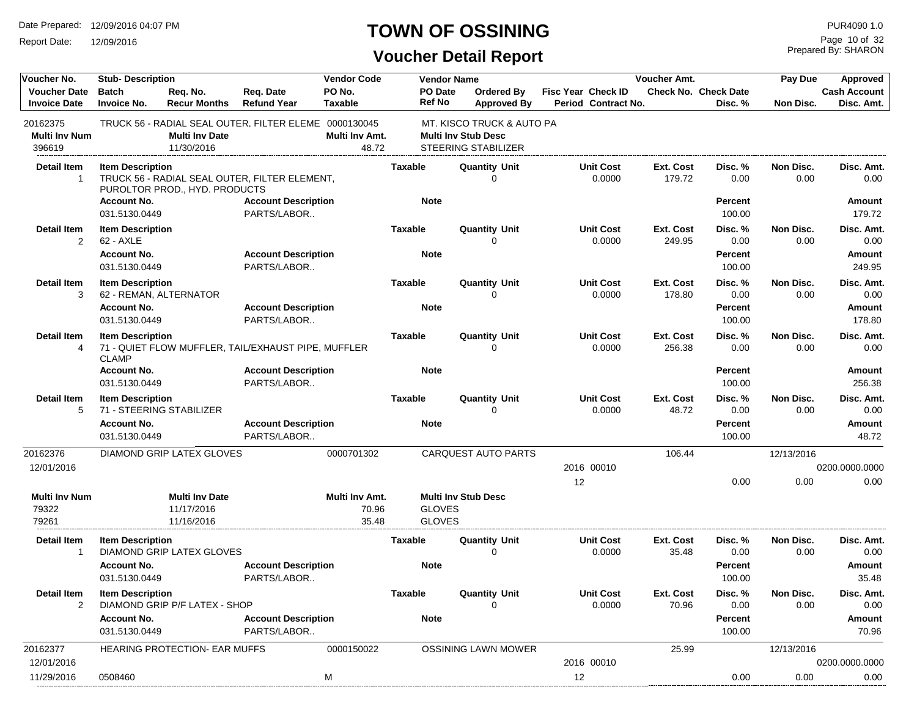# TOWN OF OSSINING

## Voucher Detail Report

| Voucher No. | Stub- Description | | | Vendor Code | Vendor Name | | | Voucher Amt. | | Pay Due | Approved |
|---|---|---|---|---|---|---|---|---|---|---|---|
| Voucher Date | Batch | Req. No. | Req. Date | PO No. | PO Date | Ordered By | Fisc Year Check ID | Check No. | Check Date | | Cash Account |
| Invoice Date | Invoice No. | Recur Months | Refund Year | Taxable | Ref No | Approved By | Period Contract No. | | Disc. % | Non Disc. | Disc. Amt. |

**20162375** — TRUCK 56 - RADIAL SEAL OUTER, FILTER ELEME — 0000130045 — MT. KISCO TRUCK & AUTO PA

| Multi Inv Num | Multi Inv Date | Multi Inv Amt. | Multi Inv Stub Desc |
|---|---|---|---|
| 396619 | 11/30/2016 | 48.72 | STEERING STABILIZER |

| Detail Item | Item Description | Taxable | Quantity Unit | Unit Cost | Ext. Cost | Disc. % | Non Disc. | Disc. Amt. |
|---|---|---|---|---|---|---|---|---|
| 1 | TRUCK 56 - RADIAL SEAL OUTER, FILTER ELEMENT, PUROLTOR PROD., HYD. PRODUCTS | | 0 | 0.0000 | 179.72 | 0.00 | 0.00 | 0.00 |
| | **Account No.:** 031.5130.0449 — **Account Description:** PARTS/LABOR.. | | | | | **Percent** 100.00 | | **Amount** 179.72 |
| 2 | 62 - AXLE | | 0 | 0.0000 | 249.95 | 0.00 | 0.00 | 0.00 |
| | **Account No.:** 031.5130.0449 — **Account Description:** PARTS/LABOR.. | | | | | **Percent** 100.00 | | **Amount** 249.95 |
| 3 | 62 - REMAN, ALTERNATOR | | 0 | 0.0000 | 178.80 | 0.00 | 0.00 | 0.00 |
| | **Account No.:** 031.5130.0449 — **Account Description:** PARTS/LABOR.. | | | | | **Percent** 100.00 | | **Amount** 178.80 |
| 4 | 71 - QUIET FLOW MUFFLER, TAIL/EXHAUST PIPE, MUFFLER CLAMP | | 0 | 0.0000 | 256.38 | 0.00 | 0.00 | 0.00 |
| | **Account No.:** 031.5130.0449 — **Account Description:** PARTS/LABOR.. | | | | | **Percent** 100.00 | | **Amount** 256.38 |
| 5 | 71 - STEERING STABILIZER | | 0 | 0.0000 | 48.72 | 0.00 | 0.00 | 0.00 |
| | **Account No.:** 031.5130.0449 — **Account Description:** PARTS/LABOR.. | | | | | **Percent** 100.00 | | **Amount** 48.72 |

**20162376** — DIAMOND GRIP LATEX GLOVES — 0000701302 — CARQUEST AUTO PARTS — Voucher Amt. 106.44 — Pay Due 12/13/2016

Voucher Date: 12/01/2016 — Fisc Year/Check ID: 2016 00010 — Period: 12 — Cash Account: 0200.0000.0000 — Disc. % 0.00 — Non Disc. 0.00 — Disc. Amt. 0.00

| Multi Inv Num | Multi Inv Date | Multi Inv Amt. | Multi Inv Stub Desc |
|---|---|---|---|
| 79322 | 11/17/2016 | 70.96 | GLOVES |
| 79261 | 11/16/2016 | 35.48 | GLOVES |

| Detail Item | Item Description | Taxable | Quantity Unit | Unit Cost | Ext. Cost | Disc. % | Non Disc. | Disc. Amt. |
|---|---|---|---|---|---|---|---|---|
| 1 | DIAMOND GRIP LATEX GLOVES | | 0 | 0.0000 | 35.48 | 0.00 | 0.00 | 0.00 |
| | **Account No.:** 031.5130.0449 — **Account Description:** PARTS/LABOR.. | | | | | **Percent** 100.00 | | **Amount** 35.48 |
| 2 | DIAMOND GRIP P/F LATEX - SHOP | | 0 | 0.0000 | 70.96 | 0.00 | 0.00 | 0.00 |
| | **Account No.:** 031.5130.0449 — **Account Description:** PARTS/LABOR.. | | | | | **Percent** 100.00 | | **Amount** 70.96 |

**20162377** — HEARING PROTECTION- EAR MUFFS — 0000150022 — OSSINING LAWN MOWER — Voucher Amt. 25.99 — Pay Due 12/13/2016

Voucher Date: 12/01/2016 — Fisc Year/Check ID: 2016 00010 — Cash Account: 0200.0000.0000

Invoice Date: 11/29/2016 — Invoice No.: 0508460 — Taxable: M — Period: 12 — Disc. % 0.00 — Non Disc. 0.00 — Disc. Amt. 0.00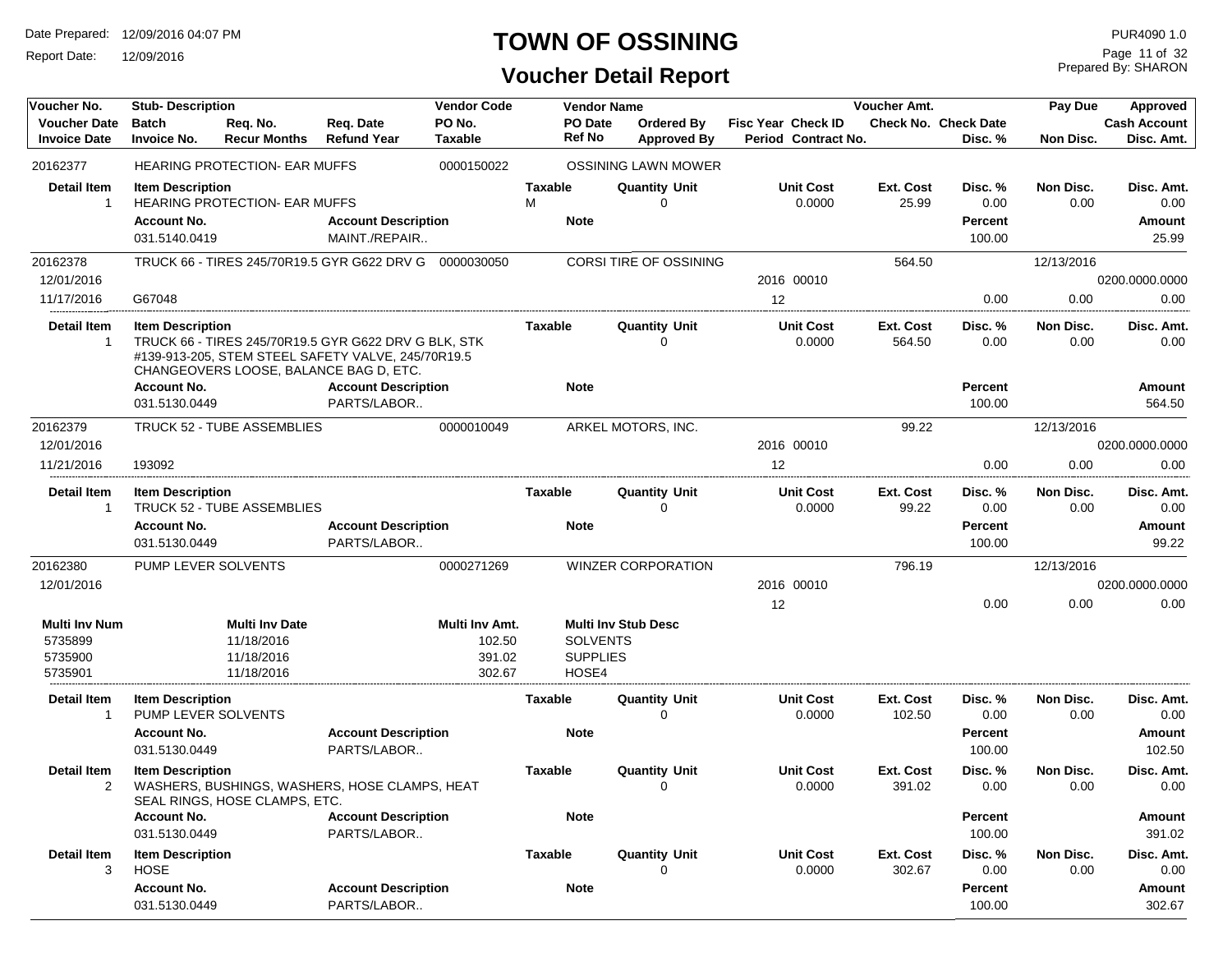# TOWN OF OSSINING

## Voucher Detail Report

Date Prepared: 12/09/2016 04:07 PM
Report Date: 12/09/2016

PUR4090 1.0
Prepared By: SHARON

| Voucher No. | Stub- Description | | | Vendor Code | Vendor Name | | | | Voucher Amt. | | Pay Due | Approved |
|---|---|---|---|---|---|---|---|---|---|---|---|---|
| Voucher Date | Batch | Req. No. | Req. Date | PO No. | PO Date | Ordered By | Fisc Year | Check ID | Check No. | Check Date | | Cash Account |
| Invoice Date | Invoice No. | Recur Months | Refund Year | Taxable | Ref No | Approved By | Period | Contract No. | | Disc. % | Non Disc. | Disc. Amt. |
| 20162377 | HEARING PROTECTION- EAR MUFFS | | | 0000150022 | OSSINING LAWN MOWER | | | | | | | |

| Detail Item | Item Description | Taxable | Quantity Unit | Unit Cost | Ext. Cost | Disc. % | Non Disc. | Disc. Amt. |
|---|---|---|---|---|---|---|---|---|
| 1 | HEARING PROTECTION- EAR MUFFS | M | 0 | 0.0000 | 25.99 | 0.00 | 0.00 | 0.00 |

| Account No. | Account Description | Note | Percent | Amount |
|---|---|---|---|---|
| 031.5140.0419 | MAINT./REPAIR.. | | 100.00 | 25.99 |

| Voucher No. | Stub- Description | Vendor Code | Vendor Name | Fisc Year | Check ID | Voucher Amt. | Disc. % | Pay Due | Approved |
|---|---|---|---|---|---|---|---|---|---|
| 20162378 | TRUCK 66 - TIRES 245/70R19.5 GYR G622 DRV G | 0000030050 | CORSI TIRE OF OSSINING | | | 564.50 | | 12/13/2016 | |
| 12/01/2016 | | | | 2016 | 00010 | | | | 0200.0000.0000 |
| 11/17/2016 | G67048 | | | 12 | | | 0.00 | 0.00 | 0.00 |

| Detail Item | Item Description | Taxable | Quantity Unit | Unit Cost | Ext. Cost | Disc. % | Non Disc. | Disc. Amt. |
|---|---|---|---|---|---|---|---|---|
| 1 | TRUCK 66 - TIRES 245/70R19.5 GYR G622 DRV G BLK, STK #139-913-205, STEM STEEL SAFETY VALVE, 245/70R19.5 CHANGEOVERS LOOSE, BALANCE BAG D, ETC. | | 0 | 0.0000 | 564.50 | 0.00 | 0.00 | 0.00 |

| Account No. | Account Description | Note | Percent | Amount |
|---|---|---|---|---|
| 031.5130.0449 | PARTS/LABOR.. | | 100.00 | 564.50 |

| Voucher No. | Stub- Description | Vendor Code | Vendor Name | Fisc Year | Check ID | Voucher Amt. | Disc. % | Pay Due | Approved |
|---|---|---|---|---|---|---|---|---|---|
| 20162379 | TRUCK 52 - TUBE ASSEMBLIES | 0000010049 | ARKEL MOTORS, INC. | | | 99.22 | | 12/13/2016 | |
| 12/01/2016 | | | | 2016 | 00010 | | | | 0200.0000.0000 |
| 11/21/2016 | 193092 | | | 12 | | | 0.00 | 0.00 | 0.00 |

| Detail Item | Item Description | Taxable | Quantity Unit | Unit Cost | Ext. Cost | Disc. % | Non Disc. | Disc. Amt. |
|---|---|---|---|---|---|---|---|---|
| 1 | TRUCK 52 - TUBE ASSEMBLIES | | 0 | 0.0000 | 99.22 | 0.00 | 0.00 | 0.00 |

| Account No. | Account Description | Note | Percent | Amount |
|---|---|---|---|---|
| 031.5130.0449 | PARTS/LABOR.. | | 100.00 | 99.22 |

| Voucher No. | Stub- Description | Vendor Code | Vendor Name | Fisc Year | Check ID | Voucher Amt. | Disc. % | Pay Due | Approved |
|---|---|---|---|---|---|---|---|---|---|
| 20162380 | PUMP LEVER SOLVENTS | 0000271269 | WINZER CORPORATION | | | 796.19 | | 12/13/2016 | |
| 12/01/2016 | | | | 2016 | 00010 | | | | 0200.0000.0000 |
| | | | | 12 | | | 0.00 | 0.00 | 0.00 |

| Multi Inv Num | Multi Inv Date | Multi Inv Amt. | Multi Inv Stub Desc |
|---|---|---|---|
| 5735899 | 11/18/2016 | 102.50 | SOLVENTS |
| 5735900 | 11/18/2016 | 391.02 | SUPPLIES |
| 5735901 | 11/18/2016 | 302.67 | HOSE4 |

| Detail Item | Item Description | Taxable | Quantity Unit | Unit Cost | Ext. Cost | Disc. % | Non Disc. | Disc. Amt. |
|---|---|---|---|---|---|---|---|---|
| 1 | PUMP LEVER SOLVENTS | | 0 | 0.0000 | 102.50 | 0.00 | 0.00 | 0.00 |

| Account No. | Account Description | Note | Percent | Amount |
|---|---|---|---|---|
| 031.5130.0449 | PARTS/LABOR.. | | 100.00 | 102.50 |

| Detail Item | Item Description | Taxable | Quantity Unit | Unit Cost | Ext. Cost | Disc. % | Non Disc. | Disc. Amt. |
|---|---|---|---|---|---|---|---|---|
| 2 | WASHERS, BUSHINGS, WASHERS, HOSE CLAMPS, HEAT SEAL RINGS, HOSE CLAMPS, ETC. | | 0 | 0.0000 | 391.02 | 0.00 | 0.00 | 0.00 |

| Account No. | Account Description | Note | Percent | Amount |
|---|---|---|---|---|
| 031.5130.0449 | PARTS/LABOR.. | | 100.00 | 391.02 |

| Detail Item | Item Description | Taxable | Quantity Unit | Unit Cost | Ext. Cost | Disc. % | Non Disc. | Disc. Amt. |
|---|---|---|---|---|---|---|---|---|
| 3 | HOSE | | 0 | 0.0000 | 302.67 | 0.00 | 0.00 | 0.00 |

| Account No. | Account Description | Note | Percent | Amount |
|---|---|---|---|---|
| 031.5130.0449 | PARTS/LABOR.. | | 100.00 | 302.67 |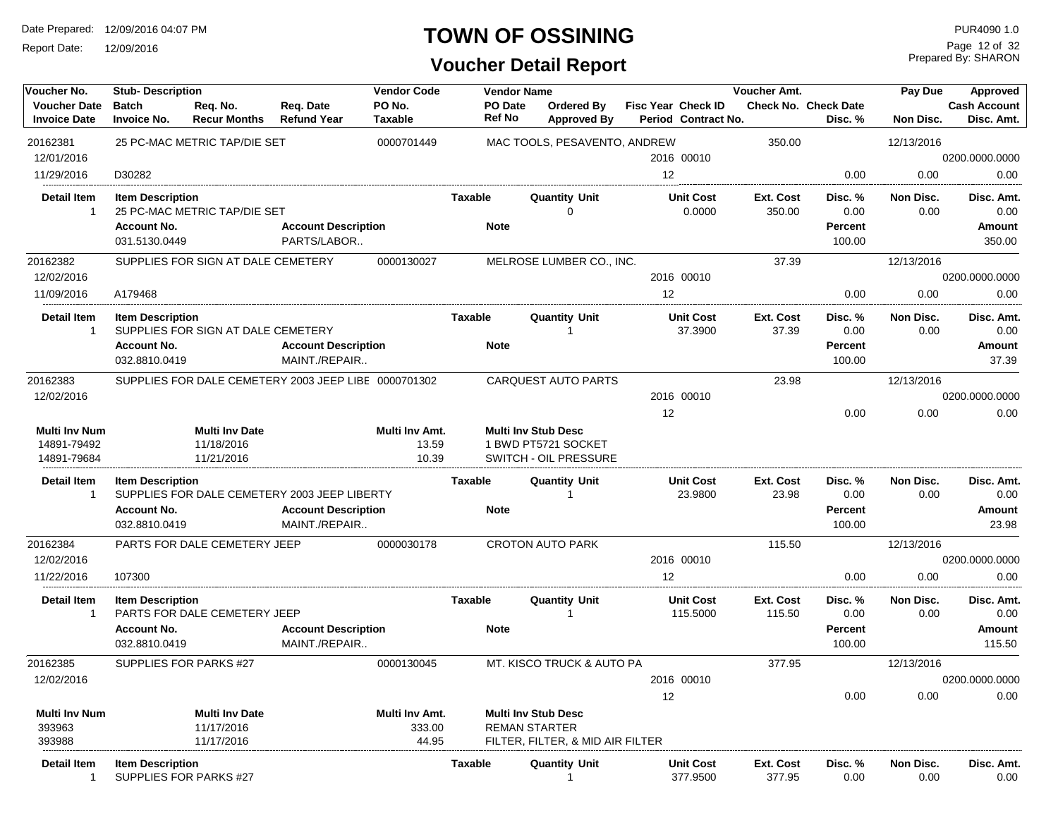# TOWN OF OSSINING

## Voucher Detail Report

Date Prepared: 12/09/2016 04:07 PM
Report Date: 12/09/2016

PUR4090 1.0
Prepared By: SHARON

| Voucher No. / Voucher Date / Invoice Date | Stub- Description / Batch / Invoice No. | Req. No. / Recur Months | Req. Date / Refund Year | Vendor Code / PO No. / Taxable | Vendor Name / PO Date / Ref No | Ordered By / Approved By | Fisc Year / Period | Check ID / Contract No. | Voucher Amt. / Check No. | Check Date / Disc. % | Pay Due / Non Disc. | Approved / Cash Account / Disc. Amt. |
|---|---|---|---|---|---|---|---|---|---|---|---|---|
| 20162381 | 25 PC-MAC METRIC TAP/DIE SET | | | 0000701449 | MAC TOOLS, PESAVENTO, ANDREW | | | | 350.00 | | 12/13/2016 | |
| 12/01/2016 | | | | | | | 2016 | 00010 | | | | 0200.0000.0000 |
| 11/29/2016 | D30282 | | | | | | 12 | | | 0.00 | 0.00 | 0.00 |

| Detail Item | Item Description | Taxable | Quantity | Unit | Unit Cost | Ext. Cost | Disc. % | Non Disc. | Disc. Amt. |
|---|---|---|---|---|---|---|---|---|---|
| 1 | 25 PC-MAC METRIC TAP/DIE SET | | 0 | | 0.0000 | 350.00 | 0.00 | 0.00 | 0.00 |

| Account No. | Account Description | Note | Percent | Amount |
|---|---|---|---|---|
| 031.5130.0449 | PARTS/LABOR.. | | 100.00 | 350.00 |

| Voucher No. / Voucher Date / Invoice Date | Stub- Description / Batch / Invoice No. | Vendor Code | Vendor Name | Fisc Year / Period | Check ID | Voucher Amt. | Disc. % | Pay Due / Non Disc. | Cash Account / Disc. Amt. |
|---|---|---|---|---|---|---|---|---|---|
| 20162382 | SUPPLIES FOR SIGN AT DALE CEMETERY | 0000130027 | MELROSE LUMBER CO., INC. | | | 37.39 | | 12/13/2016 | |
| 12/02/2016 | | | | 2016 | 00010 | | | | 0200.0000.0000 |
| 11/09/2016 | A179468 | | | 12 | | | 0.00 | 0.00 | 0.00 |

| Detail Item | Item Description | Taxable | Quantity | Unit | Unit Cost | Ext. Cost | Disc. % | Non Disc. | Disc. Amt. |
|---|---|---|---|---|---|---|---|---|---|
| 1 | SUPPLIES FOR SIGN AT DALE CEMETERY | | 1 | | 37.3900 | 37.39 | 0.00 | 0.00 | 0.00 |

| Account No. | Account Description | Note | Percent | Amount |
|---|---|---|---|---|
| 032.8810.0419 | MAINT./REPAIR.. | | 100.00 | 37.39 |

| Voucher No. / Voucher Date / Invoice Date | Stub- Description / Batch / Invoice No. | Vendor Code | Vendor Name | Fisc Year / Period | Check ID | Voucher Amt. | Disc. % | Pay Due / Non Disc. | Cash Account / Disc. Amt. |
|---|---|---|---|---|---|---|---|---|---|
| 20162383 | SUPPLIES FOR DALE CEMETERY 2003 JEEP LIBE | 0000701302 | CARQUEST AUTO PARTS | | | 23.98 | | 12/13/2016 | |
| 12/02/2016 | | | | 2016 | 00010 | | | | 0200.0000.0000 |
| | | | | 12 | | | 0.00 | 0.00 | 0.00 |

| Multi Inv Num | Multi Inv Date | Multi Inv Amt. | Multi Inv Stub Desc |
|---|---|---|---|
| 14891-79492 | 11/18/2016 | 13.59 | 1 BWD PT5721 SOCKET |
| 14891-79684 | 11/21/2016 | 10.39 | SWITCH - OIL PRESSURE |

| Detail Item | Item Description | Taxable | Quantity | Unit | Unit Cost | Ext. Cost | Disc. % | Non Disc. | Disc. Amt. |
|---|---|---|---|---|---|---|---|---|---|
| 1 | SUPPLIES FOR DALE CEMETERY 2003 JEEP LIBERTY | | 1 | | 23.9800 | 23.98 | 0.00 | 0.00 | 0.00 |

| Account No. | Account Description | Note | Percent | Amount |
|---|---|---|---|---|
| 032.8810.0419 | MAINT./REPAIR.. | | 100.00 | 23.98 |

| Voucher No. / Voucher Date / Invoice Date | Stub- Description / Batch / Invoice No. | Vendor Code | Vendor Name | Fisc Year / Period | Check ID | Voucher Amt. | Disc. % | Pay Due / Non Disc. | Cash Account / Disc. Amt. |
|---|---|---|---|---|---|---|---|---|---|
| 20162384 | PARTS FOR DALE CEMETERY JEEP | 0000030178 | CROTON AUTO PARK | | | 115.50 | | 12/13/2016 | |
| 12/02/2016 | | | | 2016 | 00010 | | | | 0200.0000.0000 |
| 11/22/2016 | 107300 | | | 12 | | | 0.00 | 0.00 | 0.00 |

| Detail Item | Item Description | Taxable | Quantity | Unit | Unit Cost | Ext. Cost | Disc. % | Non Disc. | Disc. Amt. |
|---|---|---|---|---|---|---|---|---|---|
| 1 | PARTS FOR DALE CEMETERY JEEP | | 1 | | 115.5000 | 115.50 | 0.00 | 0.00 | 0.00 |

| Account No. | Account Description | Note | Percent | Amount |
|---|---|---|---|---|
| 032.8810.0419 | MAINT./REPAIR.. | | 100.00 | 115.50 |

| Voucher No. / Voucher Date / Invoice Date | Stub- Description / Batch / Invoice No. | Vendor Code | Vendor Name | Fisc Year / Period | Check ID | Voucher Amt. | Disc. % | Pay Due / Non Disc. | Cash Account / Disc. Amt. |
|---|---|---|---|---|---|---|---|---|---|
| 20162385 | SUPPLIES FOR PARKS #27 | 0000130045 | MT. KISCO TRUCK & AUTO PA | | | 377.95 | | 12/13/2016 | |
| 12/02/2016 | | | | 2016 | 00010 | | | | 0200.0000.0000 |
| | | | | 12 | | | 0.00 | 0.00 | 0.00 |

| Multi Inv Num | Multi Inv Date | Multi Inv Amt. | Multi Inv Stub Desc |
|---|---|---|---|
| 393963 | 11/17/2016 | 333.00 | REMAN STARTER |
| 393988 | 11/17/2016 | 44.95 | FILTER, FILTER, & MID AIR FILTER |

| Detail Item | Item Description | Taxable | Quantity | Unit | Unit Cost | Ext. Cost | Disc. % | Non Disc. | Disc. Amt. |
|---|---|---|---|---|---|---|---|---|---|
| 1 | SUPPLIES FOR PARKS #27 | | 1 | | 377.9500 | 377.95 | 0.00 | 0.00 | 0.00 |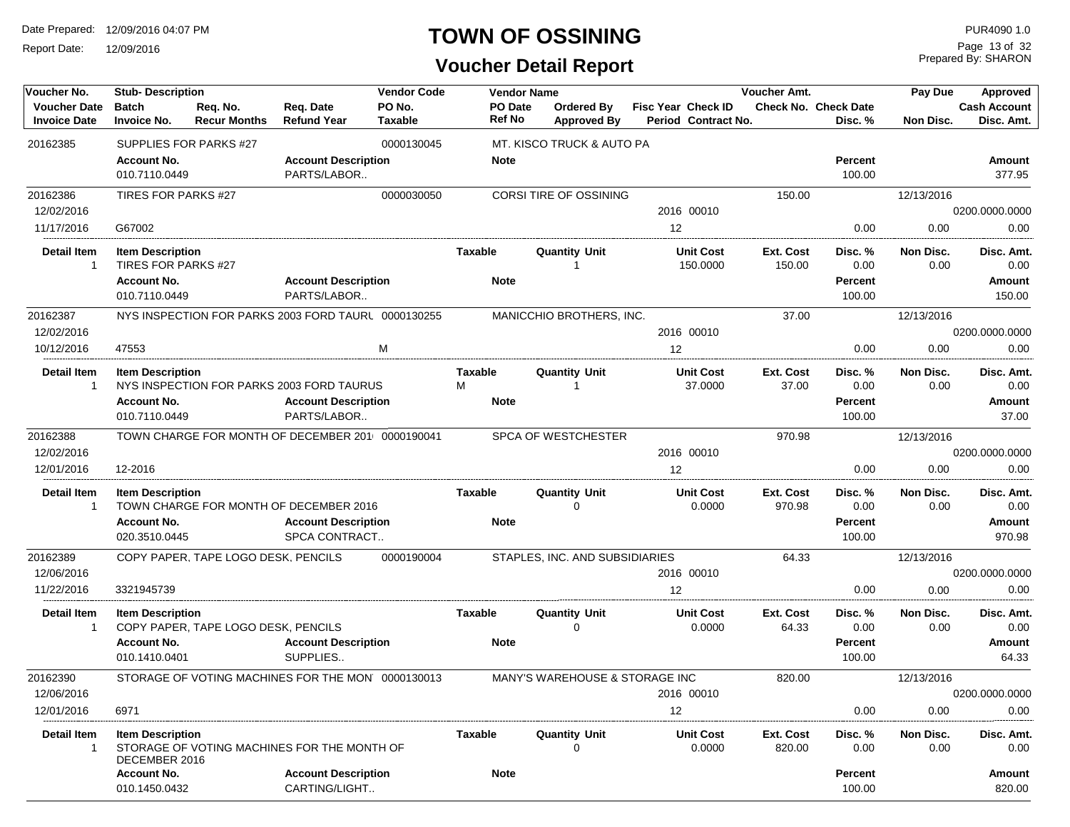# TOWN OF OSSINING

## Voucher Detail Report

Date Prepared: 12/09/2016 04:07 PM
Report Date: 12/09/2016

PUR4090 1.0
Prepared By: SHARON

| Voucher No. / Voucher Date / Invoice Date | Stub- Description / Batch / Invoice No. | Req. No. / Recur Months | Req. Date / Refund Year | Vendor Code / PO No. / Taxable | Vendor Name / PO Date / Ref No | Ordered By / Approved By | Fisc Year / Period | Check ID / Contract No. | Voucher Amt. / Check No. | Check Date / Disc. % | Pay Due / Non Disc. | Approved / Cash Account / Disc. Amt. |
|---|---|---|---|---|---|---|---|---|---|---|---|---|
| 20162385 | SUPPLIES FOR PARKS #27 | | | 0000130045 | MT. KISCO TRUCK & AUTO PA | | | | | | | |
| | **Account No.** | | **Account Description** | | **Note** | | | | | **Percent** | | **Amount** |
| | 010.7110.0449 | | PARTS/LABOR.. | | | | | | | 100.00 | | 377.95 |
| 20162386 | TIRES FOR PARKS #27 | | | 0000030050 | CORSI TIRE OF OSSINING | | | | 150.00 | | 12/13/2016 | |
| 12/02/2016 | | | | | | | 2016 | 00010 | | | | 0200.0000.0000 |
| 11/17/2016 | G67002 | | | | | | 12 | | | 0.00 | 0.00 | 0.00 |
| **Detail Item** | **Item Description** | | | **Taxable** | **Quantity** | **Unit** | **Unit Cost** | | **Ext. Cost** | **Disc. %** | **Non Disc.** | **Disc. Amt.** |
| 1 | TIRES FOR PARKS #27 | | | | 1 | | 150.0000 | | 150.00 | 0.00 | 0.00 | 0.00 |
| | **Account No.** | | **Account Description** | | **Note** | | | | | **Percent** | | **Amount** |
| | 010.7110.0449 | | PARTS/LABOR.. | | | | | | | 100.00 | | 150.00 |
| 20162387 | NYS INSPECTION FOR PARKS 2003 FORD TAURU | | | 0000130255 | MANICCHIO BROTHERS, INC. | | | | 37.00 | | 12/13/2016 | |
| 12/02/2016 | | | | | | | 2016 | 00010 | | | | 0200.0000.0000 |
| 10/12/2016 | 47553 | | | M | | | 12 | | | 0.00 | 0.00 | 0.00 |
| **Detail Item** | **Item Description** | | | **Taxable** | **Quantity** | **Unit** | **Unit Cost** | | **Ext. Cost** | **Disc. %** | **Non Disc.** | **Disc. Amt.** |
| 1 | NYS INSPECTION FOR PARKS 2003 FORD TAURUS | | | M | 1 | | 37.0000 | | 37.00 | 0.00 | 0.00 | 0.00 |
| | **Account No.** | | **Account Description** | | **Note** | | | | | **Percent** | | **Amount** |
| | 010.7110.0449 | | PARTS/LABOR.. | | | | | | | 100.00 | | 37.00 |
| 20162388 | TOWN CHARGE FOR MONTH OF DECEMBER 201 | | | 0000190041 | SPCA OF WESTCHESTER | | | | 970.98 | | 12/13/2016 | |
| 12/02/2016 | | | | | | | 2016 | 00010 | | | | 0200.0000.0000 |
| 12/01/2016 | 12-2016 | | | | | | 12 | | | 0.00 | 0.00 | 0.00 |
| **Detail Item** | **Item Description** | | | **Taxable** | **Quantity** | **Unit** | **Unit Cost** | | **Ext. Cost** | **Disc. %** | **Non Disc.** | **Disc. Amt.** |
| 1 | TOWN CHARGE FOR MONTH OF DECEMBER 2016 | | | | 0 | | 0.0000 | | 970.98 | 0.00 | 0.00 | 0.00 |
| | **Account No.** | | **Account Description** | | **Note** | | | | | **Percent** | | **Amount** |
| | 020.3510.0445 | | SPCA CONTRACT.. | | | | | | | 100.00 | | 970.98 |
| 20162389 | COPY PAPER, TAPE LOGO DESK, PENCILS | | | 0000190004 | STAPLES, INC. AND SUBSIDIARIES | | | | 64.33 | | 12/13/2016 | |
| 12/06/2016 | | | | | | | 2016 | 00010 | | | | 0200.0000.0000 |
| 11/22/2016 | 3321945739 | | | | | | 12 | | | 0.00 | 0.00 | 0.00 |
| **Detail Item** | **Item Description** | | | **Taxable** | **Quantity** | **Unit** | **Unit Cost** | | **Ext. Cost** | **Disc. %** | **Non Disc.** | **Disc. Amt.** |
| 1 | COPY PAPER, TAPE LOGO DESK, PENCILS | | | | 0 | | 0.0000 | | 64.33 | 0.00 | 0.00 | 0.00 |
| | **Account No.** | | **Account Description** | | **Note** | | | | | **Percent** | | **Amount** |
| | 010.1410.0401 | | SUPPLIES.. | | | | | | | 100.00 | | 64.33 |
| 20162390 | STORAGE OF VOTING MACHINES FOR THE MON | | | 0000130013 | MANY'S WAREHOUSE & STORAGE INC | | | | 820.00 | | 12/13/2016 | |
| 12/06/2016 | | | | | | | 2016 | 00010 | | | | 0200.0000.0000 |
| 12/01/2016 | 6971 | | | | | | 12 | | | 0.00 | 0.00 | 0.00 |
| **Detail Item** | **Item Description** | | | **Taxable** | **Quantity** | **Unit** | **Unit Cost** | | **Ext. Cost** | **Disc. %** | **Non Disc.** | **Disc. Amt.** |
| 1 | STORAGE OF VOTING MACHINES FOR THE MONTH OF DECEMBER 2016 | | | | 0 | | 0.0000 | | 820.00 | 0.00 | 0.00 | 0.00 |
| | **Account No.** | | **Account Description** | | **Note** | | | | | **Percent** | | **Amount** |
| | 010.1450.0432 | | CARTING/LIGHT.. | | | | | | | 100.00 | | 820.00 |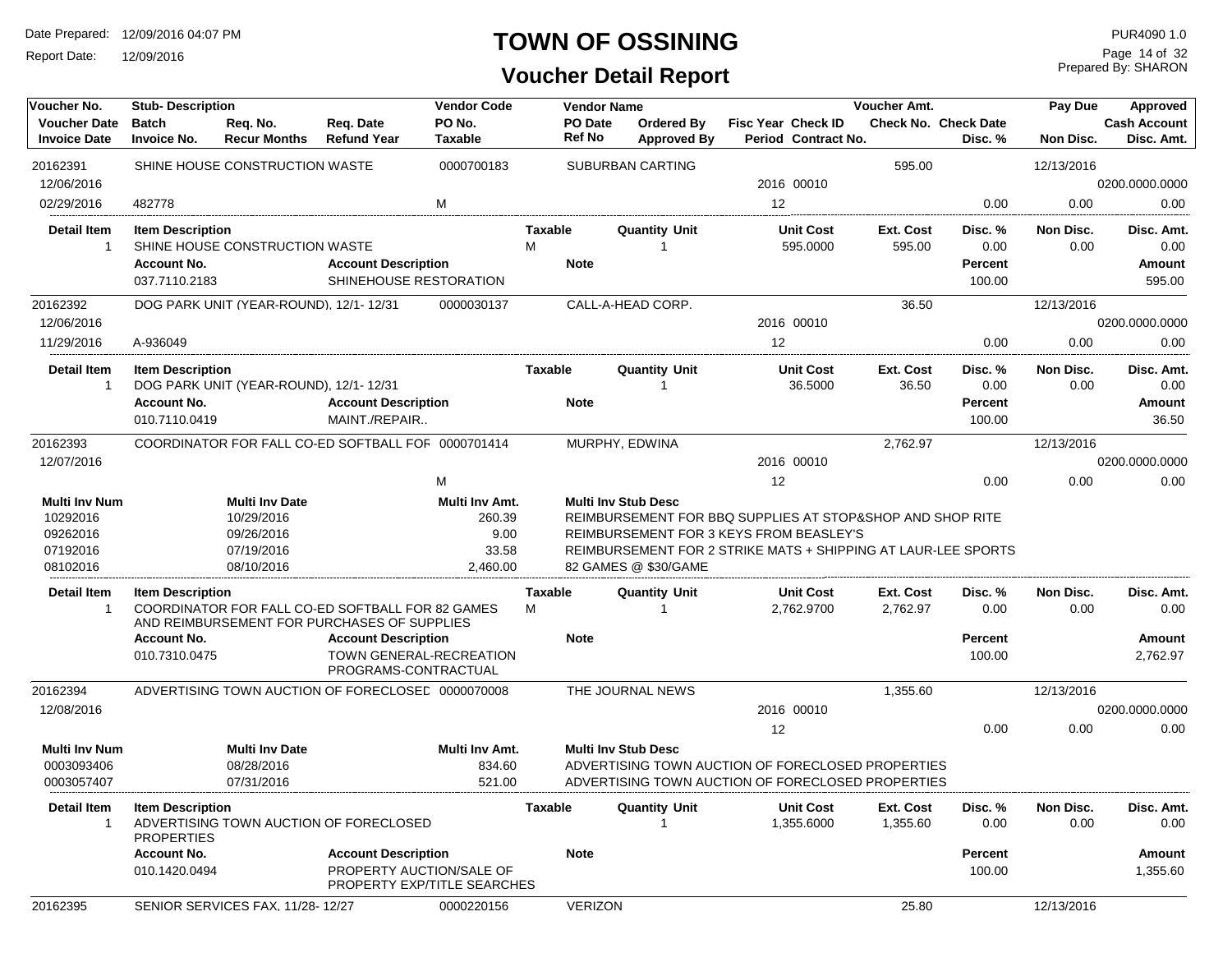# TOWN OF OSSINING

## Voucher Detail Report

| Voucher No. | Stub- Description | Req. No. | Req. Date | Vendor Code | Vendor Name | | Fisc Year Check ID | Voucher Amt. | | Pay Due | Approved |
|---|---|---|---|---|---|---|---|---|---|---|---|
| Voucher Date | Batch | Req. No. | Req. Date | PO No. | PO Date | Ordered By | Fisc Year Check ID | Check No. | Check Date | | Cash Account |
| Invoice Date | Invoice No. | Recur Months | Refund Year | Taxable | Ref No | Approved By | Period Contract No. | | Disc. % | Non Disc. | Disc. Amt. |
| 20162391 | SHINE HOUSE CONSTRUCTION WASTE | | | 0000700183 | SUBURBAN CARTING | | | 595.00 | | 12/13/2016 | |
| 12/06/2016 | | | | | | | 2016 00010 | | | | 0200.0000.0000 |
| 02/29/2016 | 482778 | | | M | | | 12 | | 0.00 | 0.00 | 0.00 |

| Detail Item | Item Description | Taxable | Quantity Unit | Unit Cost | Ext. Cost | Disc. % | Non Disc. | Disc. Amt. |
|---|---|---|---|---|---|---|---|---|
| 1 | SHINE HOUSE CONSTRUCTION WASTE | M | 1 | 595.0000 | 595.00 | 0.00 | 0.00 | 0.00 |

| Account No. | Account Description | Note | Percent | Amount |
|---|---|---|---|---|
| 037.7110.2183 | SHINEHOUSE RESTORATION | | 100.00 | 595.00 |

| Voucher No. | Stub- Description | Vendor Code | Vendor Name | Fisc Year Check ID | Voucher Amt. | Disc. % | Pay Due / Non Disc. | Approved |
|---|---|---|---|---|---|---|---|---|
| 20162392 | DOG PARK UNIT (YEAR-ROUND), 12/1- 12/31 | 0000030137 | CALL-A-HEAD CORP. | | 36.50 | | 12/13/2016 | |
| 12/06/2016 | | | | 2016 00010 | | | | 0200.0000.0000 |
| 11/29/2016 | A-936049 | | | 12 | | 0.00 | 0.00 | 0.00 |

| Detail Item | Item Description | Taxable | Quantity Unit | Unit Cost | Ext. Cost | Disc. % | Non Disc. | Disc. Amt. |
|---|---|---|---|---|---|---|---|---|
| 1 | DOG PARK UNIT (YEAR-ROUND), 12/1- 12/31 | | 1 | 36.5000 | 36.50 | 0.00 | 0.00 | 0.00 |

| Account No. | Account Description | Note | Percent | Amount |
|---|---|---|---|---|
| 010.7110.0419 | MAINT./REPAIR.. | | 100.00 | 36.50 |

| Voucher No. | Stub- Description | Vendor Code | Vendor Name | Fisc Year Check ID | Voucher Amt. | Disc. % | Pay Due / Non Disc. | Approved |
|---|---|---|---|---|---|---|---|---|
| 20162393 | COORDINATOR FOR FALL CO-ED SOFTBALL FOF | 0000701414 | MURPHY, EDWINA | | 2,762.97 | | 12/13/2016 | |
| 12/07/2016 | | | | 2016 00010 | | | | 0200.0000.0000 |
| | | M | | 12 | | 0.00 | 0.00 | 0.00 |

| Multi Inv Num | Multi Inv Date | Multi Inv Amt. | Multi Inv Stub Desc |
|---|---|---|---|
| 10292016 | 10/29/2016 | 260.39 | REIMBURSEMENT FOR BBQ SUPPLIES AT STOP&SHOP AND SHOP RITE |
| 09262016 | 09/26/2016 | 9.00 | REIMBURSEMENT FOR 3 KEYS FROM BEASLEY'S |
| 07192016 | 07/19/2016 | 33.58 | REIMBURSEMENT FOR 2 STRIKE MATS + SHIPPING AT LAUR-LEE SPORTS |
| 08102016 | 08/10/2016 | 2,460.00 | 82 GAMES @ $30/GAME |

| Detail Item | Item Description | Taxable | Quantity Unit | Unit Cost | Ext. Cost | Disc. % | Non Disc. | Disc. Amt. |
|---|---|---|---|---|---|---|---|---|
| 1 | COORDINATOR FOR FALL CO-ED SOFTBALL FOR 82 GAMES AND REIMBURSEMENT FOR PURCHASES OF SUPPLIES | M | 1 | 2,762.9700 | 2,762.97 | 0.00 | 0.00 | 0.00 |

| Account No. | Account Description | Note | Percent | Amount |
|---|---|---|---|---|
| 010.7310.0475 | TOWN GENERAL-RECREATION PROGRAMS-CONTRACTUAL | | 100.00 | 2,762.97 |

| Voucher No. | Stub- Description | Vendor Code | Vendor Name | Fisc Year Check ID | Voucher Amt. | Disc. % | Pay Due / Non Disc. | Approved |
|---|---|---|---|---|---|---|---|---|
| 20162394 | ADVERTISING TOWN AUCTION OF FORECLOSED | 0000070008 | THE JOURNAL NEWS | | 1,355.60 | | 12/13/2016 | |
| 12/08/2016 | | | | 2016 00010 | | | | 0200.0000.0000 |
| | | | | 12 | | 0.00 | 0.00 | 0.00 |

| Multi Inv Num | Multi Inv Date | Multi Inv Amt. | Multi Inv Stub Desc |
|---|---|---|---|
| 0003093406 | 08/28/2016 | 834.60 | ADVERTISING TOWN AUCTION OF FORECLOSED PROPERTIES |
| 0003057407 | 07/31/2016 | 521.00 | ADVERTISING TOWN AUCTION OF FORECLOSED PROPERTIES |

| Detail Item | Item Description | Taxable | Quantity Unit | Unit Cost | Ext. Cost | Disc. % | Non Disc. | Disc. Amt. |
|---|---|---|---|---|---|---|---|---|
| 1 | ADVERTISING TOWN AUCTION OF FORECLOSED PROPERTIES | | 1 | 1,355.6000 | 1,355.60 | 0.00 | 0.00 | 0.00 |

| Account No. | Account Description | Note | Percent | Amount |
|---|---|---|---|---|
| 010.1420.0494 | PROPERTY AUCTION/SALE OF PROPERTY EXP/TITLE SEARCHES | | 100.00 | 1,355.60 |

| Voucher No. | Stub- Description | Vendor Code | Vendor Name | Voucher Amt. | Pay Due |
|---|---|---|---|---|---|
| 20162395 | SENIOR SERVICES FAX, 11/28- 12/27 | 0000220156 | VERIZON | 25.80 | 12/13/2016 |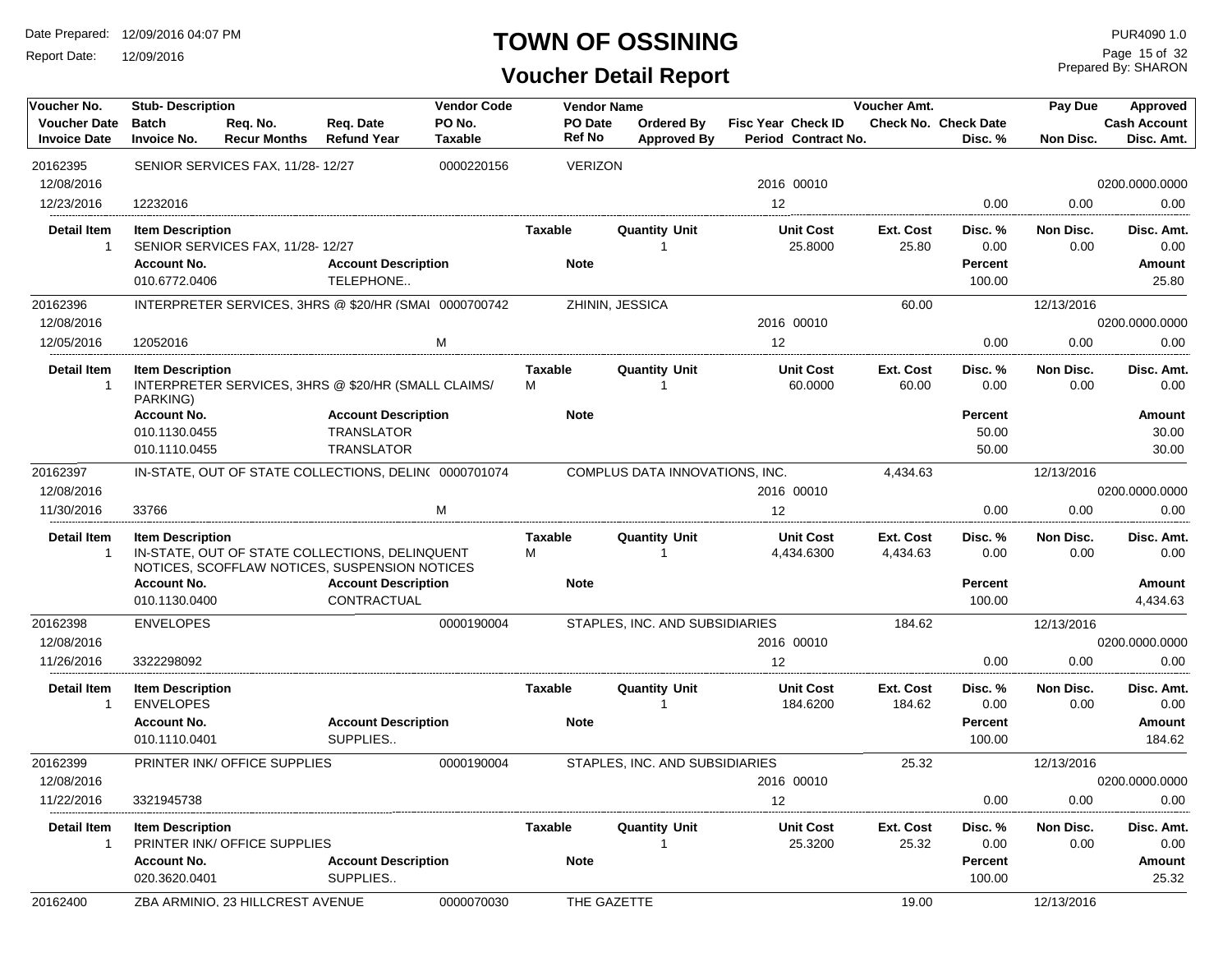# TOWN OF OSSINING

## Voucher Detail Report

Date Prepared: 12/09/2016 04:07 PM
Report Date: 12/09/2016

PUR4090 1.0
Prepared By: SHARON

| Voucher No. / Voucher Date / Invoice Date | Stub- Description / Batch / Invoice No. | Req. No. / Recur Months | Req. Date / Refund Year | Vendor Code / PO No. / Taxable | Vendor Name / PO Date / Ref No | Ordered By / Approved By | Fisc Year / Period | Check ID / Contract No. | Voucher Amt. / Check No. | Check Date / Disc. % | Pay Due / Non Disc. | Approved / Cash Account / Disc. Amt. |
|---|---|---|---|---|---|---|---|---|---|---|---|---|
| 20162395 | SENIOR SERVICES FAX, 11/28- 12/27 | | | 0000220156 | VERIZON | | | | | | | |
| 12/08/2016 | | | | | | | 2016 | 00010 | | | | 0200.0000.0000 |
| 12/23/2016 | 12232016 | | | | | | 12 | | | 0.00 | 0.00 | 0.00 |

| Detail Item | Item Description | Taxable | Quantity | Unit | Unit Cost | Ext. Cost | Disc. % | Non Disc. | Disc. Amt. |
|---|---|---|---|---|---|---|---|---|---|
| 1 | SENIOR SERVICES FAX, 11/28- 12/27 | | 1 | | 25.8000 | 25.80 | 0.00 | 0.00 | 0.00 |

| Account No. | Account Description | Note | Percent | Amount |
|---|---|---|---|---|
| 010.6772.0406 | TELEPHONE.. | | 100.00 | 25.80 |

| Voucher No. / Voucher Date / Invoice Date | Stub- Description / Batch / Invoice No. | Req. No. / Recur Months | Req. Date / Refund Year | Vendor Code / PO No. / Taxable | Vendor Name / PO Date / Ref No | Ordered By / Approved By | Fisc Year / Period | Check ID / Contract No. | Voucher Amt. / Check No. | Check Date / Disc. % | Pay Due / Non Disc. | Approved / Cash Account / Disc. Amt. |
|---|---|---|---|---|---|---|---|---|---|---|---|---|
| 20162396 | INTERPRETER SERVICES, 3HRS @ $20/HR (SMAL | | | 0000700742 | ZHININ, JESSICA | | | | 60.00 | | 12/13/2016 | |
| 12/08/2016 | | | | | | | 2016 | 00010 | | | | 0200.0000.0000 |
| 12/05/2016 | 12052016 | | | M | | | 12 | | | 0.00 | 0.00 | 0.00 |

| Detail Item | Item Description | Taxable | Quantity | Unit | Unit Cost | Ext. Cost | Disc. % | Non Disc. | Disc. Amt. |
|---|---|---|---|---|---|---|---|---|---|
| 1 | INTERPRETER SERVICES, 3HRS @ $20/HR (SMALL CLAIMS/ PARKING) | M | 1 | | 60.0000 | 60.00 | 0.00 | 0.00 | 0.00 |

| Account No. | Account Description | Note | Percent | Amount |
|---|---|---|---|---|
| 010.1130.0455 | TRANSLATOR | | 50.00 | 30.00 |
| 010.1110.0455 | TRANSLATOR | | 50.00 | 30.00 |

| Voucher No. / Voucher Date / Invoice Date | Stub- Description / Batch / Invoice No. | Req. No. / Recur Months | Req. Date / Refund Year | Vendor Code / PO No. / Taxable | Vendor Name / PO Date / Ref No | Ordered By / Approved By | Fisc Year / Period | Check ID / Contract No. | Voucher Amt. / Check No. | Check Date / Disc. % | Pay Due / Non Disc. | Approved / Cash Account / Disc. Amt. |
|---|---|---|---|---|---|---|---|---|---|---|---|---|
| 20162397 | IN-STATE, OUT OF STATE COLLECTIONS, DELIN( | | | 0000701074 | COMPLUS DATA INNOVATIONS, INC. | | | | 4,434.63 | | 12/13/2016 | |
| 12/08/2016 | | | | | | | 2016 | 00010 | | | | 0200.0000.0000 |
| 11/30/2016 | 33766 | | | M | | | 12 | | | 0.00 | 0.00 | 0.00 |

| Detail Item | Item Description | Taxable | Quantity | Unit | Unit Cost | Ext. Cost | Disc. % | Non Disc. | Disc. Amt. |
|---|---|---|---|---|---|---|---|---|---|
| 1 | IN-STATE, OUT OF STATE COLLECTIONS, DELINQUENT NOTICES, SCOFFLAW NOTICES, SUSPENSION NOTICES | M | 1 | | 4,434.6300 | 4,434.63 | 0.00 | 0.00 | 0.00 |

| Account No. | Account Description | Note | Percent | Amount |
|---|---|---|---|---|
| 010.1130.0400 | CONTRACTUAL | | 100.00 | 4,434.63 |

| Voucher No. / Voucher Date / Invoice Date | Stub- Description / Batch / Invoice No. | Req. No. / Recur Months | Req. Date / Refund Year | Vendor Code / PO No. / Taxable | Vendor Name / PO Date / Ref No | Ordered By / Approved By | Fisc Year / Period | Check ID / Contract No. | Voucher Amt. / Check No. | Check Date / Disc. % | Pay Due / Non Disc. | Approved / Cash Account / Disc. Amt. |
|---|---|---|---|---|---|---|---|---|---|---|---|---|
| 20162398 | ENVELOPES | | | 0000190004 | STAPLES, INC. AND SUBSIDIARIES | | | | 184.62 | | 12/13/2016 | |
| 12/08/2016 | | | | | | | 2016 | 00010 | | | | 0200.0000.0000 |
| 11/26/2016 | 3322298092 | | | | | | 12 | | | 0.00 | 0.00 | 0.00 |

| Detail Item | Item Description | Taxable | Quantity | Unit | Unit Cost | Ext. Cost | Disc. % | Non Disc. | Disc. Amt. |
|---|---|---|---|---|---|---|---|---|---|
| 1 | ENVELOPES | | 1 | | 184.6200 | 184.62 | 0.00 | 0.00 | 0.00 |

| Account No. | Account Description | Note | Percent | Amount |
|---|---|---|---|---|
| 010.1110.0401 | SUPPLIES.. | | 100.00 | 184.62 |

| Voucher No. / Voucher Date / Invoice Date | Stub- Description / Batch / Invoice No. | Req. No. / Recur Months | Req. Date / Refund Year | Vendor Code / PO No. / Taxable | Vendor Name / PO Date / Ref No | Ordered By / Approved By | Fisc Year / Period | Check ID / Contract No. | Voucher Amt. / Check No. | Check Date / Disc. % | Pay Due / Non Disc. | Approved / Cash Account / Disc. Amt. |
|---|---|---|---|---|---|---|---|---|---|---|---|---|
| 20162399 | PRINTER INK/ OFFICE SUPPLIES | | | 0000190004 | STAPLES, INC. AND SUBSIDIARIES | | | | 25.32 | | 12/13/2016 | |
| 12/08/2016 | | | | | | | 2016 | 00010 | | | | 0200.0000.0000 |
| 11/22/2016 | 3321945738 | | | | | | 12 | | | 0.00 | 0.00 | 0.00 |

| Detail Item | Item Description | Taxable | Quantity | Unit | Unit Cost | Ext. Cost | Disc. % | Non Disc. | Disc. Amt. |
|---|---|---|---|---|---|---|---|---|---|
| 1 | PRINTER INK/ OFFICE SUPPLIES | | 1 | | 25.3200 | 25.32 | 0.00 | 0.00 | 0.00 |

| Account No. | Account Description | Note | Percent | Amount |
|---|---|---|---|---|
| 020.3620.0401 | SUPPLIES.. | | 100.00 | 25.32 |

| Voucher No. | Stub- Description | Vendor Code | Vendor Name | Voucher Amt. | Pay Due |
|---|---|---|---|---|---|
| 20162400 | ZBA ARMINIO, 23 HILLCREST AVENUE | 0000070030 | THE GAZETTE | 19.00 | 12/13/2016 |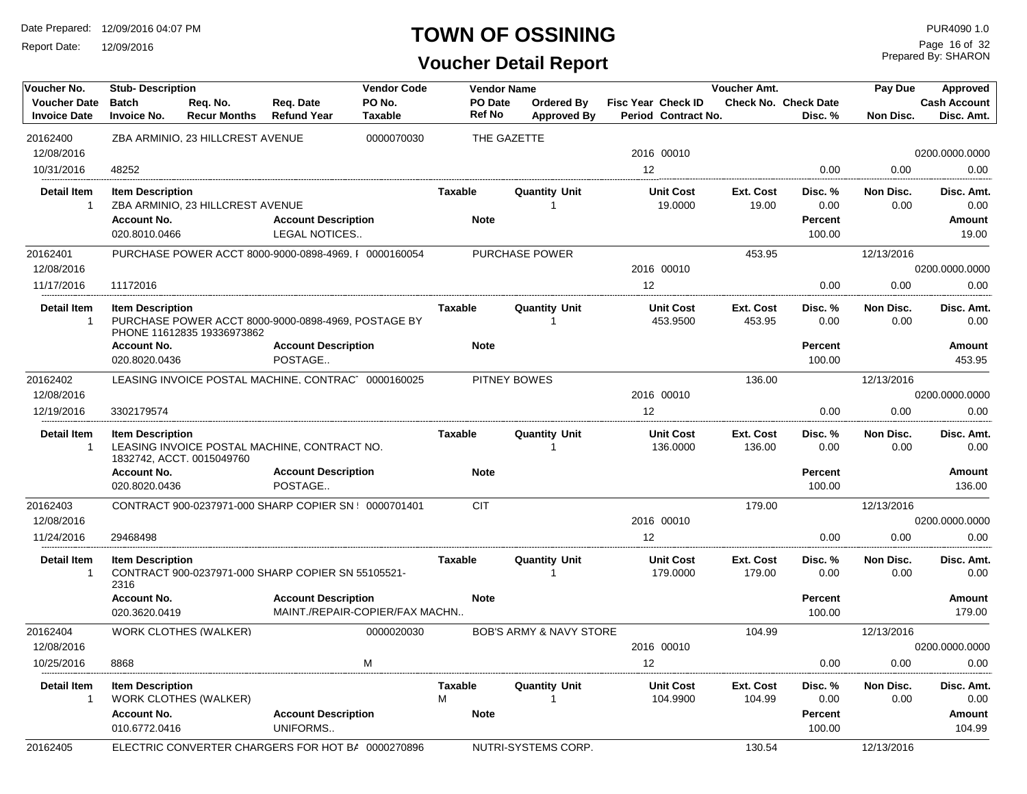# TOWN OF OSSINING

## Voucher Detail Report

Date Prepared: 12/09/2016 04:07 PM
Report Date: 12/09/2016

PUR4090 1.0
Prepared By: SHARON

| Voucher No. / Voucher Date / Invoice Date | Stub- Description / Batch / Invoice No. | Req. No. / Recur Months | Req. Date / Refund Year | Vendor Code / PO No. / Taxable | Vendor Name / PO Date / Ref No | Ordered By / Approved By | Fisc Year / Period | Check ID / Contract No. | Voucher Amt. / Check No. | Check Date / Disc. % | Pay Due / Non Disc. | Approved / Cash Account / Disc. Amt. |
|---|---|---|---|---|---|---|---|---|---|---|---|---|
| 20162400 | ZBA ARMINIO, 23 HILLCREST AVENUE | | | 0000070030 | THE GAZETTE | | | | | | | |
| 12/08/2016 | | | | | | | 2016 | 00010 | | | | 0200.0000.0000 |
| 10/31/2016 | 48252 | | | | | | 12 | | | 0.00 | 0.00 | 0.00 |

| Detail Item | Item Description | Taxable | Quantity Unit | Unit Cost | Ext. Cost | Disc. % | Non Disc. | Disc. Amt. |
|---|---|---|---|---|---|---|---|---|
| 1 | ZBA ARMINIO, 23 HILLCREST AVENUE | | 1 | 19.0000 | 19.00 | 0.00 | 0.00 | 0.00 |

| Account No. | Account Description | Note | Percent | Amount |
|---|---|---|---|---|
| 020.8010.0466 | LEGAL NOTICES.. | | 100.00 | 19.00 |

| Voucher No. / Voucher Date / Invoice Date | Stub- Description / Batch / Invoice No. | Req. No. / Recur Months | Req. Date / Refund Year | Vendor Code / PO No. / Taxable | Vendor Name / PO Date / Ref No | Ordered By / Approved By | Fisc Year / Period | Check ID / Contract No. | Voucher Amt. / Check No. | Check Date / Disc. % | Pay Due / Non Disc. | Approved / Cash Account / Disc. Amt. |
|---|---|---|---|---|---|---|---|---|---|---|---|---|
| 20162401 | PURCHASE POWER ACCT 8000-9000-0898-4969, I | | | 0000160054 | PURCHASE POWER | | | | 453.95 | | 12/13/2016 | |
| 12/08/2016 | | | | | | | 2016 | 00010 | | | | 0200.0000.0000 |
| 11/17/2016 | 11172016 | | | | | | 12 | | | 0.00 | 0.00 | 0.00 |

| Detail Item | Item Description | Taxable | Quantity Unit | Unit Cost | Ext. Cost | Disc. % | Non Disc. | Disc. Amt. |
|---|---|---|---|---|---|---|---|---|
| 1 | PURCHASE POWER ACCT 8000-9000-0898-4969, POSTAGE BY PHONE 11612835 19336973862 | | 1 | 453.9500 | 453.95 | 0.00 | 0.00 | 0.00 |

| Account No. | Account Description | Note | Percent | Amount |
|---|---|---|---|---|
| 020.8020.0436 | POSTAGE.. | | 100.00 | 453.95 |

| Voucher No. / Voucher Date / Invoice Date | Stub- Description / Batch / Invoice No. | Req. No. / Recur Months | Req. Date / Refund Year | Vendor Code / PO No. / Taxable | Vendor Name / PO Date / Ref No | Ordered By / Approved By | Fisc Year / Period | Check ID / Contract No. | Voucher Amt. / Check No. | Check Date / Disc. % | Pay Due / Non Disc. | Approved / Cash Account / Disc. Amt. |
|---|---|---|---|---|---|---|---|---|---|---|---|---|
| 20162402 | LEASING INVOICE POSTAL MACHINE, CONTRACT | | | 0000160025 | PITNEY BOWES | | | | 136.00 | | 12/13/2016 | |
| 12/08/2016 | | | | | | | 2016 | 00010 | | | | 0200.0000.0000 |
| 12/19/2016 | 3302179574 | | | | | | 12 | | | 0.00 | 0.00 | 0.00 |

| Detail Item | Item Description | Taxable | Quantity Unit | Unit Cost | Ext. Cost | Disc. % | Non Disc. | Disc. Amt. |
|---|---|---|---|---|---|---|---|---|
| 1 | LEASING INVOICE POSTAL MACHINE, CONTRACT NO. 1832742, ACCT. 0015049760 | | 1 | 136.0000 | 136.00 | 0.00 | 0.00 | 0.00 |

| Account No. | Account Description | Note | Percent | Amount |
|---|---|---|---|---|
| 020.8020.0436 | POSTAGE.. | | 100.00 | 136.00 |

| Voucher No. / Voucher Date / Invoice Date | Stub- Description / Batch / Invoice No. | Req. No. / Recur Months | Req. Date / Refund Year | Vendor Code / PO No. / Taxable | Vendor Name / PO Date / Ref No | Ordered By / Approved By | Fisc Year / Period | Check ID / Contract No. | Voucher Amt. / Check No. | Check Date / Disc. % | Pay Due / Non Disc. | Approved / Cash Account / Disc. Amt. |
|---|---|---|---|---|---|---|---|---|---|---|---|---|
| 20162403 | CONTRACT 900-0237971-000 SHARP COPIER SN ! | | | 0000701401 | CIT | | | | 179.00 | | 12/13/2016 | |
| 12/08/2016 | | | | | | | 2016 | 00010 | | | | 0200.0000.0000 |
| 11/24/2016 | 29468498 | | | | | | 12 | | | 0.00 | 0.00 | 0.00 |

| Detail Item | Item Description | Taxable | Quantity Unit | Unit Cost | Ext. Cost | Disc. % | Non Disc. | Disc. Amt. |
|---|---|---|---|---|---|---|---|---|
| 1 | CONTRACT 900-0237971-000 SHARP COPIER SN 55105521-2316 | | 1 | 179.0000 | 179.00 | 0.00 | 0.00 | 0.00 |

| Account No. | Account Description | Note | Percent | Amount |
|---|---|---|---|---|
| 020.3620.0419 | MAINT./REPAIR-COPIER/FAX MACHN.. | | 100.00 | 179.00 |

| Voucher No. / Voucher Date / Invoice Date | Stub- Description / Batch / Invoice No. | Req. No. / Recur Months | Req. Date / Refund Year | Vendor Code / PO No. / Taxable | Vendor Name / PO Date / Ref No | Ordered By / Approved By | Fisc Year / Period | Check ID / Contract No. | Voucher Amt. / Check No. | Check Date / Disc. % | Pay Due / Non Disc. | Approved / Cash Account / Disc. Amt. |
|---|---|---|---|---|---|---|---|---|---|---|---|---|
| 20162404 | WORK CLOTHES (WALKER) | | | 0000020030 | BOB'S ARMY & NAVY STORE | | | | 104.99 | | 12/13/2016 | |
| 12/08/2016 | | | | | | | 2016 | 00010 | | | | 0200.0000.0000 |
| 10/25/2016 | 8868 | | | M | | | 12 | | | 0.00 | 0.00 | 0.00 |

| Detail Item | Item Description | Taxable | Quantity Unit | Unit Cost | Ext. Cost | Disc. % | Non Disc. | Disc. Amt. |
|---|---|---|---|---|---|---|---|---|
| 1 | WORK CLOTHES (WALKER) | M | 1 | 104.9900 | 104.99 | 0.00 | 0.00 | 0.00 |

| Account No. | Account Description | Note | Percent | Amount |
|---|---|---|---|---|
| 010.6772.0416 | UNIFORMS.. | | 100.00 | 104.99 |

| Voucher No. | Stub- Description | Vendor Code | Vendor Name | Voucher Amt. | Pay Due |
|---|---|---|---|---|---|
| 20162405 | ELECTRIC CONVERTER CHARGERS FOR HOT BA | 0000270896 | NUTRI-SYSTEMS CORP. | 130.54 | 12/13/2016 |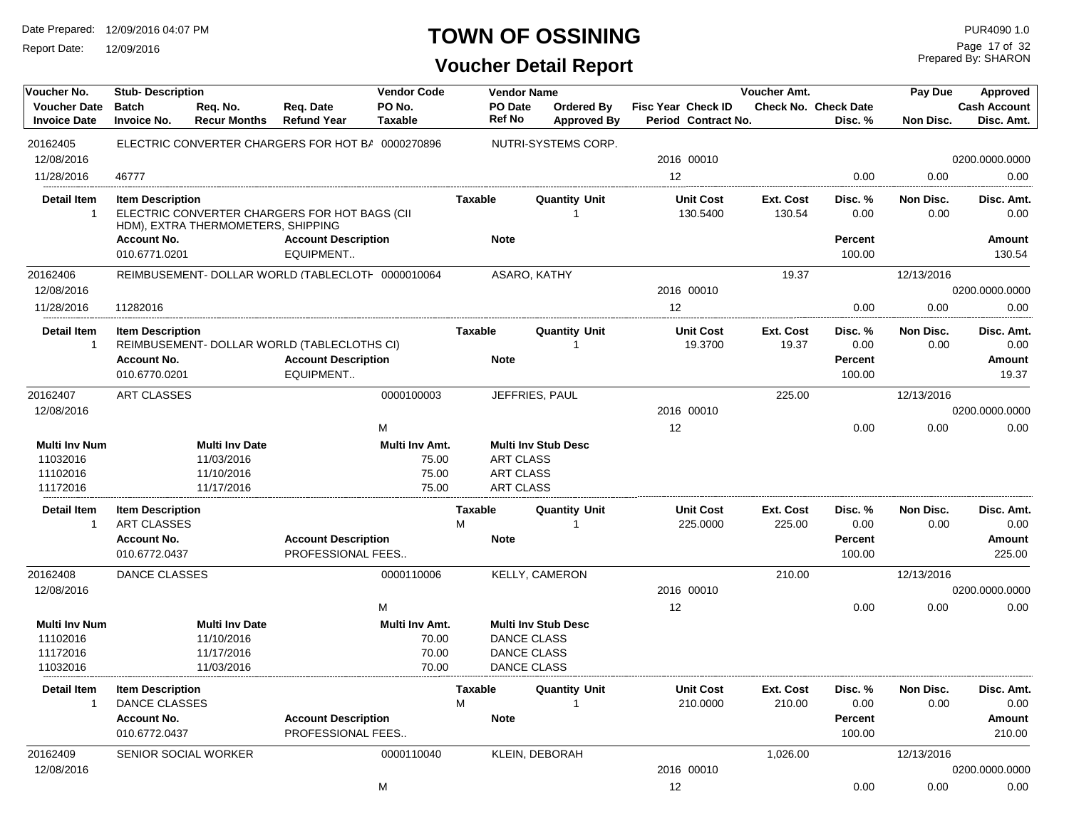# TOWN OF OSSINING

## Voucher Detail Report

Date Prepared: 12/09/2016 04:07 PM
Report Date: 12/09/2016

PUR4090 1.0
Prepared By: SHARON

| Voucher No. / Voucher Date / Invoice Date | Stub- Description / Batch / Invoice No. | Req. No. / Recur Months | Req. Date / Refund Year | Vendor Code / PO No. / Taxable | Vendor Name / PO Date / Ref No | Ordered By / Approved By | Fisc Year / Period | Check ID / Contract No. | Voucher Amt. / Check No. | Check Date / Disc. % | Pay Due / Non Disc. | Approved / Cash Account / Disc. Amt. |
|---|---|---|---|---|---|---|---|---|---|---|---|---|
| 20162405 | ELECTRIC CONVERTER CHARGERS FOR HOT BA | | | 0000270896 | NUTRI-SYSTEMS CORP. | | | | | | | |
| 12/08/2016 | | | | | | | 2016 | 00010 | | | | 0200.0000.0000 |
| 11/28/2016 | 46777 | | | | | | 12 | | | 0.00 | 0.00 | 0.00 |

| Detail Item | Item Description | Taxable | Quantity | Unit | Unit Cost | Ext. Cost | Disc. % | Non Disc. | Disc. Amt. |
|---|---|---|---|---|---|---|---|---|---|
| 1 | ELECTRIC CONVERTER CHARGERS FOR HOT BAGS (CII HDM), EXTRA THERMOMETERS, SHIPPING | | 1 | | 130.5400 | 130.54 | 0.00 | 0.00 | 0.00 |

| Account No. | Account Description | Note | Percent | Amount |
|---|---|---|---|---|
| 010.6771.0201 | EQUIPMENT.. | | 100.00 | 130.54 |

| Voucher No. / Voucher Date / Invoice Date | Stub- Description / Batch / Invoice No. | Req. No. / Recur Months | Req. Date / Refund Year | Vendor Code / PO No. / Taxable | Vendor Name / PO Date / Ref No | Ordered By / Approved By | Fisc Year / Period | Check ID / Contract No. | Voucher Amt. / Check No. | Check Date / Disc. % | Pay Due / Non Disc. | Approved / Cash Account / Disc. Amt. |
|---|---|---|---|---|---|---|---|---|---|---|---|---|
| 20162406 | REIMBUSEMENT- DOLLAR WORLD (TABLECLOTH | | | 0000010064 | ASARO, KATHY | | | | 19.37 | | 12/13/2016 | |
| 12/08/2016 | | | | | | | 2016 | 00010 | | | | 0200.0000.0000 |
| 11/28/2016 | 11282016 | | | | | | 12 | | | 0.00 | 0.00 | 0.00 |

| Detail Item | Item Description | Taxable | Quantity | Unit | Unit Cost | Ext. Cost | Disc. % | Non Disc. | Disc. Amt. |
|---|---|---|---|---|---|---|---|---|---|
| 1 | REIMBUSEMENT- DOLLAR WORLD (TABLECLOTHS CI) | | 1 | | 19.3700 | 19.37 | 0.00 | 0.00 | 0.00 |

| Account No. | Account Description | Note | Percent | Amount |
|---|---|---|---|---|
| 010.6770.0201 | EQUIPMENT.. | | 100.00 | 19.37 |

| Voucher No. / Voucher Date / Invoice Date | Stub- Description / Batch / Invoice No. | Req. No. / Recur Months | Req. Date / Refund Year | Vendor Code / PO No. / Taxable | Vendor Name / PO Date / Ref No | Ordered By / Approved By | Fisc Year / Period | Check ID / Contract No. | Voucher Amt. / Check No. | Check Date / Disc. % | Pay Due / Non Disc. | Approved / Cash Account / Disc. Amt. |
|---|---|---|---|---|---|---|---|---|---|---|---|---|
| 20162407 | ART CLASSES | | | 0000100003 | JEFFRIES, PAUL | | | | 225.00 | | 12/13/2016 | |
| 12/08/2016 | | | | | | | 2016 | 00010 | | | | 0200.0000.0000 |
| | | | | M | | | 12 | | | 0.00 | 0.00 | 0.00 |

| Multi Inv Num | Multi Inv Date | Multi Inv Amt. | Multi Inv Stub Desc |
|---|---|---|---|
| 11032016 | 11/03/2016 | 75.00 | ART CLASS |
| 11102016 | 11/10/2016 | 75.00 | ART CLASS |
| 11172016 | 11/17/2016 | 75.00 | ART CLASS |

| Detail Item | Item Description | Taxable | Quantity | Unit | Unit Cost | Ext. Cost | Disc. % | Non Disc. | Disc. Amt. |
|---|---|---|---|---|---|---|---|---|---|
| 1 | ART CLASSES | M | 1 | | 225.0000 | 225.00 | 0.00 | 0.00 | 0.00 |

| Account No. | Account Description | Note | Percent | Amount |
|---|---|---|---|---|
| 010.6772.0437 | PROFESSIONAL FEES.. | | 100.00 | 225.00 |

| Voucher No. / Voucher Date / Invoice Date | Stub- Description / Batch / Invoice No. | Req. No. / Recur Months | Req. Date / Refund Year | Vendor Code / PO No. / Taxable | Vendor Name / PO Date / Ref No | Ordered By / Approved By | Fisc Year / Period | Check ID / Contract No. | Voucher Amt. / Check No. | Check Date / Disc. % | Pay Due / Non Disc. | Approved / Cash Account / Disc. Amt. |
|---|---|---|---|---|---|---|---|---|---|---|---|---|
| 20162408 | DANCE CLASSES | | | 0000110006 | KELLY, CAMERON | | | | 210.00 | | 12/13/2016 | |
| 12/08/2016 | | | | | | | 2016 | 00010 | | | | 0200.0000.0000 |
| | | | | M | | | 12 | | | 0.00 | 0.00 | 0.00 |

| Multi Inv Num | Multi Inv Date | Multi Inv Amt. | Multi Inv Stub Desc |
|---|---|---|---|
| 11102016 | 11/10/2016 | 70.00 | DANCE CLASS |
| 11172016 | 11/17/2016 | 70.00 | DANCE CLASS |
| 11032016 | 11/03/2016 | 70.00 | DANCE CLASS |

| Detail Item | Item Description | Taxable | Quantity | Unit | Unit Cost | Ext. Cost | Disc. % | Non Disc. | Disc. Amt. |
|---|---|---|---|---|---|---|---|---|---|
| 1 | DANCE CLASSES | M | 1 | | 210.0000 | 210.00 | 0.00 | 0.00 | 0.00 |

| Account No. | Account Description | Note | Percent | Amount |
|---|---|---|---|---|
| 010.6772.0437 | PROFESSIONAL FEES.. | | 100.00 | 210.00 |

| Voucher No. / Voucher Date / Invoice Date | Stub- Description / Batch / Invoice No. | Req. No. / Recur Months | Req. Date / Refund Year | Vendor Code / PO No. / Taxable | Vendor Name / PO Date / Ref No | Ordered By / Approved By | Fisc Year / Period | Check ID / Contract No. | Voucher Amt. / Check No. | Check Date / Disc. % | Pay Due / Non Disc. | Approved / Cash Account / Disc. Amt. |
|---|---|---|---|---|---|---|---|---|---|---|---|---|
| 20162409 | SENIOR SOCIAL WORKER | | | 0000110040 | KLEIN, DEBORAH | | | | 1,026.00 | | 12/13/2016 | |
| 12/08/2016 | | | | | | | 2016 | 00010 | | | | 0200.0000.0000 |
| | | | | M | | | 12 | | | 0.00 | 0.00 | 0.00 |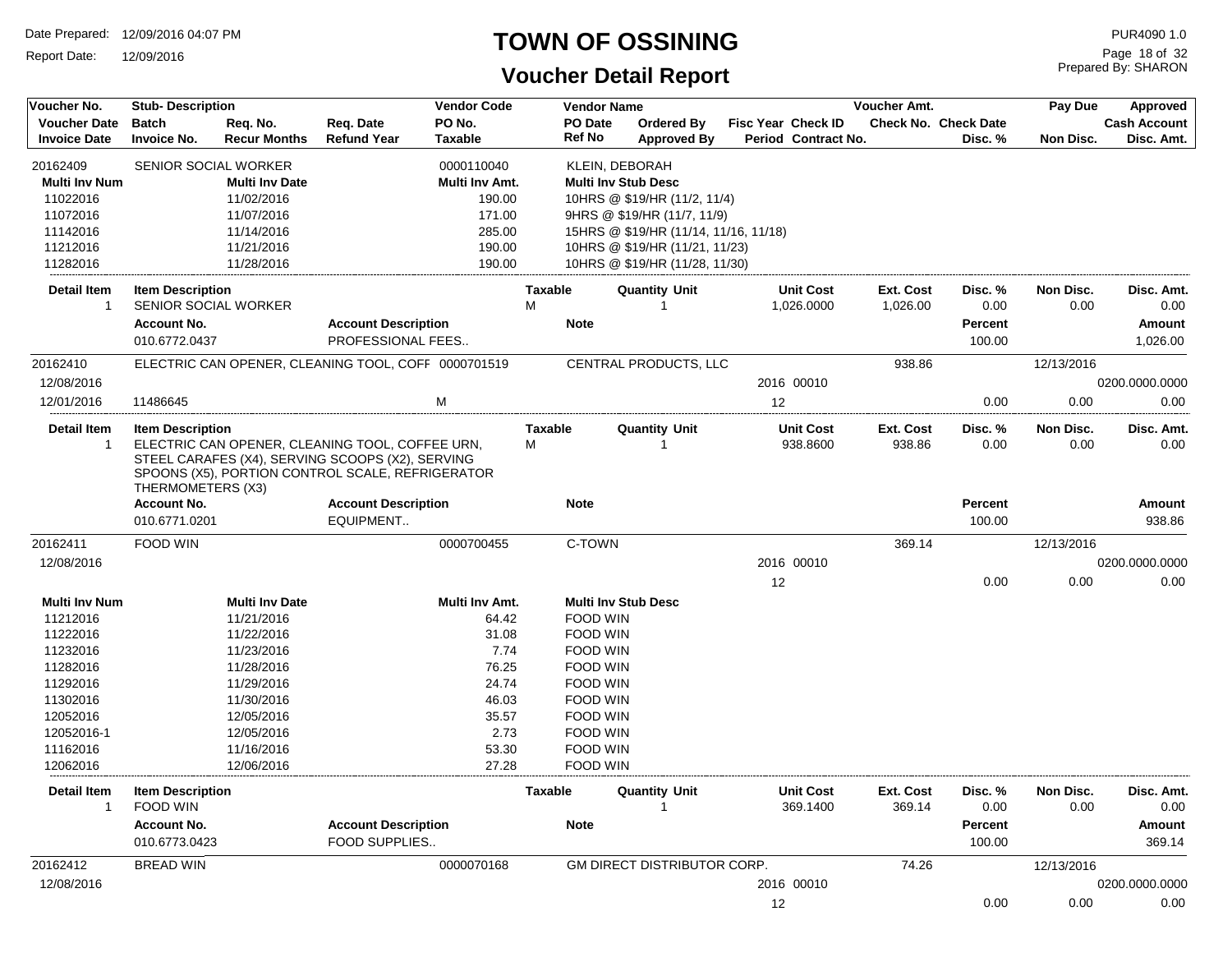# TOWN OF OSSINING

## Voucher Detail Report

Date Prepared: 12/09/2016 04:07 PM
Report Date: 12/09/2016

PUR4090 1.0
Prepared By: SHARON

| Voucher No. | Stub- Description | | | Vendor Code | Vendor Name | | | Voucher Amt. | | Pay Due | Approved |
|---|---|---|---|---|---|---|---|---|---|---|---|
| Voucher Date | Batch | Req. No. | Req. Date | PO No. | PO Date | Ordered By | Fisc Year Check ID | Check No. | Check Date | | Cash Account |
| Invoice Date | Invoice No. | Recur Months | Refund Year | Taxable | Ref No | Approved By | Period Contract No. | | Disc. % | Non Disc. | Disc. Amt. |

**20162409** — SENIOR SOCIAL WORKER — Vendor Code: 0000110040 — KLEIN, DEBORAH

| Multi Inv Num | Multi Inv Date | Multi Inv Amt. | Multi Inv Stub Desc |
|---|---|---|---|
| 11022016 | 11/02/2016 | 190.00 | 10HRS @ $19/HR (11/2, 11/4) |
| 11072016 | 11/07/2016 | 171.00 | 9HRS @ $19/HR (11/7, 11/9) |
| 11142016 | 11/14/2016 | 285.00 | 15HRS @ $19/HR (11/14, 11/16, 11/18) |
| 11212016 | 11/21/2016 | 190.00 | 10HRS @ $19/HR (11/21, 11/23) |
| 11282016 | 11/28/2016 | 190.00 | 10HRS @ $19/HR (11/28, 11/30) |

| Detail Item | Item Description | Taxable | Quantity Unit | Unit Cost | Ext. Cost | Disc. % | Non Disc. | Disc. Amt. |
|---|---|---|---|---|---|---|---|---|
| 1 | SENIOR SOCIAL WORKER | M | 1 | 1,026.0000 | 1,026.00 | 0.00 | 0.00 | 0.00 |

| Account No. | Account Description | Note | Percent | Amount |
|---|---|---|---|---|
| 010.6772.0437 | PROFESSIONAL FEES.. | | 100.00 | 1,026.00 |

**20162410** — ELECTRIC CAN OPENER, CLEANING TOOL, COFF — Vendor Code: 0000701519 — CENTRAL PRODUCTS, LLC — Voucher Amt.: 938.86 — Pay Due: 12/13/2016

Voucher Date: 12/08/2016 — Fisc Year: 2016 — Check ID: 00010 — Cash Account: 0200.0000.0000

Invoice Date: 12/01/2016 — Invoice No.: 11486645 — Taxable: M — Period: 12 — Disc. %: 0.00 — Non Disc.: 0.00 — Disc. Amt.: 0.00

| Detail Item | Item Description | Taxable | Quantity Unit | Unit Cost | Ext. Cost | Disc. % | Non Disc. | Disc. Amt. |
|---|---|---|---|---|---|---|---|---|
| 1 | ELECTRIC CAN OPENER, CLEANING TOOL, COFFEE URN, STEEL CARAFES (X4), SERVING SCOOPS (X2), SERVING SPOONS (X5), PORTION CONTROL SCALE, REFRIGERATOR THERMOMETERS (X3) | M | 1 | 938.8600 | 938.86 | 0.00 | 0.00 | 0.00 |

| Account No. | Account Description | Note | Percent | Amount |
|---|---|---|---|---|
| 010.6771.0201 | EQUIPMENT.. | | 100.00 | 938.86 |

**20162411** — FOOD WIN — Vendor Code: 0000700455 — C-TOWN — Voucher Amt.: 369.14 — Pay Due: 12/13/2016

Voucher Date: 12/08/2016 — Fisc Year: 2016 — Check ID: 00010 — Cash Account: 0200.0000.0000

Period: 12 — Disc. %: 0.00 — Non Disc.: 0.00 — Disc. Amt.: 0.00

| Multi Inv Num | Multi Inv Date | Multi Inv Amt. | Multi Inv Stub Desc |
|---|---|---|---|
| 11212016 | 11/21/2016 | 64.42 | FOOD WIN |
| 11222016 | 11/22/2016 | 31.08 | FOOD WIN |
| 11232016 | 11/23/2016 | 7.74 | FOOD WIN |
| 11282016 | 11/28/2016 | 76.25 | FOOD WIN |
| 11292016 | 11/29/2016 | 24.74 | FOOD WIN |
| 11302016 | 11/30/2016 | 46.03 | FOOD WIN |
| 12052016 | 12/05/2016 | 35.57 | FOOD WIN |
| 12052016-1 | 12/05/2016 | 2.73 | FOOD WIN |
| 11162016 | 11/16/2016 | 53.30 | FOOD WIN |
| 12062016 | 12/06/2016 | 27.28 | FOOD WIN |

| Detail Item | Item Description | Taxable | Quantity Unit | Unit Cost | Ext. Cost | Disc. % | Non Disc. | Disc. Amt. |
|---|---|---|---|---|---|---|---|---|
| 1 | FOOD WIN | | 1 | 369.1400 | 369.14 | 0.00 | 0.00 | 0.00 |

| Account No. | Account Description | Note | Percent | Amount |
|---|---|---|---|---|
| 010.6773.0423 | FOOD SUPPLIES.. | | 100.00 | 369.14 |

**20162412** — BREAD WIN — Vendor Code: 0000070168 — GM DIRECT DISTRIBUTOR CORP. — Voucher Amt.: 74.26 — Pay Due: 12/13/2016

Voucher Date: 12/08/2016 — Fisc Year: 2016 — Check ID: 00010 — Cash Account: 0200.0000.0000

Period: 12 — Disc. %: 0.00 — Non Disc.: 0.00 — Disc. Amt.: 0.00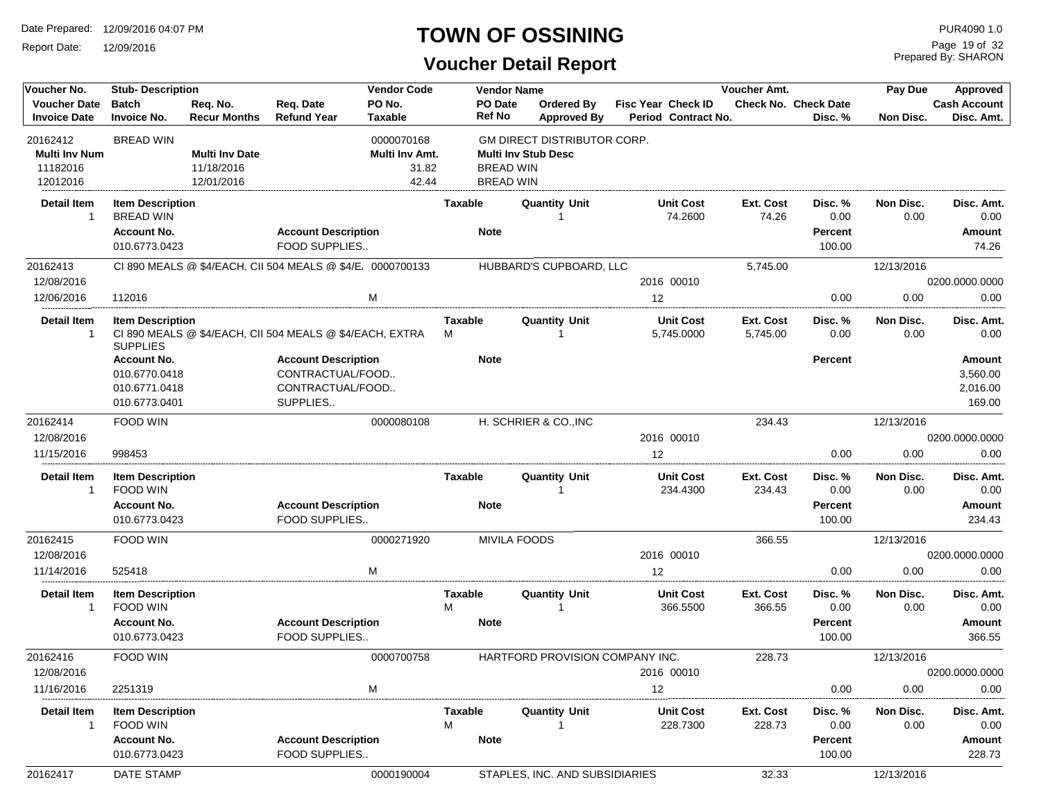# TOWN OF OSSINING

## Voucher Detail Report

Date Prepared: 12/09/2016 04:07 PM
Report Date: 12/09/2016

PUR4090 1.0
Prepared By: SHARON

| Voucher No. | Stub- Description | | | Vendor Code | Vendor Name | | | Voucher Amt. | | Pay Due | Approved |
|---|---|---|---|---|---|---|---|---|---|---|---|
| Voucher Date | Batch | Req. No. | Req. Date | PO No. | PO Date | Ordered By | Fisc Year Check ID | Check No. | Check Date | | Cash Account |
| Invoice Date | Invoice No. | Recur Months | Refund Year | Taxable | Ref No | Approved By | Period Contract No. | | Disc. % | Non Disc. | Disc. Amt. |

**20162412** — BREAD WIN — Vendor Code: 0000070168 — GM DIRECT DISTRIBUTOR CORP.

| Multi Inv Num | Multi Inv Date | Multi Inv Amt. | Multi Inv Stub Desc |
|---|---|---|---|
| 11182016 | 11/18/2016 | 31.82 | BREAD WIN |
| 12012016 | 12/01/2016 | 42.44 | BREAD WIN |

| Detail Item | Item Description | Taxable | Quantity Unit | Unit Cost | Ext. Cost | Disc. % | Non Disc. | Disc. Amt. |
|---|---|---|---|---|---|---|---|---|
| 1 | BREAD WIN | | 1 | 74.2600 | 74.26 | 0.00 | 0.00 | 0.00 |

| Account No. | Account Description | Note | Percent | Amount |
|---|---|---|---|---|
| 010.6773.0423 | FOOD SUPPLIES.. | | 100.00 | 74.26 |

**20162413** — CI 890 MEALS @ $4/EACH, CII 504 MEALS @ $4/E — Vendor Code: 0000700133 — HUBBARD'S CUPBOARD, LLC — Voucher Amt.: 5,745.00 — Pay Due: 12/13/2016

| Voucher Date | Invoice Date | Invoice No. | Taxable | Fisc Year / Check ID | Period | Disc. % | Non Disc. | Cash Account | Disc. Amt. |
|---|---|---|---|---|---|---|---|---|---|
| 12/08/2016 | 12/06/2016 | 112016 | M | 2016 00010 | 12 | 0.00 | 0.00 | 0200.0000.0000 | 0.00 |

| Detail Item | Item Description | Taxable | Quantity Unit | Unit Cost | Ext. Cost | Disc. % | Non Disc. | Disc. Amt. |
|---|---|---|---|---|---|---|---|---|
| 1 | CI 890 MEALS @ $4/EACH, CII 504 MEALS @ $4/EACH, EXTRA SUPPLIES | M | 1 | 5,745.0000 | 5,745.00 | 0.00 | 0.00 | 0.00 |

| Account No. | Account Description | Note | Percent | Amount |
|---|---|---|---|---|
| 010.6770.0418 | CONTRACTUAL/FOOD.. | | | 3,560.00 |
| 010.6771.0418 | CONTRACTUAL/FOOD.. | | | 2,016.00 |
| 010.6773.0401 | SUPPLIES.. | | | 169.00 |

**20162414** — FOOD WIN — Vendor Code: 0000080108 — H. SCHRIER & CO.,INC — Voucher Amt.: 234.43 — Pay Due: 12/13/2016

| Voucher Date | Invoice Date | Invoice No. | Taxable | Fisc Year / Check ID | Period | Disc. % | Non Disc. | Cash Account | Disc. Amt. |
|---|---|---|---|---|---|---|---|---|---|
| 12/08/2016 | 11/15/2016 | 998453 | | 2016 00010 | 12 | 0.00 | 0.00 | 0200.0000.0000 | 0.00 |

| Detail Item | Item Description | Taxable | Quantity Unit | Unit Cost | Ext. Cost | Disc. % | Non Disc. | Disc. Amt. |
|---|---|---|---|---|---|---|---|---|
| 1 | FOOD WIN | | 1 | 234.4300 | 234.43 | 0.00 | 0.00 | 0.00 |

| Account No. | Account Description | Note | Percent | Amount |
|---|---|---|---|---|
| 010.6773.0423 | FOOD SUPPLIES.. | | 100.00 | 234.43 |

**20162415** — FOOD WIN — Vendor Code: 0000271920 — MIVILA FOODS — Voucher Amt.: 366.55 — Pay Due: 12/13/2016

| Voucher Date | Invoice Date | Invoice No. | Taxable | Fisc Year / Check ID | Period | Disc. % | Non Disc. | Cash Account | Disc. Amt. |
|---|---|---|---|---|---|---|---|---|---|
| 12/08/2016 | 11/14/2016 | 525418 | M | 2016 00010 | 12 | 0.00 | 0.00 | 0200.0000.0000 | 0.00 |

| Detail Item | Item Description | Taxable | Quantity Unit | Unit Cost | Ext. Cost | Disc. % | Non Disc. | Disc. Amt. |
|---|---|---|---|---|---|---|---|---|
| 1 | FOOD WIN | M | 1 | 366.5500 | 366.55 | 0.00 | 0.00 | 0.00 |

| Account No. | Account Description | Note | Percent | Amount |
|---|---|---|---|---|
| 010.6773.0423 | FOOD SUPPLIES.. | | 100.00 | 366.55 |

**20162416** — FOOD WIN — Vendor Code: 0000700758 — HARTFORD PROVISION COMPANY INC. — Voucher Amt.: 228.73 — Pay Due: 12/13/2016

| Voucher Date | Invoice Date | Invoice No. | Taxable | Fisc Year / Check ID | Period | Disc. % | Non Disc. | Cash Account | Disc. Amt. |
|---|---|---|---|---|---|---|---|---|---|
| 12/08/2016 | 11/16/2016 | 2251319 | M | 2016 00010 | 12 | 0.00 | 0.00 | 0200.0000.0000 | 0.00 |

| Detail Item | Item Description | Taxable | Quantity Unit | Unit Cost | Ext. Cost | Disc. % | Non Disc. | Disc. Amt. |
|---|---|---|---|---|---|---|---|---|
| 1 | FOOD WIN | M | 1 | 228.7300 | 228.73 | 0.00 | 0.00 | 0.00 |

| Account No. | Account Description | Note | Percent | Amount |
|---|---|---|---|---|
| 010.6773.0423 | FOOD SUPPLIES.. | | 100.00 | 228.73 |

**20162417** — DATE STAMP — Vendor Code: 0000190004 — STAPLES, INC. AND SUBSIDIARIES — Voucher Amt.: 32.33 — Pay Due: 12/13/2016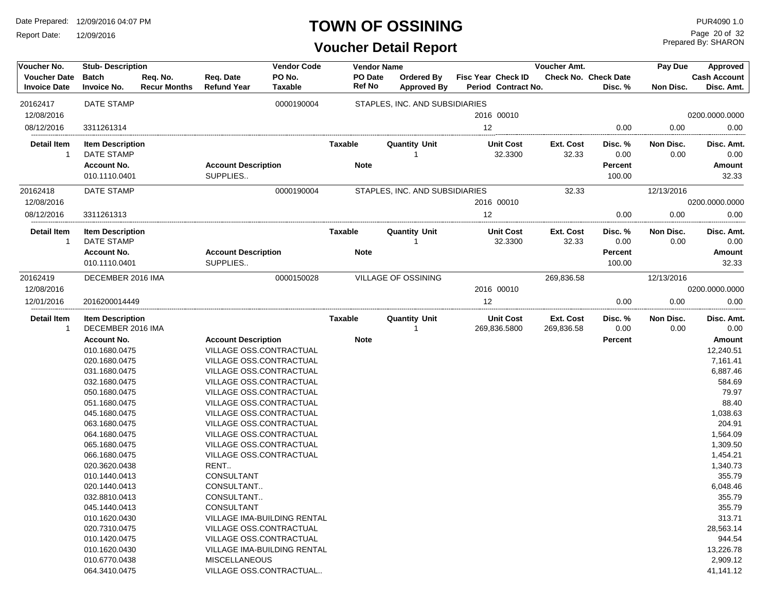# TOWN OF OSSINING

## Voucher Detail Report

Date Prepared: 12/09/2016 04:07 PM
Report Date: 12/09/2016

PUR4090 1.0
Prepared By: SHARON

| Voucher No. / Voucher Date / Invoice Date | Stub- Description / Batch / Invoice No. | Req. No. / Recur Months | Req. Date / Refund Year | Vendor Code / PO No. / Taxable | Vendor Name / PO Date / Ref No | Ordered By / Approved By | Fisc Year / Period | Check ID / Contract No. | Voucher Amt. / Check No. | Check Date / Disc. % | Pay Due / Non Disc. | Approved / Cash Account / Disc. Amt. |
|---|---|---|---|---|---|---|---|---|---|---|---|---|
| 20162417 | DATE STAMP | | | 0000190004 | STAPLES, INC. AND SUBSIDIARIES | | | | | | | |
| 12/08/2016 | | | | | | | 2016 | 00010 | | | | 0200.0000.0000 |
| 08/12/2016 | 3311261314 | | | | | | 12 | | | 0.00 | 0.00 | 0.00 |

| Detail Item | Item Description | Taxable | Quantity | Unit | Unit Cost | Ext. Cost | Disc. % | Non Disc. | Disc. Amt. |
|---|---|---|---|---|---|---|---|---|---|
| 1 | DATE STAMP | | 1 | | 32.3300 | 32.33 | 0.00 | 0.00 | 0.00 |

| Account No. | Account Description | Note | Percent | Amount |
|---|---|---|---|---|
| 010.1110.0401 | SUPPLIES.. | | 100.00 | 32.33 |

| Voucher No. / Voucher Date / Invoice Date | Stub- Description / Batch / Invoice No. | Req. No. / Recur Months | Req. Date / Refund Year | Vendor Code / PO No. / Taxable | Vendor Name / PO Date / Ref No | Ordered By / Approved By | Fisc Year / Period | Check ID / Contract No. | Voucher Amt. / Check No. | Check Date / Disc. % | Pay Due / Non Disc. | Approved / Cash Account / Disc. Amt. |
|---|---|---|---|---|---|---|---|---|---|---|---|---|
| 20162418 | DATE STAMP | | | 0000190004 | STAPLES, INC. AND SUBSIDIARIES | | | | 32.33 | | 12/13/2016 | |
| 12/08/2016 | | | | | | | 2016 | 00010 | | | | 0200.0000.0000 |
| 08/12/2016 | 3311261313 | | | | | | 12 | | | 0.00 | 0.00 | 0.00 |

| Detail Item | Item Description | Taxable | Quantity | Unit | Unit Cost | Ext. Cost | Disc. % | Non Disc. | Disc. Amt. |
|---|---|---|---|---|---|---|---|---|---|
| 1 | DATE STAMP | | 1 | | 32.3300 | 32.33 | 0.00 | 0.00 | 0.00 |

| Account No. | Account Description | Note | Percent | Amount |
|---|---|---|---|---|
| 010.1110.0401 | SUPPLIES.. | | 100.00 | 32.33 |

| Voucher No. / Voucher Date / Invoice Date | Stub- Description / Batch / Invoice No. | Req. No. / Recur Months | Req. Date / Refund Year | Vendor Code / PO No. / Taxable | Vendor Name / PO Date / Ref No | Ordered By / Approved By | Fisc Year / Period | Check ID / Contract No. | Voucher Amt. / Check No. | Check Date / Disc. % | Pay Due / Non Disc. | Approved / Cash Account / Disc. Amt. |
|---|---|---|---|---|---|---|---|---|---|---|---|---|
| 20162419 | DECEMBER 2016 IMA | | | 0000150028 | VILLAGE OF OSSINING | | | | 269,836.58 | | 12/13/2016 | |
| 12/08/2016 | | | | | | | 2016 | 00010 | | | | 0200.0000.0000 |
| 12/01/2016 | 2016200014449 | | | | | | 12 | | | 0.00 | 0.00 | 0.00 |

| Detail Item | Item Description | Taxable | Quantity | Unit | Unit Cost | Ext. Cost | Disc. % | Non Disc. | Disc. Amt. |
|---|---|---|---|---|---|---|---|---|---|
| 1 | DECEMBER 2016 IMA | | 1 | | 269,836.5800 | 269,836.58 | 0.00 | 0.00 | 0.00 |

| Account No. | Account Description | Note | Percent | Amount |
|---|---|---|---|---|
| 010.1680.0475 | VILLAGE OSS.CONTRACTUAL | | | 12,240.51 |
| 020.1680.0475 | VILLAGE OSS.CONTRACTUAL | | | 7,161.41 |
| 031.1680.0475 | VILLAGE OSS.CONTRACTUAL | | | 6,887.46 |
| 032.1680.0475 | VILLAGE OSS.CONTRACTUAL | | | 584.69 |
| 050.1680.0475 | VILLAGE OSS.CONTRACTUAL | | | 79.97 |
| 051.1680.0475 | VILLAGE OSS.CONTRACTUAL | | | 88.40 |
| 045.1680.0475 | VILLAGE OSS.CONTRACTUAL | | | 1,038.63 |
| 063.1680.0475 | VILLAGE OSS.CONTRACTUAL | | | 204.91 |
| 064.1680.0475 | VILLAGE OSS.CONTRACTUAL | | | 1,564.09 |
| 065.1680.0475 | VILLAGE OSS.CONTRACTUAL | | | 1,309.50 |
| 066.1680.0475 | VILLAGE OSS.CONTRACTUAL | | | 1,454.21 |
| 020.3620.0438 | RENT.. | | | 1,340.73 |
| 010.1440.0413 | CONSULTANT | | | 355.79 |
| 020.1440.0413 | CONSULTANT.. | | | 6,048.46 |
| 032.8810.0413 | CONSULTANT.. | | | 355.79 |
| 045.1440.0413 | CONSULTANT | | | 355.79 |
| 010.1620.0430 | VILLAGE IMA-BUILDING RENTAL | | | 313.71 |
| 020.7310.0475 | VILLAGE OSS.CONTRACTUAL | | | 28,563.14 |
| 010.1420.0475 | VILLAGE OSS.CONTRACTUAL | | | 944.54 |
| 010.1620.0430 | VILLAGE IMA-BUILDING RENTAL | | | 13,226.78 |
| 010.6770.0438 | MISCELLANEOUS | | | 2,909.12 |
| 064.3410.0475 | VILLAGE OSS.CONTRACTUAL.. | | | 41,141.12 |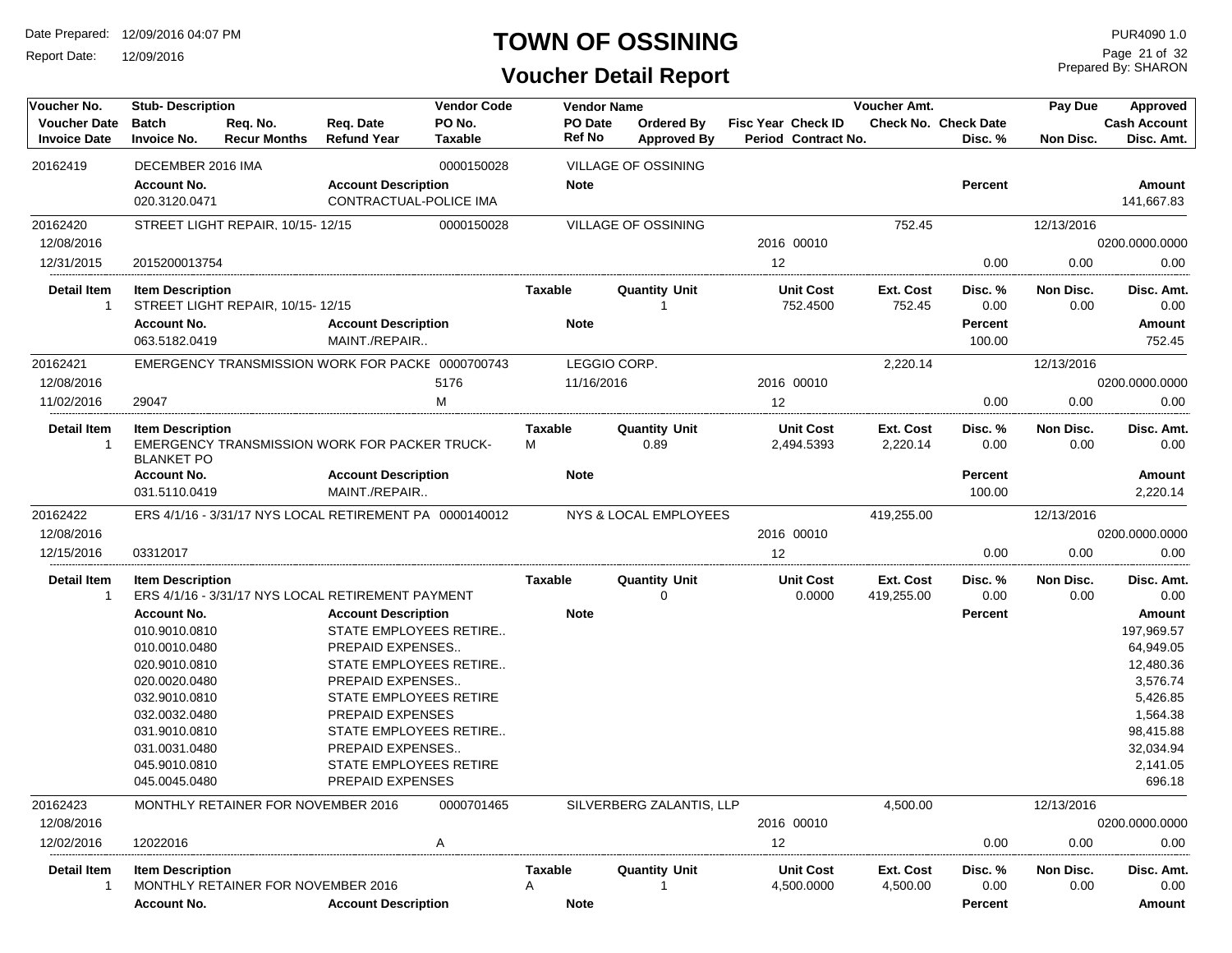# TOWN OF OSSINING

## Voucher Detail Report

Date Prepared: 12/09/2016 04:07 PM
Report Date: 12/09/2016

PUR4090 1.0
Prepared By: SHARON

| Voucher No. | Stub- Description | Req. No. | Req. Date | Vendor Code | Vendor Name | Ordered By | Fisc Year Check ID | Voucher Amt. | Check No. Check Date | Pay Due | Approved |
|---|---|---|---|---|---|---|---|---|---|---|---|
| Voucher Date | Batch | Recur Months | Refund Year | PO No. | PO Date | Approved By | Period Contract No. | | Disc. % | Non Disc. | Cash Account |
| Invoice Date | Invoice No. | | | Taxable | Ref No | | | | | | Disc. Amt. |
| 20162419 | DECEMBER 2016 IMA | | | 0000150028 | VILLAGE OF OSSINING | | | | | | |

| Account No. | Account Description | Note | Percent | Amount |
|---|---|---|---|---|
| 020.3120.0471 | CONTRACTUAL-POLICE IMA | | | 141,667.83 |

| Voucher No. | Stub- Description | Vendor Code | Vendor Name | Fisc Year Check ID | Voucher Amt. | Disc. % | Pay Due | Approved |
|---|---|---|---|---|---|---|---|---|
| 20162420 | STREET LIGHT REPAIR, 10/15- 12/15 | 0000150028 | VILLAGE OF OSSINING | | 752.45 | | 12/13/2016 | |
| 12/08/2016 | | | | 2016 00010 | | | | 0200.0000.0000 |
| 12/31/2015 | 2015200013754 | | | 12 | | 0.00 | 0.00 | 0.00 |

| Detail Item | Item Description | Taxable | Quantity Unit | Unit Cost | Ext. Cost | Disc. % | Non Disc. | Disc. Amt. |
|---|---|---|---|---|---|---|---|---|
| 1 | STREET LIGHT REPAIR, 10/15- 12/15 | | 1 | 752.4500 | 752.45 | 0.00 | 0.00 | 0.00 |

| Account No. | Account Description | Note | Percent | Amount |
|---|---|---|---|---|
| 063.5182.0419 | MAINT./REPAIR.. | | 100.00 | 752.45 |

| Voucher No. | Stub- Description | Vendor Code | Vendor Name | Fisc Year Check ID | Voucher Amt. | Disc. % | Pay Due | Approved |
|---|---|---|---|---|---|---|---|---|
| 20162421 | EMERGENCY TRANSMISSION WORK FOR PACKE | 0000700743 | LEGGIO CORP. | | 2,220.14 | | 12/13/2016 | |
| 12/08/2016 | | 5176 | 11/16/2016 | 2016 00010 | | | | 0200.0000.0000 |
| 11/02/2016 | 29047 | M | | 12 | | 0.00 | 0.00 | 0.00 |

| Detail Item | Item Description | Taxable | Quantity Unit | Unit Cost | Ext. Cost | Disc. % | Non Disc. | Disc. Amt. |
|---|---|---|---|---|---|---|---|---|
| 1 | EMERGENCY TRANSMISSION WORK FOR PACKER TRUCK-BLANKET PO | M | 0.89 | 2,494.5393 | 2,220.14 | 0.00 | 0.00 | 0.00 |

| Account No. | Account Description | Note | Percent | Amount |
|---|---|---|---|---|
| 031.5110.0419 | MAINT./REPAIR.. | | 100.00 | 2,220.14 |

| Voucher No. | Stub- Description | Vendor Code | Vendor Name | Fisc Year Check ID | Voucher Amt. | Disc. % | Pay Due | Approved |
|---|---|---|---|---|---|---|---|---|
| 20162422 | ERS 4/1/16 - 3/31/17 NYS LOCAL RETIREMENT PA | 0000140012 | NYS & LOCAL EMPLOYEES | | 419,255.00 | | 12/13/2016 | |
| 12/08/2016 | | | | 2016 00010 | | | | 0200.0000.0000 |
| 12/15/2016 | 03312017 | | | 12 | | 0.00 | 0.00 | 0.00 |

| Detail Item | Item Description | Taxable | Quantity Unit | Unit Cost | Ext. Cost | Disc. % | Non Disc. | Disc. Amt. |
|---|---|---|---|---|---|---|---|---|
| 1 | ERS 4/1/16 - 3/31/17 NYS LOCAL RETIREMENT PAYMENT | | 0 | 0.0000 | 419,255.00 | 0.00 | 0.00 | 0.00 |

| Account No. | Account Description | Note | Percent | Amount |
|---|---|---|---|---|
| 010.9010.0810 | STATE EMPLOYEES RETIRE.. | | | 197,969.57 |
| 010.0010.0480 | PREPAID EXPENSES.. | | | 64,949.05 |
| 020.9010.0810 | STATE EMPLOYEES RETIRE.. | | | 12,480.36 |
| 020.0020.0480 | PREPAID EXPENSES.. | | | 3,576.74 |
| 032.9010.0810 | STATE EMPLOYEES RETIRE | | | 5,426.85 |
| 032.0032.0480 | PREPAID EXPENSES | | | 1,564.38 |
| 031.9010.0810 | STATE EMPLOYEES RETIRE.. | | | 98,415.88 |
| 031.0031.0480 | PREPAID EXPENSES.. | | | 32,034.94 |
| 045.9010.0810 | STATE EMPLOYEES RETIRE | | | 2,141.05 |
| 045.0045.0480 | PREPAID EXPENSES | | | 696.18 |

| Voucher No. | Stub- Description | Vendor Code | Vendor Name | Fisc Year Check ID | Voucher Amt. | Disc. % | Pay Due | Approved |
|---|---|---|---|---|---|---|---|---|
| 20162423 | MONTHLY RETAINER FOR NOVEMBER 2016 | 0000701465 | SILVERBERG ZALANTIS, LLP | | 4,500.00 | | 12/13/2016 | |
| 12/08/2016 | | | | 2016 00010 | | | | 0200.0000.0000 |
| 12/02/2016 | 12022016 | A | | 12 | | 0.00 | 0.00 | 0.00 |

| Detail Item | Item Description | Taxable | Quantity Unit | Unit Cost | Ext. Cost | Disc. % | Non Disc. | Disc. Amt. |
|---|---|---|---|---|---|---|---|---|
| 1 | MONTHLY RETAINER FOR NOVEMBER 2016 | A | 1 | 4,500.0000 | 4,500.00 | 0.00 | 0.00 | 0.00 |

| Account No. | Account Description | Note | Percent | Amount |
|---|---|---|---|---|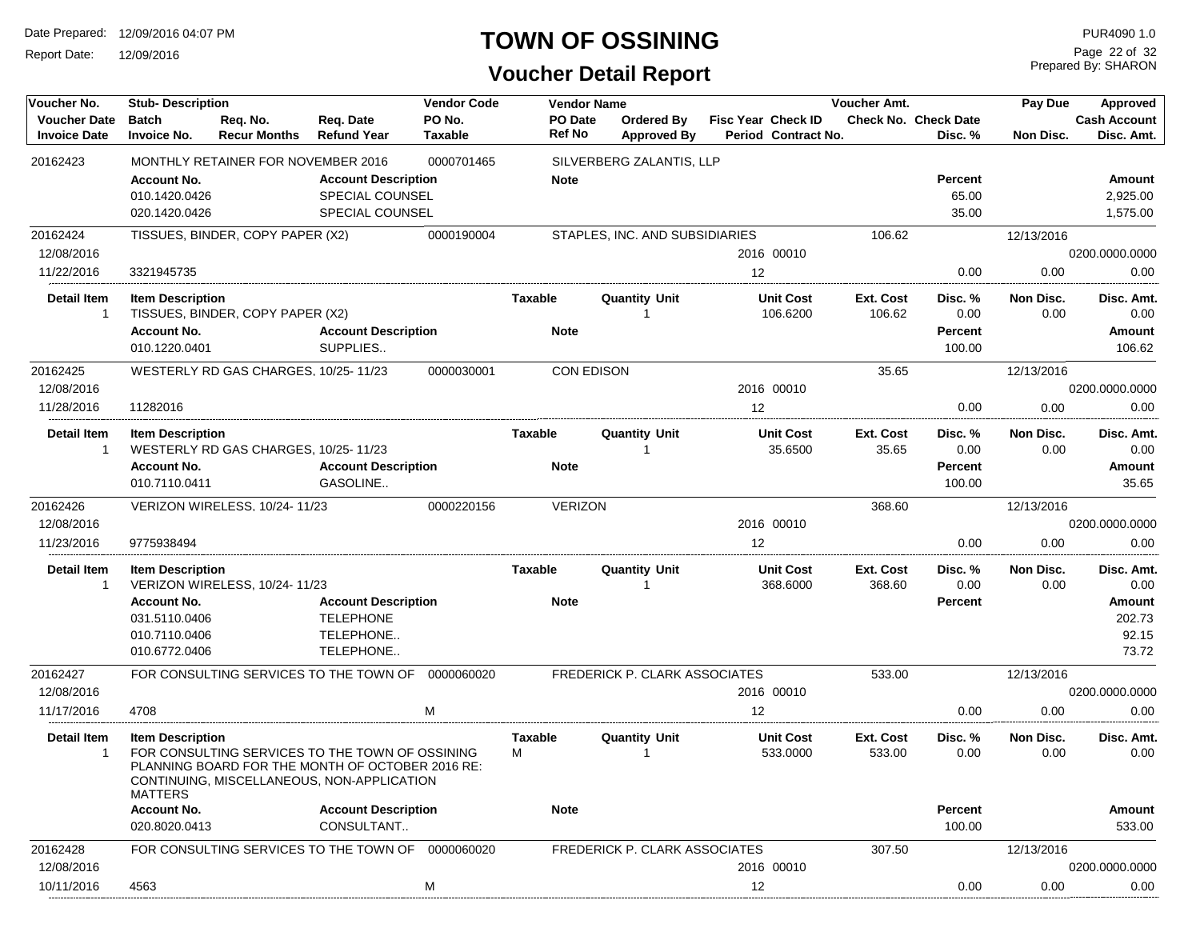# TOWN OF OSSINING

## Voucher Detail Report

Date Prepared: 12/09/2016 04:07 PM
Report Date: 12/09/2016
PUR4090 1.0
Prepared By: SHARON

| Voucher No. / Voucher Date / Invoice Date | Stub- Description / Batch / Invoice No. | Req. No. / Recur Months | Req. Date / Refund Year | Vendor Code / PO No. / Taxable | Vendor Name / PO Date / Ref No | Ordered By / Approved By | Fisc Year / Period | Check ID / Contract No. | Voucher Amt. / Check No. | Check Date / Disc. % | Pay Due / Non Disc. | Approved / Cash Account / Disc. Amt. |
|---|---|---|---|---|---|---|---|---|---|---|---|---|
| 20162423 | MONTHLY RETAINER FOR NOVEMBER 2016 | | | 0000701465 | SILVERBERG ZALANTIS, LLP | | | | | | | |

| Account No. | Account Description | Note | Percent | Amount |
|---|---|---|---|---|
| 010.1420.0426 | SPECIAL COUNSEL | | 65.00 | 2,925.00 |
| 020.1420.0426 | SPECIAL COUNSEL | | 35.00 | 1,575.00 |

| Voucher No. / Voucher Date / Invoice Date | Stub- Description / Batch / Invoice No. | Vendor Code / PO No. / Taxable | Vendor Name | Fisc Year / Period | Check ID | Voucher Amt. | Disc. % | Pay Due / Non Disc. | Cash Account / Disc. Amt. |
|---|---|---|---|---|---|---|---|---|---|
| 20162424 | TISSUES, BINDER, COPY PAPER (X2) | 0000190004 | STAPLES, INC. AND SUBSIDIARIES | | | 106.62 | | 12/13/2016 | |
| 12/08/2016 | | | | 2016 | 00010 | | | | 0200.0000.0000 |
| 11/22/2016 | 3321945735 | | | 12 | | | 0.00 | 0.00 | 0.00 |

| Detail Item | Item Description | Taxable | Quantity Unit | Unit Cost | Ext. Cost | Disc. % | Non Disc. | Disc. Amt. |
|---|---|---|---|---|---|---|---|---|
| 1 | TISSUES, BINDER, COPY PAPER (X2) | | 1 | 106.6200 | 106.62 | 0.00 | 0.00 | 0.00 |

| Account No. | Account Description | Note | Percent | Amount |
|---|---|---|---|---|
| 010.1220.0401 | SUPPLIES.. | | 100.00 | 106.62 |

| Voucher No. / Voucher Date / Invoice Date | Stub- Description / Batch / Invoice No. | Vendor Code / PO No. / Taxable | Vendor Name | Fisc Year / Period | Check ID | Voucher Amt. | Disc. % | Pay Due / Non Disc. | Cash Account / Disc. Amt. |
|---|---|---|---|---|---|---|---|---|---|
| 20162425 | WESTERLY RD GAS CHARGES, 10/25- 11/23 | 0000030001 | CON EDISON | | | 35.65 | | 12/13/2016 | |
| 12/08/2016 | | | | 2016 | 00010 | | | | 0200.0000.0000 |
| 11/28/2016 | 11282016 | | | 12 | | | 0.00 | 0.00 | 0.00 |

| Detail Item | Item Description | Taxable | Quantity Unit | Unit Cost | Ext. Cost | Disc. % | Non Disc. | Disc. Amt. |
|---|---|---|---|---|---|---|---|---|
| 1 | WESTERLY RD GAS CHARGES, 10/25- 11/23 | | 1 | 35.6500 | 35.65 | 0.00 | 0.00 | 0.00 |

| Account No. | Account Description | Note | Percent | Amount |
|---|---|---|---|---|
| 010.7110.0411 | GASOLINE.. | | 100.00 | 35.65 |

| Voucher No. / Voucher Date / Invoice Date | Stub- Description / Batch / Invoice No. | Vendor Code / PO No. / Taxable | Vendor Name | Fisc Year / Period | Check ID | Voucher Amt. | Disc. % | Pay Due / Non Disc. | Cash Account / Disc. Amt. |
|---|---|---|---|---|---|---|---|---|---|
| 20162426 | VERIZON WIRELESS, 10/24- 11/23 | 0000220156 | VERIZON | | | 368.60 | | 12/13/2016 | |
| 12/08/2016 | | | | 2016 | 00010 | | | | 0200.0000.0000 |
| 11/23/2016 | 9775938494 | | | 12 | | | 0.00 | 0.00 | 0.00 |

| Detail Item | Item Description | Taxable | Quantity Unit | Unit Cost | Ext. Cost | Disc. % | Non Disc. | Disc. Amt. |
|---|---|---|---|---|---|---|---|---|
| 1 | VERIZON WIRELESS, 10/24- 11/23 | | 1 | 368.6000 | 368.60 | 0.00 | 0.00 | 0.00 |

| Account No. | Account Description | Note | Percent | Amount |
|---|---|---|---|---|
| 031.5110.0406 | TELEPHONE | | | 202.73 |
| 010.7110.0406 | TELEPHONE.. | | | 92.15 |
| 010.6772.0406 | TELEPHONE.. | | | 73.72 |

| Voucher No. / Voucher Date / Invoice Date | Stub- Description / Batch / Invoice No. | Vendor Code / PO No. / Taxable | Vendor Name | Fisc Year / Period | Check ID | Voucher Amt. | Disc. % | Pay Due / Non Disc. | Cash Account / Disc. Amt. |
|---|---|---|---|---|---|---|---|---|---|
| 20162427 | FOR CONSULTING SERVICES TO THE TOWN OF | 0000060020 | FREDERICK P. CLARK ASSOCIATES | | | 533.00 | | 12/13/2016 | |
| 12/08/2016 | | | | 2016 | 00010 | | | | 0200.0000.0000 |
| 11/17/2016 | 4708 | M | | 12 | | | 0.00 | 0.00 | 0.00 |

| Detail Item | Item Description | Taxable | Quantity Unit | Unit Cost | Ext. Cost | Disc. % | Non Disc. | Disc. Amt. |
|---|---|---|---|---|---|---|---|---|
| 1 | FOR CONSULTING SERVICES TO THE TOWN OF OSSINING PLANNING BOARD FOR THE MONTH OF OCTOBER 2016 RE: CONTINUING, MISCELLANEOUS, NON-APPLICATION MATTERS | M | 1 | 533.0000 | 533.00 | 0.00 | 0.00 | 0.00 |

| Account No. | Account Description | Note | Percent | Amount |
|---|---|---|---|---|
| 020.8020.0413 | CONSULTANT.. | | 100.00 | 533.00 |

| Voucher No. / Voucher Date / Invoice Date | Stub- Description / Batch / Invoice No. | Vendor Code / PO No. / Taxable | Vendor Name | Fisc Year / Period | Check ID | Voucher Amt. | Disc. % | Pay Due / Non Disc. | Cash Account / Disc. Amt. |
|---|---|---|---|---|---|---|---|---|---|
| 20162428 | FOR CONSULTING SERVICES TO THE TOWN OF | 0000060020 | FREDERICK P. CLARK ASSOCIATES | | | 307.50 | | 12/13/2016 | |
| 12/08/2016 | | | | 2016 | 00010 | | | | 0200.0000.0000 |
| 10/11/2016 | 4563 | M | | 12 | | | 0.00 | 0.00 | 0.00 |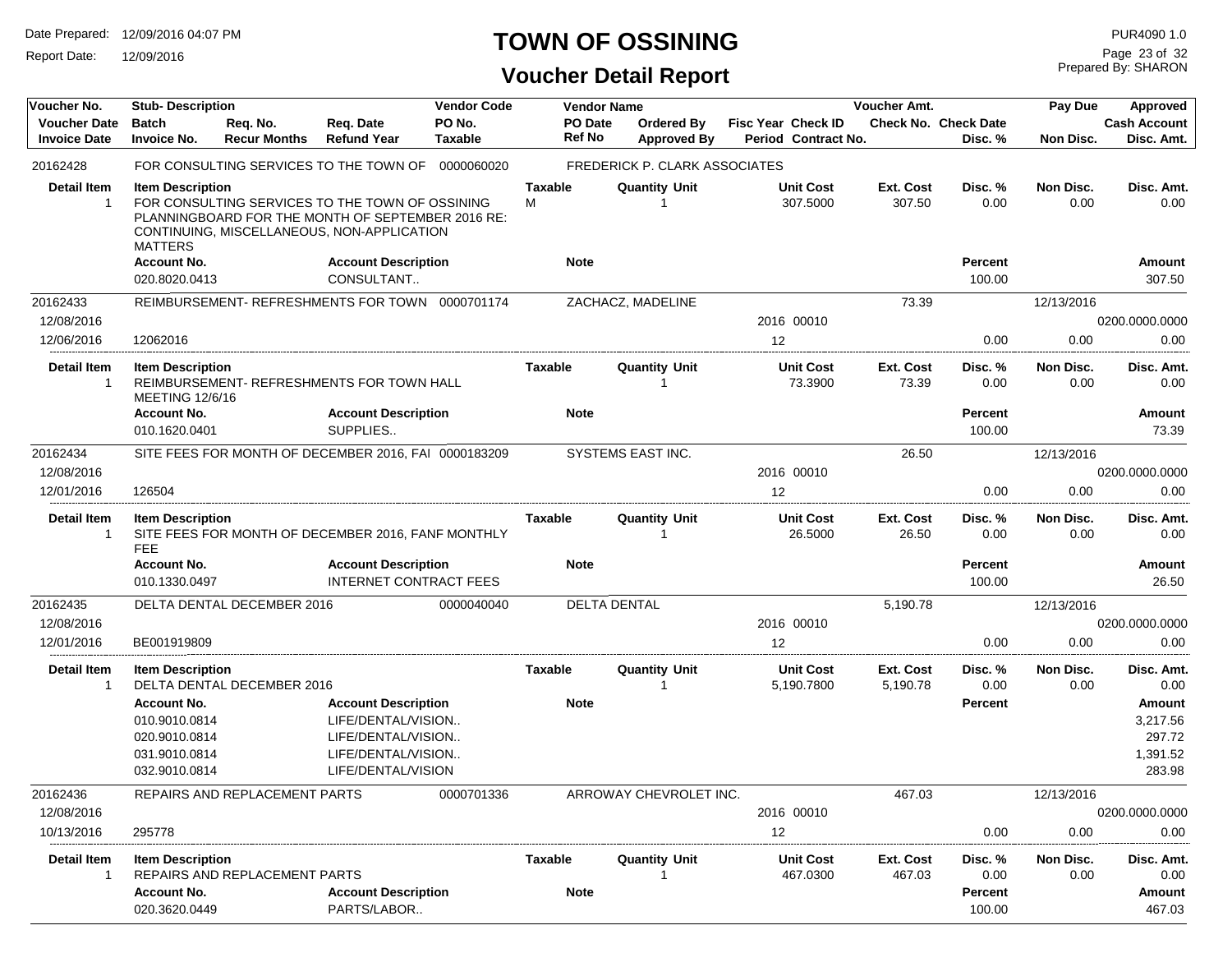# TOWN OF OSSINING

## Voucher Detail Report

Date Prepared: 12/09/2016 04:07 PM
Report Date: 12/09/2016

PUR4090 1.0
Prepared By: SHARON

| Voucher No. | Stub- Description | Req. No. | Req. Date | Vendor Code | Vendor Name | | Fisc Year Check ID | Voucher Amt. | | Pay Due | Approved |
|---|---|---|---|---|---|---|---|---|---|---|---|
| Voucher Date | Batch | Req. No. | Req. Date | PO No. | PO Date | Ordered By | Fisc Year Check ID | Check No. | Check Date | | Cash Account |
| Invoice Date | Invoice No. | Recur Months | Refund Year | Taxable | Ref No | Approved By | Period Contract No. | | Disc. % | Non Disc. | Disc. Amt. |

**20162428** — FOR CONSULTING SERVICES TO THE TOWN OF — 0000060020 — FREDERICK P. CLARK ASSOCIATES

| Detail Item | Item Description | Taxable | Quantity Unit | Unit Cost | Ext. Cost | Disc. % | Non Disc. | Disc. Amt. |
|---|---|---|---|---|---|---|---|---|
| 1 | FOR CONSULTING SERVICES TO THE TOWN OF OSSINING PLANNINGBOARD FOR THE MONTH OF SEPTEMBER 2016 RE: CONTINUING, MISCELLANEOUS, NON-APPLICATION MATTERS | M | 1 | 307.5000 | 307.50 | 0.00 | 0.00 | 0.00 |

| Account No. | Account Description | Note | Percent | Amount |
|---|---|---|---|---|
| 020.8020.0413 | CONSULTANT.. | | 100.00 | 307.50 |

**20162433** — REIMBURSEMENT- REFRESHMENTS FOR TOWN — 0000701174 — ZACHACZ, MADELINE — Voucher Amt. 73.39 — Pay Due 12/13/2016
Voucher Date 12/08/2016 — Fisc Year 2016, Check ID 00010 — Cash Account 0200.0000.0000
Invoice Date 12/06/2016 — Invoice No. 12062016 — Period 12 — Disc. % 0.00 — Non Disc. 0.00 — Disc. Amt. 0.00

| Detail Item | Item Description | Taxable | Quantity Unit | Unit Cost | Ext. Cost | Disc. % | Non Disc. | Disc. Amt. |
|---|---|---|---|---|---|---|---|---|
| 1 | REIMBURSEMENT- REFRESHMENTS FOR TOWN HALL MEETING 12/6/16 | | 1 | 73.3900 | 73.39 | 0.00 | 0.00 | 0.00 |

| Account No. | Account Description | Note | Percent | Amount |
|---|---|---|---|---|
| 010.1620.0401 | SUPPLIES.. | | 100.00 | 73.39 |

**20162434** — SITE FEES FOR MONTH OF DECEMBER 2016, FAI — 0000183209 — SYSTEMS EAST INC. — Voucher Amt. 26.50 — Pay Due 12/13/2016
Voucher Date 12/08/2016 — Fisc Year 2016, Check ID 00010 — Cash Account 0200.0000.0000
Invoice Date 12/01/2016 — Invoice No. 126504 — Period 12 — Disc. % 0.00 — Non Disc. 0.00 — Disc. Amt. 0.00

| Detail Item | Item Description | Taxable | Quantity Unit | Unit Cost | Ext. Cost | Disc. % | Non Disc. | Disc. Amt. |
|---|---|---|---|---|---|---|---|---|
| 1 | SITE FEES FOR MONTH OF DECEMBER 2016, FANF MONTHLY FEE | | 1 | 26.5000 | 26.50 | 0.00 | 0.00 | 0.00 |

| Account No. | Account Description | Note | Percent | Amount |
|---|---|---|---|---|
| 010.1330.0497 | INTERNET CONTRACT FEES | | 100.00 | 26.50 |

**20162435** — DELTA DENTAL DECEMBER 2016 — 0000040040 — DELTA DENTAL — Voucher Amt. 5,190.78 — Pay Due 12/13/2016
Voucher Date 12/08/2016 — Fisc Year 2016, Check ID 00010 — Cash Account 0200.0000.0000
Invoice Date 12/01/2016 — Invoice No. BE001919809 — Period 12 — Disc. % 0.00 — Non Disc. 0.00 — Disc. Amt. 0.00

| Detail Item | Item Description | Taxable | Quantity Unit | Unit Cost | Ext. Cost | Disc. % | Non Disc. | Disc. Amt. |
|---|---|---|---|---|---|---|---|---|
| 1 | DELTA DENTAL DECEMBER 2016 | | 1 | 5,190.7800 | 5,190.78 | 0.00 | 0.00 | 0.00 |

| Account No. | Account Description | Note | Percent | Amount |
|---|---|---|---|---|
| 010.9010.0814 | LIFE/DENTAL/VISION.. | | | 3,217.56 |
| 020.9010.0814 | LIFE/DENTAL/VISION.. | | | 297.72 |
| 031.9010.0814 | LIFE/DENTAL/VISION.. | | | 1,391.52 |
| 032.9010.0814 | LIFE/DENTAL/VISION | | | 283.98 |

**20162436** — REPAIRS AND REPLACEMENT PARTS — 0000701336 — ARROWAY CHEVROLET INC. — Voucher Amt. 467.03 — Pay Due 12/13/2016
Voucher Date 12/08/2016 — Fisc Year 2016, Check ID 00010 — Cash Account 0200.0000.0000
Invoice Date 10/13/2016 — Invoice No. 295778 — Period 12 — Disc. % 0.00 — Non Disc. 0.00 — Disc. Amt. 0.00

| Detail Item | Item Description | Taxable | Quantity Unit | Unit Cost | Ext. Cost | Disc. % | Non Disc. | Disc. Amt. |
|---|---|---|---|---|---|---|---|---|
| 1 | REPAIRS AND REPLACEMENT PARTS | | 1 | 467.0300 | 467.03 | 0.00 | 0.00 | 0.00 |

| Account No. | Account Description | Note | Percent | Amount |
|---|---|---|---|---|
| 020.3620.0449 | PARTS/LABOR.. | | 100.00 | 467.03 |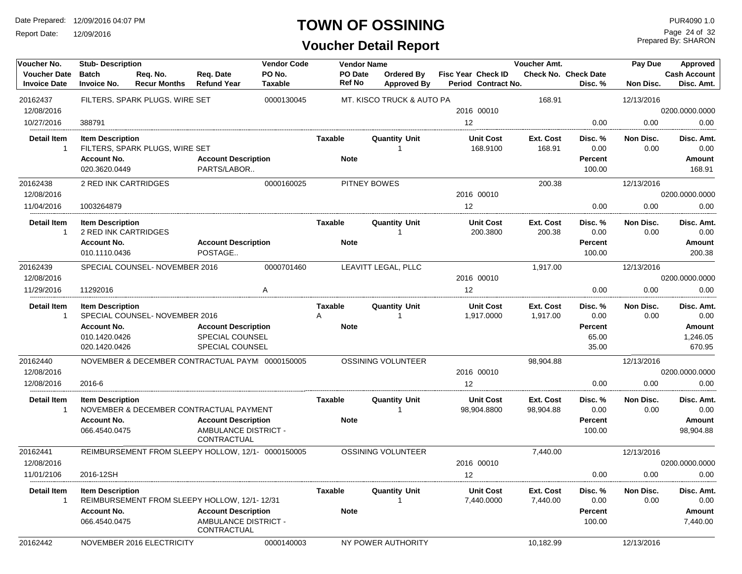# TOWN OF OSSINING

## Voucher Detail Report

Date Prepared: 12/09/2016 04:07 PM
Report Date: 12/09/2016

PUR4090 1.0
Prepared By: SHARON

| Voucher No. | Stub- Description | | | Vendor Code | Vendor Name | | | Voucher Amt. | | Pay Due | Approved |
|---|---|---|---|---|---|---|---|---|---|---|---|
| Voucher Date | Batch | Req. No. | Req. Date | PO No. | PO Date | Ordered By | Fisc Year Check ID | Check No. Check Date | | | Cash Account |
| Invoice Date | Invoice No. | Recur Months | Refund Year | Taxable | Ref No | Approved By | Period Contract No. | | Disc. % | Non Disc. | Disc. Amt. |

**20162437** — FILTERS, SPARK PLUGS, WIRE SET — Vendor Code: 0000130045 — MT. KISCO TRUCK & AUTO PA — Voucher Amt.: 168.91 — Pay Due: 12/13/2016
Voucher Date: 12/08/2016 — Fisc Year/Check ID: 2016 00010 — Cash Account: 0200.0000.0000
Invoice Date: 10/27/2016 — Invoice No.: 388791 — Period: 12 — Disc. %: 0.00 — Non Disc.: 0.00 — Disc. Amt.: 0.00

| Detail Item | Item Description | Taxable | Quantity Unit | Unit Cost | Ext. Cost | Disc. % | Non Disc. | Disc. Amt. |
|---|---|---|---|---|---|---|---|---|
| 1 | FILTERS, SPARK PLUGS, WIRE SET | | 1 | 168.9100 | 168.91 | 0.00 | 0.00 | 0.00 |

| Account No. | Account Description | Note | Percent | Amount |
|---|---|---|---|---|
| 020.3620.0449 | PARTS/LABOR.. | | 100.00 | 168.91 |

**20162438** — 2 RED INK CARTRIDGES — Vendor Code: 0000160025 — PITNEY BOWES — Voucher Amt.: 200.38 — Pay Due: 12/13/2016
Voucher Date: 12/08/2016 — Fisc Year/Check ID: 2016 00010 — Cash Account: 0200.0000.0000
Invoice Date: 11/04/2016 — Invoice No.: 1003264879 — Period: 12 — Disc. %: 0.00 — Non Disc.: 0.00 — Disc. Amt.: 0.00

| Detail Item | Item Description | Taxable | Quantity Unit | Unit Cost | Ext. Cost | Disc. % | Non Disc. | Disc. Amt. |
|---|---|---|---|---|---|---|---|---|
| 1 | 2 RED INK CARTRIDGES | | 1 | 200.3800 | 200.38 | 0.00 | 0.00 | 0.00 |

| Account No. | Account Description | Note | Percent | Amount |
|---|---|---|---|---|
| 010.1110.0436 | POSTAGE.. | | 100.00 | 200.38 |

**20162439** — SPECIAL COUNSEL- NOVEMBER 2016 — Vendor Code: 0000701460 — LEAVITT LEGAL, PLLC — Voucher Amt.: 1,917.00 — Pay Due: 12/13/2016
Voucher Date: 12/08/2016 — Fisc Year/Check ID: 2016 00010 — Cash Account: 0200.0000.0000
Invoice Date: 11/29/2016 — Invoice No.: 11292016 — Taxable: A — Period: 12 — Disc. %: 0.00 — Non Disc.: 0.00 — Disc. Amt.: 0.00

| Detail Item | Item Description | Taxable | Quantity Unit | Unit Cost | Ext. Cost | Disc. % | Non Disc. | Disc. Amt. |
|---|---|---|---|---|---|---|---|---|
| 1 | SPECIAL COUNSEL- NOVEMBER 2016 | A | 1 | 1,917.0000 | 1,917.00 | 0.00 | 0.00 | 0.00 |

| Account No. | Account Description | Note | Percent | Amount |
|---|---|---|---|---|
| 010.1420.0426 | SPECIAL COUNSEL | | 65.00 | 1,246.05 |
| 020.1420.0426 | SPECIAL COUNSEL | | 35.00 | 670.95 |

**20162440** — NOVEMBER & DECEMBER CONTRACTUAL PAYM — Vendor Code: 0000150005 — OSSINING VOLUNTEER — Voucher Amt.: 98,904.88 — Pay Due: 12/13/2016
Voucher Date: 12/08/2016 — Fisc Year/Check ID: 2016 00010 — Cash Account: 0200.0000.0000
Invoice Date: 12/08/2016 — Invoice No.: 2016-6 — Period: 12 — Disc. %: 0.00 — Non Disc.: 0.00 — Disc. Amt.: 0.00

| Detail Item | Item Description | Taxable | Quantity Unit | Unit Cost | Ext. Cost | Disc. % | Non Disc. | Disc. Amt. |
|---|---|---|---|---|---|---|---|---|
| 1 | NOVEMBER & DECEMBER CONTRACTUAL PAYMENT | | 1 | 98,904.8800 | 98,904.88 | 0.00 | 0.00 | 0.00 |

| Account No. | Account Description | Note | Percent | Amount |
|---|---|---|---|---|
| 066.4540.0475 | AMBULANCE DISTRICT - CONTRACTUAL | | 100.00 | 98,904.88 |

**20162441** — REIMBURSEMENT FROM SLEEPY HOLLOW, 12/1- — Vendor Code: 0000150005 — OSSINING VOLUNTEER — Voucher Amt.: 7,440.00 — Pay Due: 12/13/2016
Voucher Date: 12/08/2016 — Fisc Year/Check ID: 2016 00010 — Cash Account: 0200.0000.0000
Invoice Date: 11/01/2106 — Invoice No.: 2016-12SH — Period: 12 — Disc. %: 0.00 — Non Disc.: 0.00 — Disc. Amt.: 0.00

| Detail Item | Item Description | Taxable | Quantity Unit | Unit Cost | Ext. Cost | Disc. % | Non Disc. | Disc. Amt. |
|---|---|---|---|---|---|---|---|---|
| 1 | REIMBURSEMENT FROM SLEEPY HOLLOW, 12/1- 12/31 | | 1 | 7,440.0000 | 7,440.00 | 0.00 | 0.00 | 0.00 |

| Account No. | Account Description | Note | Percent | Amount |
|---|---|---|---|---|
| 066.4540.0475 | AMBULANCE DISTRICT - CONTRACTUAL | | 100.00 | 7,440.00 |

**20162442** — NOVEMBER 2016 ELECTRICITY — Vendor Code: 0000140003 — NY POWER AUTHORITY — Voucher Amt.: 10,182.99 — Pay Due: 12/13/2016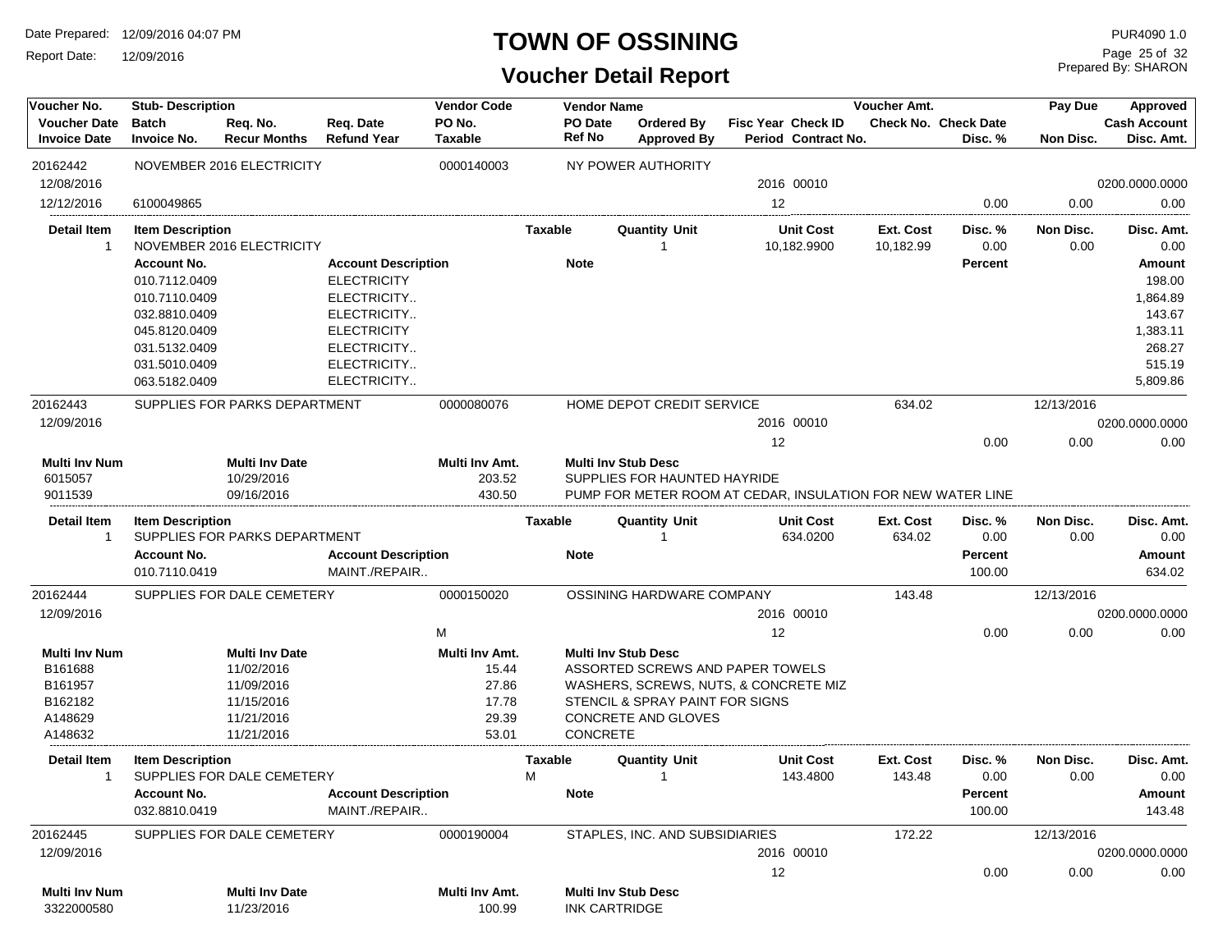# TOWN OF OSSINING

## Voucher Detail Report

Date Prepared: 12/09/2016 04:07 PM
Report Date: 12/09/2016

PUR4090 1.0
Prepared By: SHARON

| Voucher No. | Stub- Description | | | Vendor Code | Vendor Name | | | | Voucher Amt. | | Pay Due | Approved |
|---|---|---|---|---|---|---|---|---|---|---|---|---|
| Voucher Date | Batch | Req. No. | Req. Date | PO No. | PO Date | Ordered By | Fisc Year | Check ID | Check No. | Check Date | | Cash Account |
| Invoice Date | Invoice No. | Recur Months | Refund Year | Taxable | Ref No | Approved By | Period | Contract No. | | Disc. % | Non Disc. | Disc. Amt. |
| 20162442 | NOVEMBER 2016 ELECTRICITY | | | 0000140003 | NY POWER AUTHORITY | | | | | | | |
| 12/08/2016 | | | | | | | 2016 | 00010 | | | | 0200.0000.0000 |
| 12/12/2016 | 6100049865 | | | | | | 12 | | | 0.00 | 0.00 | 0.00 |

| Detail Item | Item Description | Taxable | Quantity | Unit | Unit Cost | Ext. Cost | Disc. % | Non Disc. | Disc. Amt. |
|---|---|---|---|---|---|---|---|---|---|
| 1 | NOVEMBER 2016 ELECTRICITY | | 1 | | 10,182.9900 | 10,182.99 | 0.00 | 0.00 | 0.00 |

| Account No. | Account Description | Note | Percent | Amount |
|---|---|---|---|---|
| 010.7112.0409 | ELECTRICITY | | | 198.00 |
| 010.7110.0409 | ELECTRICITY.. | | | 1,864.89 |
| 032.8810.0409 | ELECTRICITY.. | | | 143.67 |
| 045.8120.0409 | ELECTRICITY | | | 1,383.11 |
| 031.5132.0409 | ELECTRICITY.. | | | 268.27 |
| 031.5010.0409 | ELECTRICITY.. | | | 515.19 |
| 063.5182.0409 | ELECTRICITY.. | | | 5,809.86 |

| Voucher No. | Stub- Description | Vendor Code | Vendor Name | Fisc Year | Check ID | Voucher Amt. | Disc. % | Pay Due / Non Disc. | Approved |
|---|---|---|---|---|---|---|---|---|---|
| 20162443 | SUPPLIES FOR PARKS DEPARTMENT | 0000080076 | HOME DEPOT CREDIT SERVICE | | | 634.02 | | 12/13/2016 | |
| 12/09/2016 | | | | 2016 | 00010 | | | | 0200.0000.0000 |
| | | | | 12 | | | 0.00 | 0.00 | 0.00 |

| Multi Inv Num | Multi Inv Date | Multi Inv Amt. | Multi Inv Stub Desc |
|---|---|---|---|
| 6015057 | 10/29/2016 | 203.52 | SUPPLIES FOR HAUNTED HAYRIDE |
| 9011539 | 09/16/2016 | 430.50 | PUMP FOR METER ROOM AT CEDAR, INSULATION FOR NEW WATER LINE |

| Detail Item | Item Description | Taxable | Quantity | Unit | Unit Cost | Ext. Cost | Disc. % | Non Disc. | Disc. Amt. |
|---|---|---|---|---|---|---|---|---|---|
| 1 | SUPPLIES FOR PARKS DEPARTMENT | | 1 | | 634.0200 | 634.02 | 0.00 | 0.00 | 0.00 |

| Account No. | Account Description | Note | Percent | Amount |
|---|---|---|---|---|
| 010.7110.0419 | MAINT./REPAIR.. | | 100.00 | 634.02 |

| Voucher No. | Stub- Description | Vendor Code | Vendor Name | Fisc Year | Check ID | Voucher Amt. | Disc. % | Pay Due / Non Disc. | Approved |
|---|---|---|---|---|---|---|---|---|---|
| 20162444 | SUPPLIES FOR DALE CEMETERY | 0000150020 | OSSINING HARDWARE COMPANY | | | 143.48 | | 12/13/2016 | |
| 12/09/2016 | | | | 2016 | 00010 | | | | 0200.0000.0000 |
| | | M | | 12 | | | 0.00 | 0.00 | 0.00 |

| Multi Inv Num | Multi Inv Date | Multi Inv Amt. | Multi Inv Stub Desc |
|---|---|---|---|
| B161688 | 11/02/2016 | 15.44 | ASSORTED SCREWS AND PAPER TOWELS |
| B161957 | 11/09/2016 | 27.86 | WASHERS, SCREWS, NUTS, & CONCRETE MIZ |
| B162182 | 11/15/2016 | 17.78 | STENCIL & SPRAY PAINT FOR SIGNS |
| A148629 | 11/21/2016 | 29.39 | CONCRETE AND GLOVES |
| A148632 | 11/21/2016 | 53.01 | CONCRETE |

| Detail Item | Item Description | Taxable | Quantity | Unit | Unit Cost | Ext. Cost | Disc. % | Non Disc. | Disc. Amt. |
|---|---|---|---|---|---|---|---|---|---|
| 1 | SUPPLIES FOR DALE CEMETERY | M | 1 | | 143.4800 | 143.48 | 0.00 | 0.00 | 0.00 |

| Account No. | Account Description | Note | Percent | Amount |
|---|---|---|---|---|
| 032.8810.0419 | MAINT./REPAIR.. | | 100.00 | 143.48 |

| Voucher No. | Stub- Description | Vendor Code | Vendor Name | Fisc Year | Check ID | Voucher Amt. | Disc. % | Pay Due / Non Disc. | Approved |
|---|---|---|---|---|---|---|---|---|---|
| 20162445 | SUPPLIES FOR DALE CEMETERY | 0000190004 | STAPLES, INC. AND SUBSIDIARIES | | | 172.22 | | 12/13/2016 | |
| 12/09/2016 | | | | 2016 | 00010 | | | | 0200.0000.0000 |
| | | | | 12 | | | 0.00 | 0.00 | 0.00 |

| Multi Inv Num | Multi Inv Date | Multi Inv Amt. | Multi Inv Stub Desc |
|---|---|---|---|
| 3322000580 | 11/23/2016 | 100.99 | INK CARTRIDGE |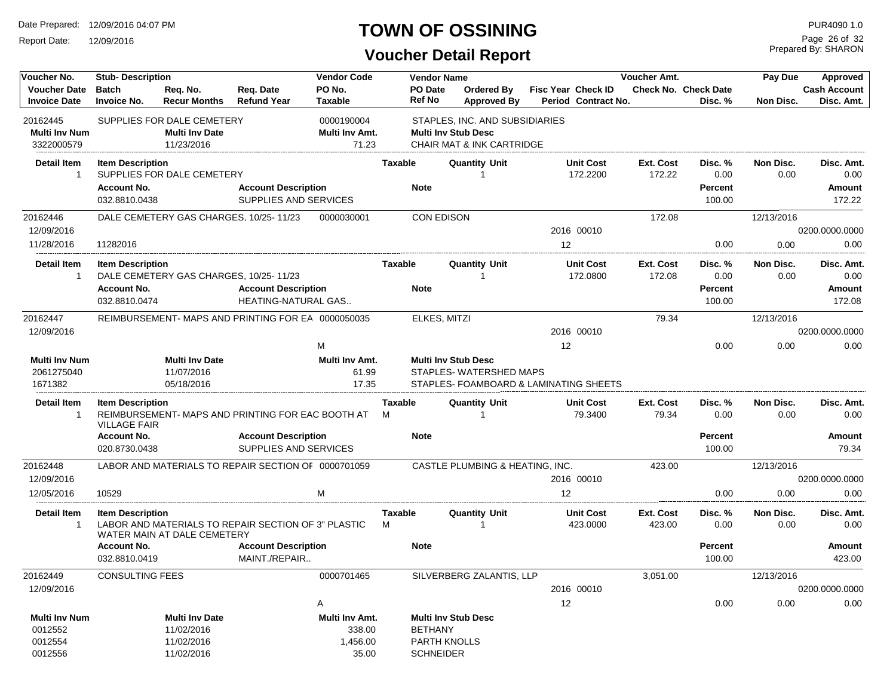# TOWN OF OSSINING

## Voucher Detail Report

Date Prepared: 12/09/2016 04:07 PM
Report Date: 12/09/2016

PUR4090 1.0
Prepared By: SHARON

| Voucher No. | Stub- Description | | | Vendor Code | Vendor Name | | | | Voucher Amt. | | Pay Due | Approved |
|---|---|---|---|---|---|---|---|---|---|---|---|---|
| Voucher Date | Batch | Req. No. | Req. Date | PO No. | PO Date | Ordered By | Fisc Year | Check ID | Check No. | Check Date | | Cash Account |
| Invoice Date | Invoice No. | Recur Months | Refund Year | Taxable | Ref No | Approved By | Period | Contract No. | | Disc. % | Non Disc. | Disc. Amt. |

**20162445** — SUPPLIES FOR DALE CEMETERY — 0000190004 — STAPLES, INC. AND SUBSIDIARIES

| Multi Inv Num | Multi Inv Date | Multi Inv Amt. | Multi Inv Stub Desc |
|---|---|---|---|
| 3322000579 | 11/23/2016 | 71.23 | CHAIR MAT & INK CARTRIDGE |

| Detail Item | Item Description | Taxable | Quantity Unit | Unit Cost | Ext. Cost | Disc. % | Non Disc. | Disc. Amt. |
|---|---|---|---|---|---|---|---|---|
| 1 | SUPPLIES FOR DALE CEMETERY | | 1 | 172.2200 | 172.22 | 0.00 | 0.00 | 0.00 |

| Account No. | Account Description | Note | Percent | Amount |
|---|---|---|---|---|
| 032.8810.0438 | SUPPLIES AND SERVICES | | 100.00 | 172.22 |

---

**20162446** — DALE CEMETERY GAS CHARGES, 10/25- 11/23 — 0000030001 — CON EDISON — Voucher Amt. 172.08 — Pay Due 12/13/2016

Voucher Date: 12/09/2016 — Fisc Year 2016 — Check ID 00010 — Cash Account 0200.0000.0000

Invoice Date: 11/28/2016 — Invoice No. 11282016 — Period 12 — Disc. % 0.00 — Non Disc. 0.00 — Disc. Amt. 0.00

| Detail Item | Item Description | Taxable | Quantity Unit | Unit Cost | Ext. Cost | Disc. % | Non Disc. | Disc. Amt. |
|---|---|---|---|---|---|---|---|---|
| 1 | DALE CEMETERY GAS CHARGES, 10/25- 11/23 | | 1 | 172.0800 | 172.08 | 0.00 | 0.00 | 0.00 |

| Account No. | Account Description | Note | Percent | Amount |
|---|---|---|---|---|
| 032.8810.0474 | HEATING-NATURAL GAS.. | | 100.00 | 172.08 |

---

**20162447** — REIMBURSEMENT- MAPS AND PRINTING FOR EA — 0000050035 — ELKES, MITZI — Voucher Amt. 79.34 — Pay Due 12/13/2016

Voucher Date: 12/09/2016 — Fisc Year 2016 — Check ID 00010 — Cash Account 0200.0000.0000

Taxable: M — Period 12 — Disc. % 0.00 — Non Disc. 0.00 — Disc. Amt. 0.00

| Multi Inv Num | Multi Inv Date | Multi Inv Amt. | Multi Inv Stub Desc |
|---|---|---|---|
| 2061275040 | 11/07/2016 | 61.99 | STAPLES- WATERSHED MAPS |
| 1671382 | 05/18/2016 | 17.35 | STAPLES- FOAMBOARD & LAMINATING SHEETS |

| Detail Item | Item Description | Taxable | Quantity Unit | Unit Cost | Ext. Cost | Disc. % | Non Disc. | Disc. Amt. |
|---|---|---|---|---|---|---|---|---|
| 1 | REIMBURSEMENT- MAPS AND PRINTING FOR EAC BOOTH AT VILLAGE FAIR | M | 1 | 79.3400 | 79.34 | 0.00 | 0.00 | 0.00 |

| Account No. | Account Description | Note | Percent | Amount |
|---|---|---|---|---|
| 020.8730.0438 | SUPPLIES AND SERVICES | | 100.00 | 79.34 |

---

**20162448** — LABOR AND MATERIALS TO REPAIR SECTION OF — 0000701059 — CASTLE PLUMBING & HEATING, INC. — Voucher Amt. 423.00 — Pay Due 12/13/2016

Voucher Date: 12/09/2016 — Fisc Year 2016 — Check ID 00010 — Cash Account 0200.0000.0000

Invoice Date: 12/05/2016 — Invoice No. 10529 — Taxable M — Period 12 — Disc. % 0.00 — Non Disc. 0.00 — Disc. Amt. 0.00

| Detail Item | Item Description | Taxable | Quantity Unit | Unit Cost | Ext. Cost | Disc. % | Non Disc. | Disc. Amt. |
|---|---|---|---|---|---|---|---|---|
| 1 | LABOR AND MATERIALS TO REPAIR SECTION OF 3" PLASTIC WATER MAIN AT DALE CEMETERY | M | 1 | 423.0000 | 423.00 | 0.00 | 0.00 | 0.00 |

| Account No. | Account Description | Note | Percent | Amount |
|---|---|---|---|---|
| 032.8810.0419 | MAINT./REPAIR.. | | 100.00 | 423.00 |

---

**20162449** — CONSULTING FEES — 0000701465 — SILVERBERG ZALANTIS, LLP — Voucher Amt. 3,051.00 — Pay Due 12/13/2016

Voucher Date: 12/09/2016 — Fisc Year 2016 — Check ID 00010 — Cash Account 0200.0000.0000

Taxable: A — Period 12 — Disc. % 0.00 — Non Disc. 0.00 — Disc. Amt. 0.00

| Multi Inv Num | Multi Inv Date | Multi Inv Amt. | Multi Inv Stub Desc |
|---|---|---|---|
| 0012552 | 11/02/2016 | 338.00 | BETHANY |
| 0012554 | 11/02/2016 | 1,456.00 | PARTH KNOLLS |
| 0012556 | 11/02/2016 | 35.00 | SCHNEIDER |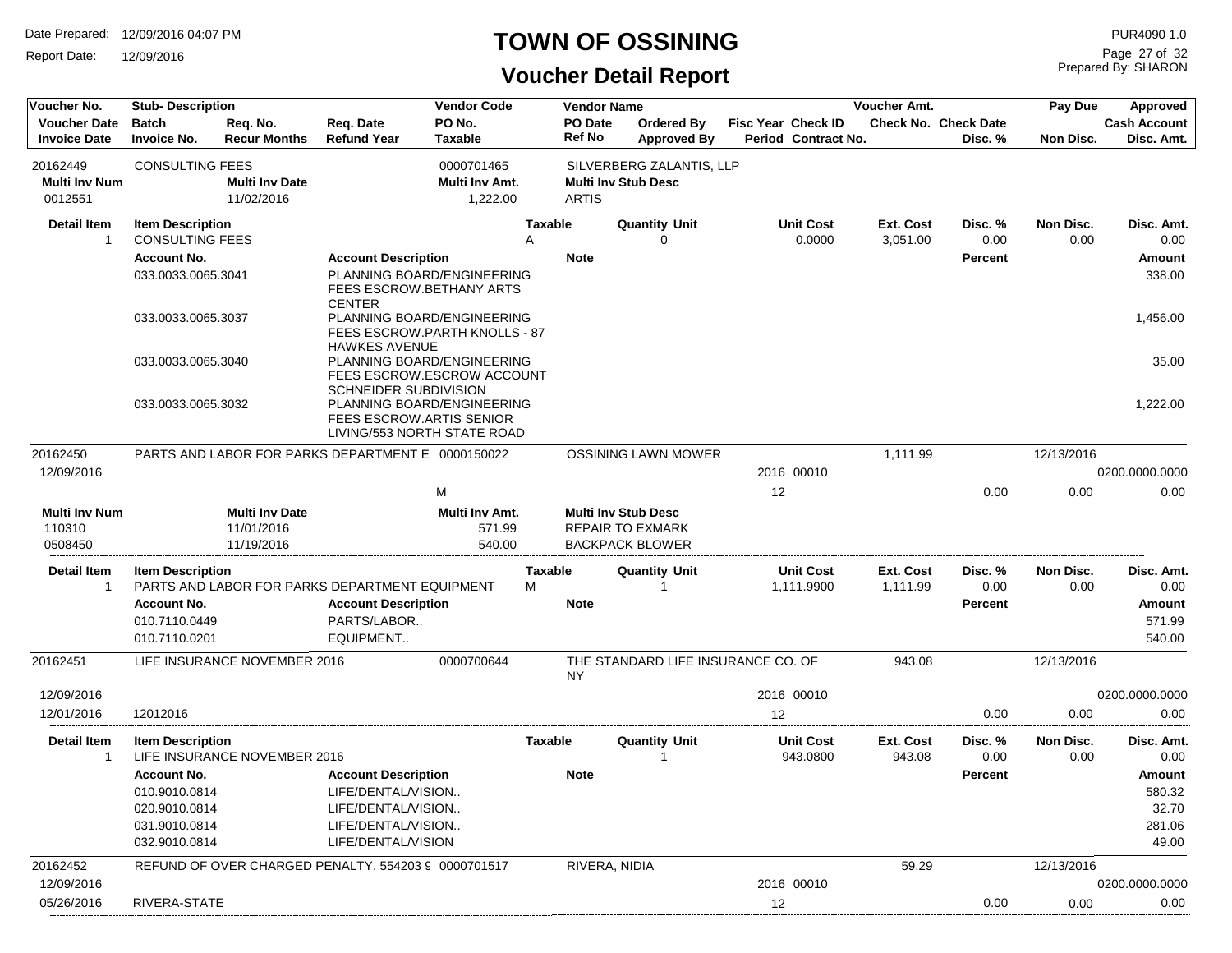# TOWN OF OSSINING

## Voucher Detail Report

Date Prepared: 12/09/2016 04:07 PM
Report Date: 12/09/2016
PUR4090 1.0
Prepared By: SHARON

| Voucher No. / Voucher Date / Invoice Date | Stub- Description / Batch / Invoice No. | Req. No. / Recur Months | Req. Date / Refund Year | Vendor Code / PO No. / Taxable | Vendor Name / PO Date / Ref No | Ordered By / Approved By | Fisc Year / Period | Check ID / Contract No. | Voucher Amt. / Check No. | Check Date / Disc. % | Pay Due / Non Disc. | Approved / Cash Account / Disc. Amt. |
|---|---|---|---|---|---|---|---|---|---|---|---|---|
| 20162449 | CONSULTING FEES | | | 0000701465 | SILVERBERG ZALANTIS, LLP | | | | | | | |

| Multi Inv Num | Multi Inv Date | Multi Inv Amt. | Multi Inv Stub Desc |
|---|---|---|---|
| 0012551 | 11/02/2016 | 1,222.00 | ARTIS |

| Detail Item | Item Description | Taxable | Quantity Unit | Unit Cost | Ext. Cost | Disc. % | Non Disc. | Disc. Amt. |
|---|---|---|---|---|---|---|---|---|
| 1 | CONSULTING FEES | A | 0 | 0.0000 | 3,051.00 | 0.00 | 0.00 | 0.00 |

| Account No. | Account Description | Note | Percent | Amount |
|---|---|---|---|---|
| 033.0033.0065.3041 | PLANNING BOARD/ENGINEERING FEES ESCROW.BETHANY ARTS CENTER | | | 338.00 |
| 033.0033.0065.3037 | PLANNING BOARD/ENGINEERING FEES ESCROW.PARTH KNOLLS - 87 HAWKES AVENUE | | | 1,456.00 |
| 033.0033.0065.3040 | PLANNING BOARD/ENGINEERING FEES ESCROW.ESCROW ACCOUNT SCHNEIDER SUBDIVISION | | | 35.00 |
| 033.0033.0065.3032 | PLANNING BOARD/ENGINEERING FEES ESCROW.ARTIS SENIOR LIVING/553 NORTH STATE ROAD | | | 1,222.00 |

| Voucher No. / Voucher Date / Invoice Date | Stub- Description / Batch / Invoice No. | Vendor Code / Taxable | Vendor Name | Fisc Year / Period | Check ID | Voucher Amt. | Disc. % | Pay Due / Non Disc. | Cash Account / Disc. Amt. |
|---|---|---|---|---|---|---|---|---|---|
| 20162450 | PARTS AND LABOR FOR PARKS DEPARTMENT E | 0000150022 | OSSINING LAWN MOWER | | | 1,111.99 | | 12/13/2016 | |
| 12/09/2016 | | | | 2016 | 00010 | | | | 0200.0000.0000 |
| | | M | | 12 | | | 0.00 | 0.00 | 0.00 |

| Multi Inv Num | Multi Inv Date | Multi Inv Amt. | Multi Inv Stub Desc |
|---|---|---|---|
| 110310 | 11/01/2016 | 571.99 | REPAIR TO EXMARK |
| 0508450 | 11/19/2016 | 540.00 | BACKPACK BLOWER |

| Detail Item | Item Description | Taxable | Quantity Unit | Unit Cost | Ext. Cost | Disc. % | Non Disc. | Disc. Amt. |
|---|---|---|---|---|---|---|---|---|
| 1 | PARTS AND LABOR FOR PARKS DEPARTMENT EQUIPMENT | M | 1 | 1,111.9900 | 1,111.99 | 0.00 | 0.00 | 0.00 |

| Account No. | Account Description | Note | Percent | Amount |
|---|---|---|---|---|
| 010.7110.0449 | PARTS/LABOR.. | | | 571.99 |
| 010.7110.0201 | EQUIPMENT.. | | | 540.00 |

| Voucher No. / Voucher Date / Invoice Date | Stub- Description / Batch / Invoice No. | Vendor Code | Vendor Name | Fisc Year / Period | Check ID | Voucher Amt. | Disc. % | Pay Due / Non Disc. | Cash Account / Disc. Amt. |
|---|---|---|---|---|---|---|---|---|---|
| 20162451 | LIFE INSURANCE NOVEMBER 2016 | 0000700644 | THE STANDARD LIFE INSURANCE CO. OF NY | | | 943.08 | | 12/13/2016 | |
| 12/09/2016 | | | | 2016 | 00010 | | | | 0200.0000.0000 |
| 12/01/2016 | 12012016 | | | 12 | | | 0.00 | 0.00 | 0.00 |

| Detail Item | Item Description | Taxable | Quantity Unit | Unit Cost | Ext. Cost | Disc. % | Non Disc. | Disc. Amt. |
|---|---|---|---|---|---|---|---|---|
| 1 | LIFE INSURANCE NOVEMBER 2016 | | 1 | 943.0800 | 943.08 | 0.00 | 0.00 | 0.00 |

| Account No. | Account Description | Note | Percent | Amount |
|---|---|---|---|---|
| 010.9010.0814 | LIFE/DENTAL/VISION.. | | | 580.32 |
| 020.9010.0814 | LIFE/DENTAL/VISION.. | | | 32.70 |
| 031.9010.0814 | LIFE/DENTAL/VISION.. | | | 281.06 |
| 032.9010.0814 | LIFE/DENTAL/VISION | | | 49.00 |

| Voucher No. / Voucher Date / Invoice Date | Stub- Description / Batch / Invoice No. | Vendor Code | Vendor Name | Fisc Year / Period | Check ID | Voucher Amt. | Disc. % | Pay Due / Non Disc. | Cash Account / Disc. Amt. |
|---|---|---|---|---|---|---|---|---|---|
| 20162452 | REFUND OF OVER CHARGED PENALTY, 554203 9 | 0000701517 | RIVERA, NIDIA | | | 59.29 | | 12/13/2016 | |
| 12/09/2016 | | | | 2016 | 00010 | | | | 0200.0000.0000 |
| 05/26/2016 | RIVERA-STATE | | | 12 | | | 0.00 | 0.00 | 0.00 |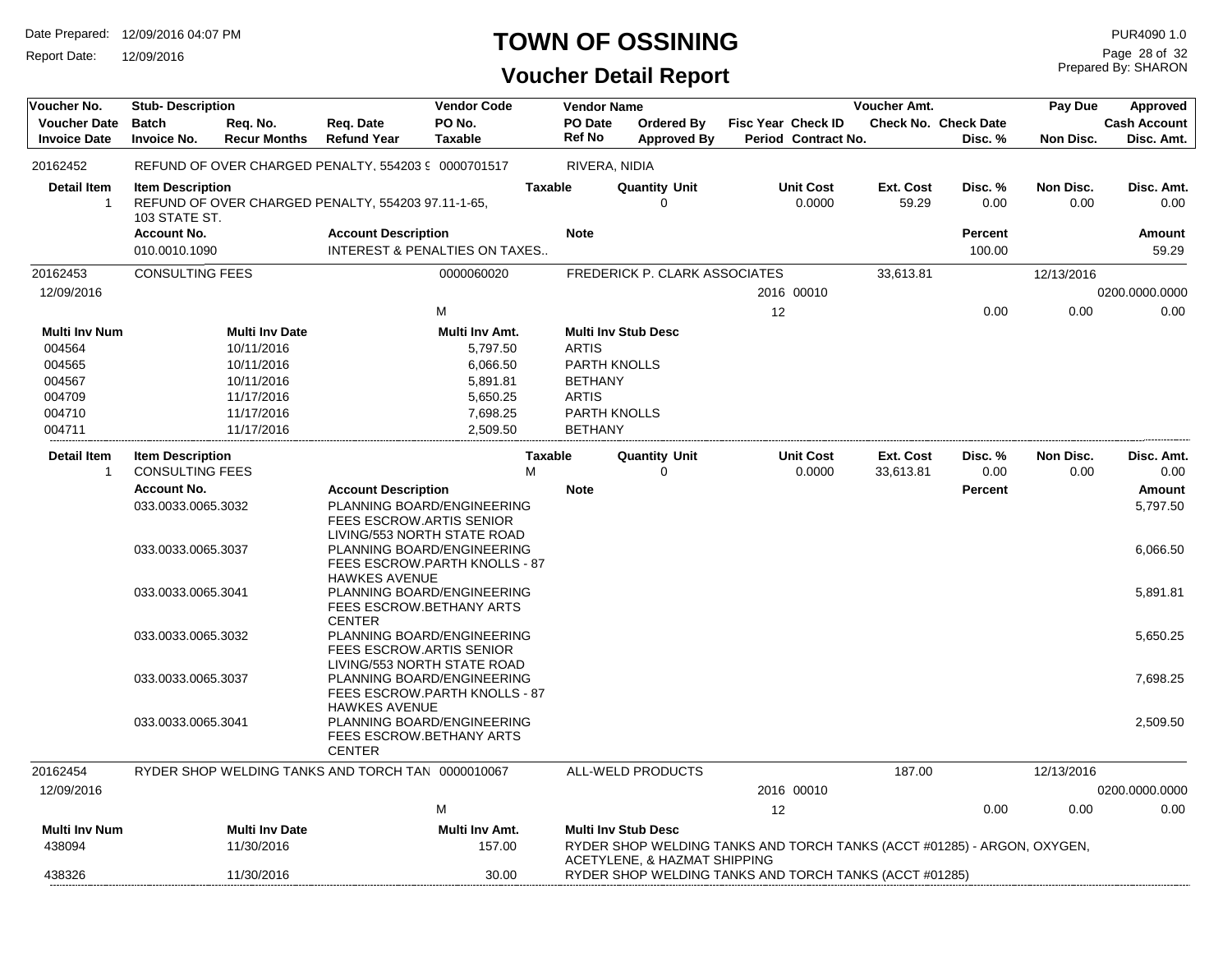# TOWN OF OSSINING

## Voucher Detail Report

Date Prepared: 12/09/2016 04:07 PM
Report Date: 12/09/2016

PUR4090 1.0
Prepared By: SHARON

| Voucher No. | Stub- Description | | | Vendor Code | Vendor Name | | | | Voucher Amt. | | Pay Due | Approved |
|---|---|---|---|---|---|---|---|---|---|---|---|---|
| Voucher Date | Batch | Req. No. | Req. Date | PO No. | PO Date | Ordered By | Fisc Year | Check ID | Check No. | Check Date | | Cash Account |
| Invoice Date | Invoice No. | Recur Months | Refund Year | Taxable | Ref No | Approved By | Period | Contract No. | | Disc. % | Non Disc. | Disc. Amt. |

### 20162452 — REFUND OF OVER CHARGED PENALTY, 554203 9 — 0000701517 — RIVERA, NIDIA

| Detail Item | Item Description | Taxable | Quantity | Unit | Unit Cost | Ext. Cost | Disc. % | Non Disc. | Disc. Amt. |
|---|---|---|---|---|---|---|---|---|---|
| 1 | REFUND OF OVER CHARGED PENALTY, 554203 97.11-1-65, 103 STATE ST. | | 0 | | 0.0000 | 59.29 | 0.00 | 0.00 | 0.00 |

| Account No. | Account Description | Note | Percent | Amount |
|---|---|---|---|---|
| 010.0010.1090 | INTEREST & PENALTIES ON TAXES.. | | 100.00 | 59.29 |

### 20162453 — CONSULTING FEES — 0000060020 — FREDERICK P. CLARK ASSOCIATES

| Voucher Date | Taxable | Fisc Year | Check ID | Period | Voucher Amt. | Disc. % | Pay Due | Non Disc. | Cash Account | Disc. Amt. |
|---|---|---|---|---|---|---|---|---|---|---|
| 12/09/2016 | M | 2016 | 00010 | 12 | 33,613.81 | 0.00 | 12/13/2016 | 0.00 | 0200.0000.0000 | 0.00 |

| Multi Inv Num | Multi Inv Date | Multi Inv Amt. | Multi Inv Stub Desc |
|---|---|---|---|
| 004564 | 10/11/2016 | 5,797.50 | ARTIS |
| 004565 | 10/11/2016 | 6,066.50 | PARTH KNOLLS |
| 004567 | 10/11/2016 | 5,891.81 | BETHANY |
| 004709 | 11/17/2016 | 5,650.25 | ARTIS |
| 004710 | 11/17/2016 | 7,698.25 | PARTH KNOLLS |
| 004711 | 11/17/2016 | 2,509.50 | BETHANY |

| Detail Item | Item Description | Taxable | Quantity | Unit | Unit Cost | Ext. Cost | Disc. % | Non Disc. | Disc. Amt. |
|---|---|---|---|---|---|---|---|---|---|
| 1 | CONSULTING FEES | M | 0 | | 0.0000 | 33,613.81 | 0.00 | 0.00 | 0.00 |

| Account No. | Account Description | Note | Percent | Amount |
|---|---|---|---|---|
| 033.0033.0065.3032 | PLANNING BOARD/ENGINEERING FEES ESCROW.ARTIS SENIOR LIVING/553 NORTH STATE ROAD | | | 5,797.50 |
| 033.0033.0065.3037 | PLANNING BOARD/ENGINEERING FEES ESCROW.PARTH KNOLLS - 87 HAWKES AVENUE | | | 6,066.50 |
| 033.0033.0065.3041 | PLANNING BOARD/ENGINEERING FEES ESCROW.BETHANY ARTS CENTER | | | 5,891.81 |
| 033.0033.0065.3032 | PLANNING BOARD/ENGINEERING FEES ESCROW.ARTIS SENIOR LIVING/553 NORTH STATE ROAD | | | 5,650.25 |
| 033.0033.0065.3037 | PLANNING BOARD/ENGINEERING FEES ESCROW.PARTH KNOLLS - 87 HAWKES AVENUE | | | 7,698.25 |
| 033.0033.0065.3041 | PLANNING BOARD/ENGINEERING FEES ESCROW.BETHANY ARTS CENTER | | | 2,509.50 |

### 20162454 — RYDER SHOP WELDING TANKS AND TORCH TAN — 0000010067 — ALL-WELD PRODUCTS

| Voucher Date | Taxable | Fisc Year | Check ID | Period | Voucher Amt. | Disc. % | Pay Due | Non Disc. | Cash Account | Disc. Amt. |
|---|---|---|---|---|---|---|---|---|---|---|
| 12/09/2016 | M | 2016 | 00010 | 12 | 187.00 | 0.00 | 12/13/2016 | 0.00 | 0200.0000.0000 | 0.00 |

| Multi Inv Num | Multi Inv Date | Multi Inv Amt. | Multi Inv Stub Desc |
|---|---|---|---|
| 438094 | 11/30/2016 | 157.00 | RYDER SHOP WELDING TANKS AND TORCH TANKS (ACCT #01285) - ARGON, OXYGEN, ACETYLENE, & HAZMAT SHIPPING |
| 438326 | 11/30/2016 | 30.00 | RYDER SHOP WELDING TANKS AND TORCH TANKS (ACCT #01285) |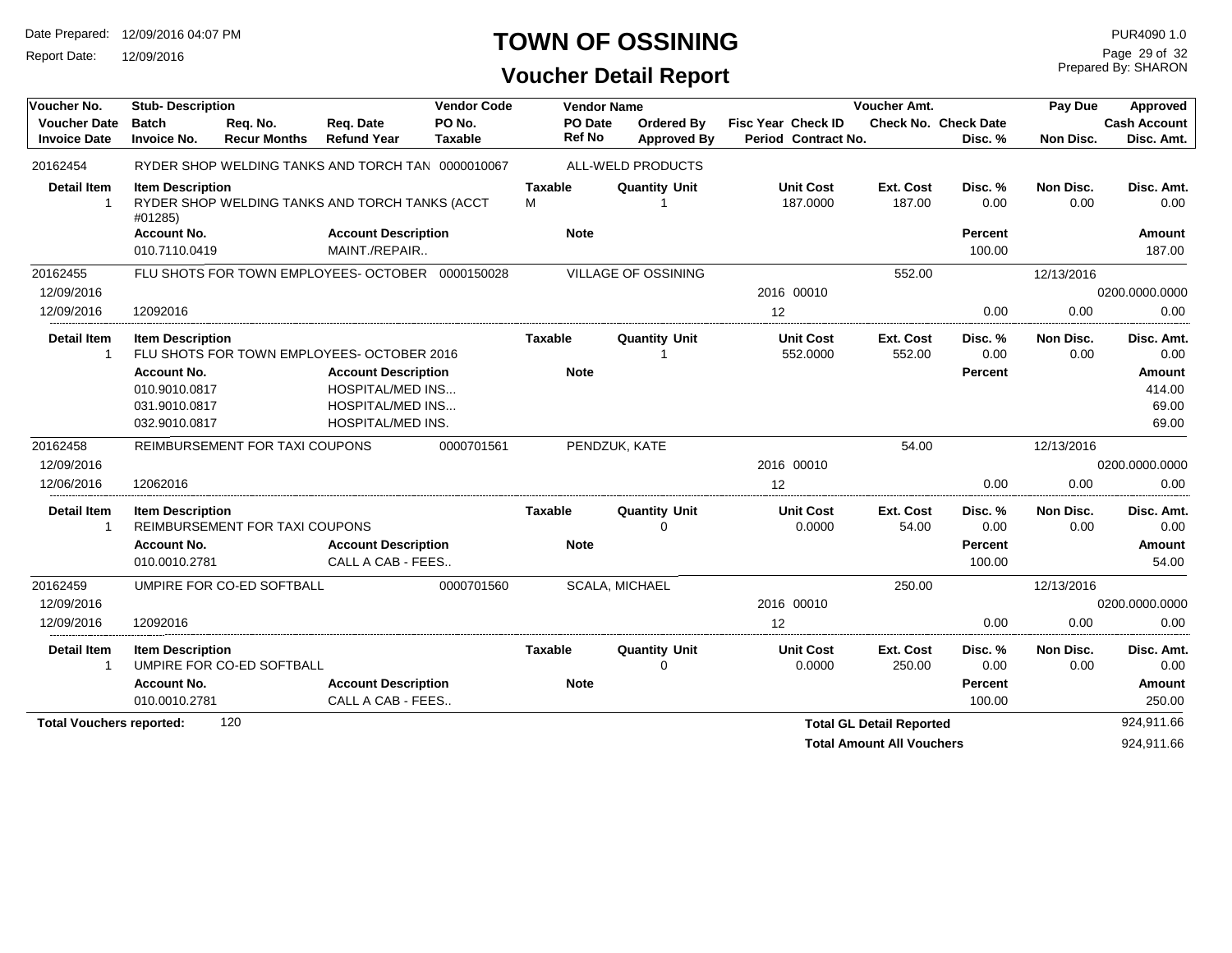# TOWN OF OSSINING

## Voucher Detail Report

Date Prepared: 12/09/2016 04:07 PM
Report Date: 12/09/2016

PUR4090 1.0
Prepared By: SHARON

| Voucher No. | Stub- Description | | | Vendor Code | Vendor Name | | | | Voucher Amt. | | Pay Due | Approved |
|---|---|---|---|---|---|---|---|---|---|---|---|---|
| Voucher Date | Batch | Req. No. | Req. Date | PO No. | PO Date | Ordered By | Fisc Year | Check ID | Check No. | Check Date | | Cash Account |
| Invoice Date | Invoice No. | Recur Months | Refund Year | Taxable | Ref No | Approved By | Period | Contract No. | | Disc. % | Non Disc. | Disc. Amt. |
| 20162454 | RYDER SHOP WELDING TANKS AND TORCH TAN | | | 0000010067 | ALL-WELD PRODUCTS | | | | | | | |

| Detail Item | Item Description | Taxable | Quantity | Unit | Unit Cost | Ext. Cost | Disc. % | Non Disc. | Disc. Amt. |
|---|---|---|---|---|---|---|---|---|---|
| 1 | RYDER SHOP WELDING TANKS AND TORCH TANKS (ACCT #01285) | M | 1 | | 187.0000 | 187.00 | 0.00 | 0.00 | 0.00 |

| Account No. | Account Description | Note | Percent | Amount |
|---|---|---|---|---|
| 010.7110.0419 | MAINT./REPAIR.. | | 100.00 | 187.00 |

| Voucher No. | Stub- Description | | | Vendor Code | Vendor Name | | | | Voucher Amt. | | Pay Due | Approved |
|---|---|---|---|---|---|---|---|---|---|---|---|---|
| 20162455 | FLU SHOTS FOR TOWN EMPLOYEES- OCTOBER | | | 0000150028 | VILLAGE OF OSSINING | | | | 552.00 | | 12/13/2016 | |
| 12/09/2016 | | | | | | | 2016 | 00010 | | | | 0200.0000.0000 |
| 12/09/2016 | 12092016 | | | | | | 12 | | | 0.00 | 0.00 | 0.00 |

| Detail Item | Item Description | Taxable | Quantity | Unit | Unit Cost | Ext. Cost | Disc. % | Non Disc. | Disc. Amt. |
|---|---|---|---|---|---|---|---|---|---|
| 1 | FLU SHOTS FOR TOWN EMPLOYEES- OCTOBER 2016 | | 1 | | 552.0000 | 552.00 | 0.00 | 0.00 | 0.00 |

| Account No. | Account Description | Note | Percent | Amount |
|---|---|---|---|---|
| 010.9010.0817 | HOSPITAL/MED INS... | | | 414.00 |
| 031.9010.0817 | HOSPITAL/MED INS... | | | 69.00 |
| 032.9010.0817 | HOSPITAL/MED INS. | | | 69.00 |

| Voucher No. | Stub- Description | | | Vendor Code | Vendor Name | | | | Voucher Amt. | | Pay Due | Approved |
|---|---|---|---|---|---|---|---|---|---|---|---|---|
| 20162458 | REIMBURSEMENT FOR TAXI COUPONS | | | 0000701561 | PENDZUK, KATE | | | | 54.00 | | 12/13/2016 | |
| 12/09/2016 | | | | | | | 2016 | 00010 | | | | 0200.0000.0000 |
| 12/06/2016 | 12062016 | | | | | | 12 | | | 0.00 | 0.00 | 0.00 |

| Detail Item | Item Description | Taxable | Quantity | Unit | Unit Cost | Ext. Cost | Disc. % | Non Disc. | Disc. Amt. |
|---|---|---|---|---|---|---|---|---|---|
| 1 | REIMBURSEMENT FOR TAXI COUPONS | | 0 | | 0.0000 | 54.00 | 0.00 | 0.00 | 0.00 |

| Account No. | Account Description | Note | Percent | Amount |
|---|---|---|---|---|
| 010.0010.2781 | CALL A CAB - FEES.. | | 100.00 | 54.00 |

| Voucher No. | Stub- Description | | | Vendor Code | Vendor Name | | | | Voucher Amt. | | Pay Due | Approved |
|---|---|---|---|---|---|---|---|---|---|---|---|---|
| 20162459 | UMPIRE FOR CO-ED SOFTBALL | | | 0000701560 | SCALA, MICHAEL | | | | 250.00 | | 12/13/2016 | |
| 12/09/2016 | | | | | | | 2016 | 00010 | | | | 0200.0000.0000 |
| 12/09/2016 | 12092016 | | | | | | 12 | | | 0.00 | 0.00 | 0.00 |

| Detail Item | Item Description | Taxable | Quantity | Unit | Unit Cost | Ext. Cost | Disc. % | Non Disc. | Disc. Amt. |
|---|---|---|---|---|---|---|---|---|---|
| 1 | UMPIRE FOR CO-ED SOFTBALL | | 0 | | 0.0000 | 250.00 | 0.00 | 0.00 | 0.00 |

| Account No. | Account Description | Note | Percent | Amount |
|---|---|---|---|---|
| 010.0010.2781 | CALL A CAB - FEES.. | | 100.00 | 250.00 |

**Total Vouchers reported:** 120

**Total GL Detail Reported** 924,911.66

**Total Amount All Vouchers** 924,911.66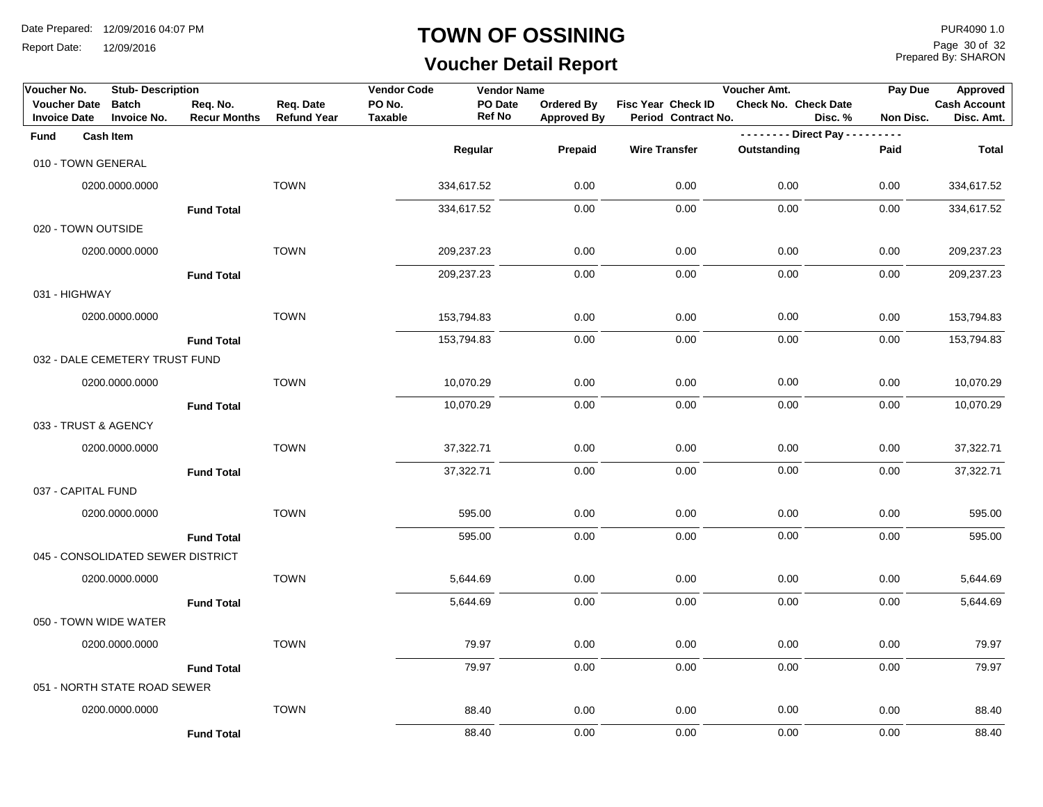# TOWN OF OSSINING

## Voucher Detail Report

Date Prepared: 12/09/2016 04:07 PM
Report Date: 12/09/2016

PUR4090 1.0
Prepared By: SHARON

| Voucher No. | Stub- Description | | | Vendor Code | Vendor Name | | | Voucher Amt. | | Pay Due | Approved |
|---|---|---|---|---|---|---|---|---|---|---|---|
| Voucher Date | Batch | Req. No. | Req. Date | PO No. | PO Date | Ordered By | Fisc Year Check ID | Check No. | Check Date | | Cash Account |
| Invoice Date | Invoice No. | Recur Months | Refund Year | Taxable | Ref No | Approved By | Period Contract No. | | Disc. % | Non Disc. | Disc. Amt. |

| Fund | Cash Item | Direct Pay | Regular | Prepaid | Wire Transfer | Outstanding | Paid | Total |
|---|---|---|---|---|---|---|---|---|
| 010 - TOWN GENERAL | | | | | | | | |
| | 0200.0000.0000 | TOWN | 334,617.52 | 0.00 | 0.00 | 0.00 | 0.00 | 334,617.52 |
| | Fund Total | | 334,617.52 | 0.00 | 0.00 | 0.00 | 0.00 | 334,617.52 |
| 020 - TOWN OUTSIDE | | | | | | | | |
| | 0200.0000.0000 | TOWN | 209,237.23 | 0.00 | 0.00 | 0.00 | 0.00 | 209,237.23 |
| | Fund Total | | 209,237.23 | 0.00 | 0.00 | 0.00 | 0.00 | 209,237.23 |
| 031 - HIGHWAY | | | | | | | | |
| | 0200.0000.0000 | TOWN | 153,794.83 | 0.00 | 0.00 | 0.00 | 0.00 | 153,794.83 |
| | Fund Total | | 153,794.83 | 0.00 | 0.00 | 0.00 | 0.00 | 153,794.83 |
| 032 - DALE CEMETERY TRUST FUND | | | | | | | | |
| | 0200.0000.0000 | TOWN | 10,070.29 | 0.00 | 0.00 | 0.00 | 0.00 | 10,070.29 |
| | Fund Total | | 10,070.29 | 0.00 | 0.00 | 0.00 | 0.00 | 10,070.29 |
| 033 - TRUST & AGENCY | | | | | | | | |
| | 0200.0000.0000 | TOWN | 37,322.71 | 0.00 | 0.00 | 0.00 | 0.00 | 37,322.71 |
| | Fund Total | | 37,322.71 | 0.00 | 0.00 | 0.00 | 0.00 | 37,322.71 |
| 037 - CAPITAL FUND | | | | | | | | |
| | 0200.0000.0000 | TOWN | 595.00 | 0.00 | 0.00 | 0.00 | 0.00 | 595.00 |
| | Fund Total | | 595.00 | 0.00 | 0.00 | 0.00 | 0.00 | 595.00 |
| 045 - CONSOLIDATED SEWER DISTRICT | | | | | | | | |
| | 0200.0000.0000 | TOWN | 5,644.69 | 0.00 | 0.00 | 0.00 | 0.00 | 5,644.69 |
| | Fund Total | | 5,644.69 | 0.00 | 0.00 | 0.00 | 0.00 | 5,644.69 |
| 050 - TOWN WIDE WATER | | | | | | | | |
| | 0200.0000.0000 | TOWN | 79.97 | 0.00 | 0.00 | 0.00 | 0.00 | 79.97 |
| | Fund Total | | 79.97 | 0.00 | 0.00 | 0.00 | 0.00 | 79.97 |
| 051 - NORTH STATE ROAD SEWER | | | | | | | | |
| | 0200.0000.0000 | TOWN | 88.40 | 0.00 | 0.00 | 0.00 | 0.00 | 88.40 |
| | Fund Total | | 88.40 | 0.00 | 0.00 | 0.00 | 0.00 | 88.40 |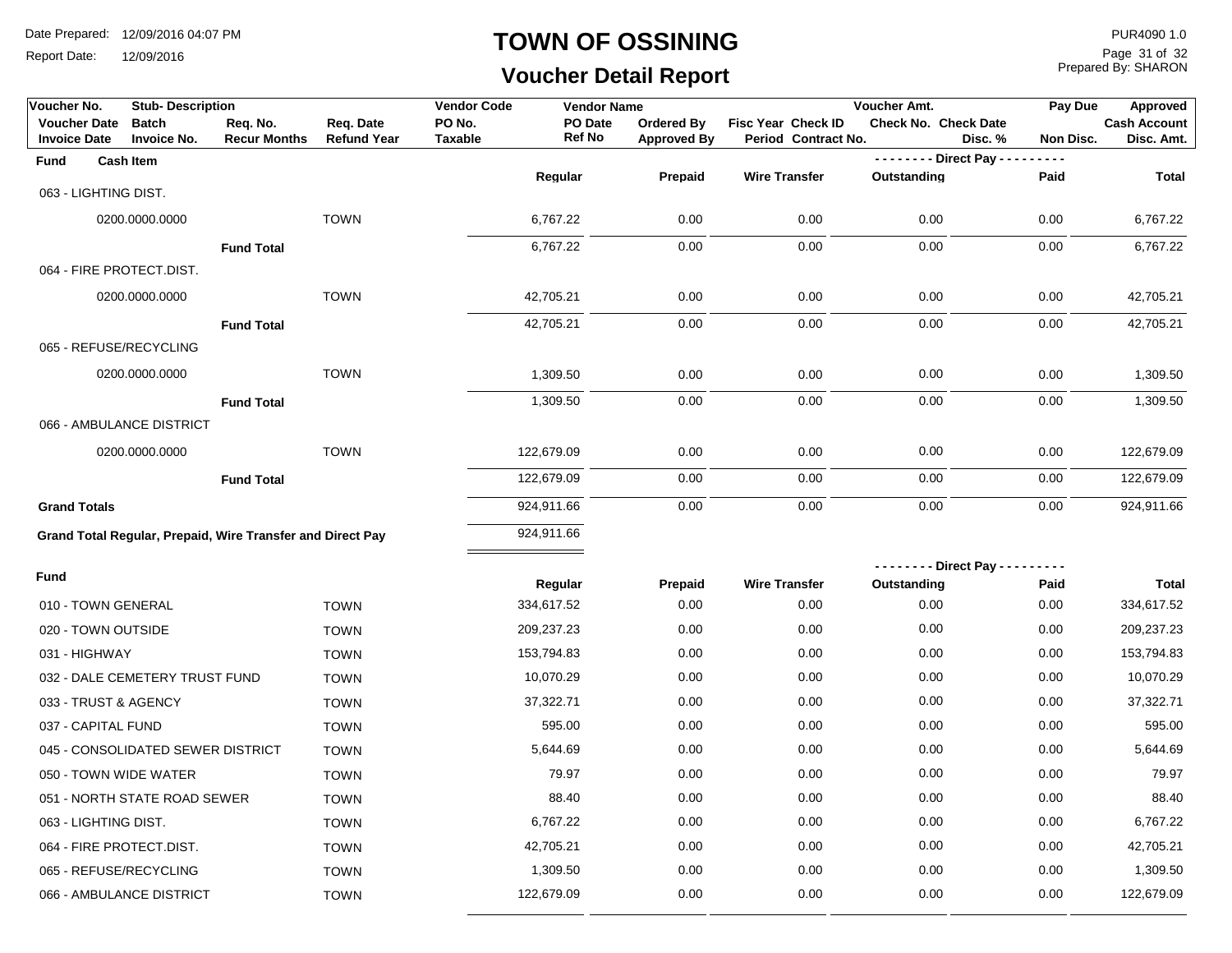# TOWN OF OSSINING

## Voucher Detail Report

Date Prepared: 12/09/2016 04:07 PM
Report Date: 12/09/2016

PUR4090 1.0
Prepared By: SHARON

| Voucher No. | Stub- Description | | | Vendor Code | Vendor Name | | | | Voucher Amt. | | Pay Due | Approved |
|---|---|---|---|---|---|---|---|---|---|---|---|---|
| Voucher Date | Batch | Req. No. | Req. Date | PO No. | PO Date | Ordered By | Fisc Year | Check ID | Check No. | Check Date | | Cash Account |
| Invoice Date | Invoice No. | Recur Months | Refund Year | Taxable | Ref No | Approved By | Period | Contract No. | | Disc. % | Non Disc. | Disc. Amt. |

| Fund | Cash Item | | Regular | Prepaid | Wire Transfer | Direct Pay Outstanding | Direct Pay Paid | Total |
|---|---|---|---|---|---|---|---|---|
| 063 - LIGHTING DIST. | | | | | | | | |
| | 0200.0000.0000 | TOWN | 6,767.22 | 0.00 | 0.00 | 0.00 | 0.00 | 6,767.22 |
| | Fund Total | | 6,767.22 | 0.00 | 0.00 | 0.00 | 0.00 | 6,767.22 |
| 064 - FIRE PROTECT.DIST. | | | | | | | | |
| | 0200.0000.0000 | TOWN | 42,705.21 | 0.00 | 0.00 | 0.00 | 0.00 | 42,705.21 |
| | Fund Total | | 42,705.21 | 0.00 | 0.00 | 0.00 | 0.00 | 42,705.21 |
| 065 - REFUSE/RECYCLING | | | | | | | | |
| | 0200.0000.0000 | TOWN | 1,309.50 | 0.00 | 0.00 | 0.00 | 0.00 | 1,309.50 |
| | Fund Total | | 1,309.50 | 0.00 | 0.00 | 0.00 | 0.00 | 1,309.50 |
| 066 - AMBULANCE DISTRICT | | | | | | | | |
| | 0200.0000.0000 | TOWN | 122,679.09 | 0.00 | 0.00 | 0.00 | 0.00 | 122,679.09 |
| | Fund Total | | 122,679.09 | 0.00 | 0.00 | 0.00 | 0.00 | 122,679.09 |
| **Grand Totals** | | | 924,911.66 | 0.00 | 0.00 | 0.00 | 0.00 | 924,911.66 |
| **Grand Total Regular, Prepaid, Wire Transfer and Direct Pay** | | | 924,911.66 | | | | | |

| Fund | | Regular | Prepaid | Wire Transfer | Direct Pay Outstanding | Direct Pay Paid | Total |
|---|---|---|---|---|---|---|---|
| 010 - TOWN GENERAL | TOWN | 334,617.52 | 0.00 | 0.00 | 0.00 | 0.00 | 334,617.52 |
| 020 - TOWN OUTSIDE | TOWN | 209,237.23 | 0.00 | 0.00 | 0.00 | 0.00 | 209,237.23 |
| 031 - HIGHWAY | TOWN | 153,794.83 | 0.00 | 0.00 | 0.00 | 0.00 | 153,794.83 |
| 032 - DALE CEMETERY TRUST FUND | TOWN | 10,070.29 | 0.00 | 0.00 | 0.00 | 0.00 | 10,070.29 |
| 033 - TRUST & AGENCY | TOWN | 37,322.71 | 0.00 | 0.00 | 0.00 | 0.00 | 37,322.71 |
| 037 - CAPITAL FUND | TOWN | 595.00 | 0.00 | 0.00 | 0.00 | 0.00 | 595.00 |
| 045 - CONSOLIDATED SEWER DISTRICT | TOWN | 5,644.69 | 0.00 | 0.00 | 0.00 | 0.00 | 5,644.69 |
| 050 - TOWN WIDE WATER | TOWN | 79.97 | 0.00 | 0.00 | 0.00 | 0.00 | 79.97 |
| 051 - NORTH STATE ROAD SEWER | TOWN | 88.40 | 0.00 | 0.00 | 0.00 | 0.00 | 88.40 |
| 063 - LIGHTING DIST. | TOWN | 6,767.22 | 0.00 | 0.00 | 0.00 | 0.00 | 6,767.22 |
| 064 - FIRE PROTECT.DIST. | TOWN | 42,705.21 | 0.00 | 0.00 | 0.00 | 0.00 | 42,705.21 |
| 065 - REFUSE/RECYCLING | TOWN | 1,309.50 | 0.00 | 0.00 | 0.00 | 0.00 | 1,309.50 |
| 066 - AMBULANCE DISTRICT | TOWN | 122,679.09 | 0.00 | 0.00 | 0.00 | 0.00 | 122,679.09 |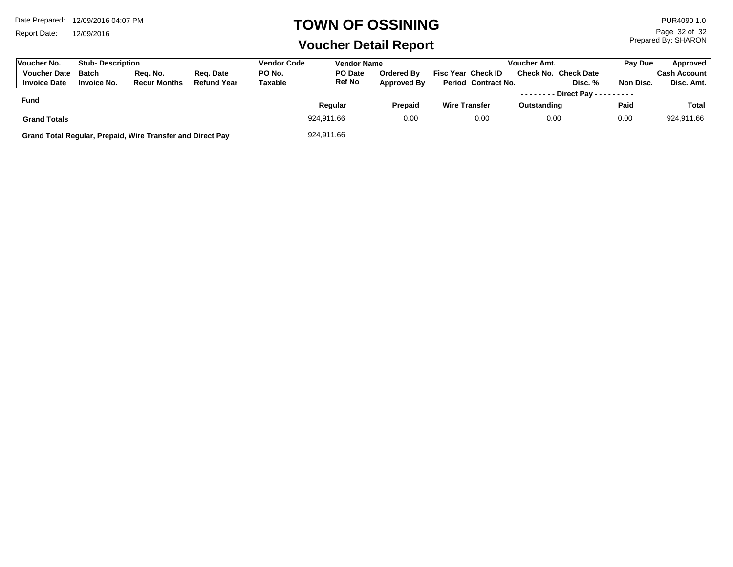# TOWN OF OSSINING

## Voucher Detail Report

Date Prepared: 12/09/2016 04:07 PM
Report Date: 12/09/2016

PUR4090 1.0
Prepared By: SHARON

| Voucher No. | Stub- Description | | | Vendor Code | Vendor Name | | | | Voucher Amt. | | Pay Due | Approved |
|---|---|---|---|---|---|---|---|---|---|---|---|---|
| Voucher Date | Batch | Req. No. | Req. Date | PO No. | PO Date | Ordered By | Fisc Year | Check ID | Check No. | Check Date | | Cash Account |
| Invoice Date | Invoice No. | Recur Months | Refund Year | Taxable | Ref No | Approved By | Period | Contract No. | | Disc. % | Non Disc. | Disc. Amt. |

| Fund | Regular | Prepaid | Wire Transfer | Direct Pay: Outstanding | Direct Pay: Paid | Total |
|---|---|---|---|---|---|---|
| **Grand Totals** | 924,911.66 | 0.00 | 0.00 | 0.00 | 0.00 | 924,911.66 |

**Grand Total Regular, Prepaid, Wire Transfer and Direct Pay** 924,911.66